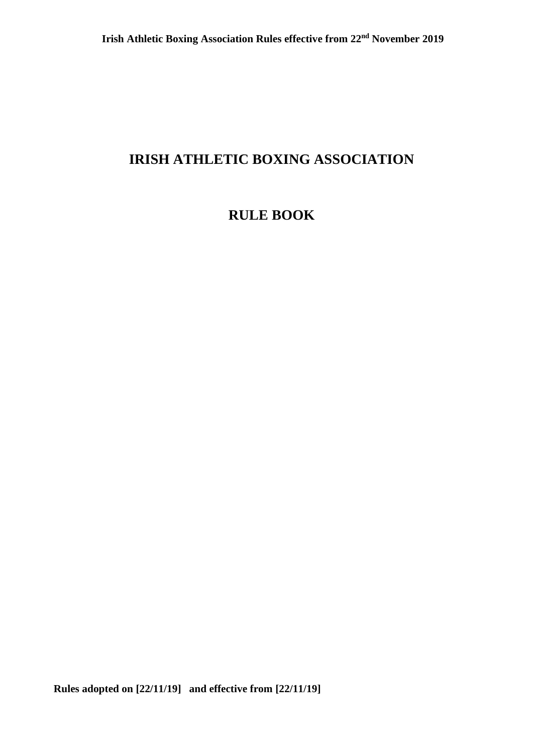# IRISH ATHLETIC BOXING ASSOCIATION

# RULE BOOK

**Rules adopted on [22/11/19] and effective from [22/11/19]**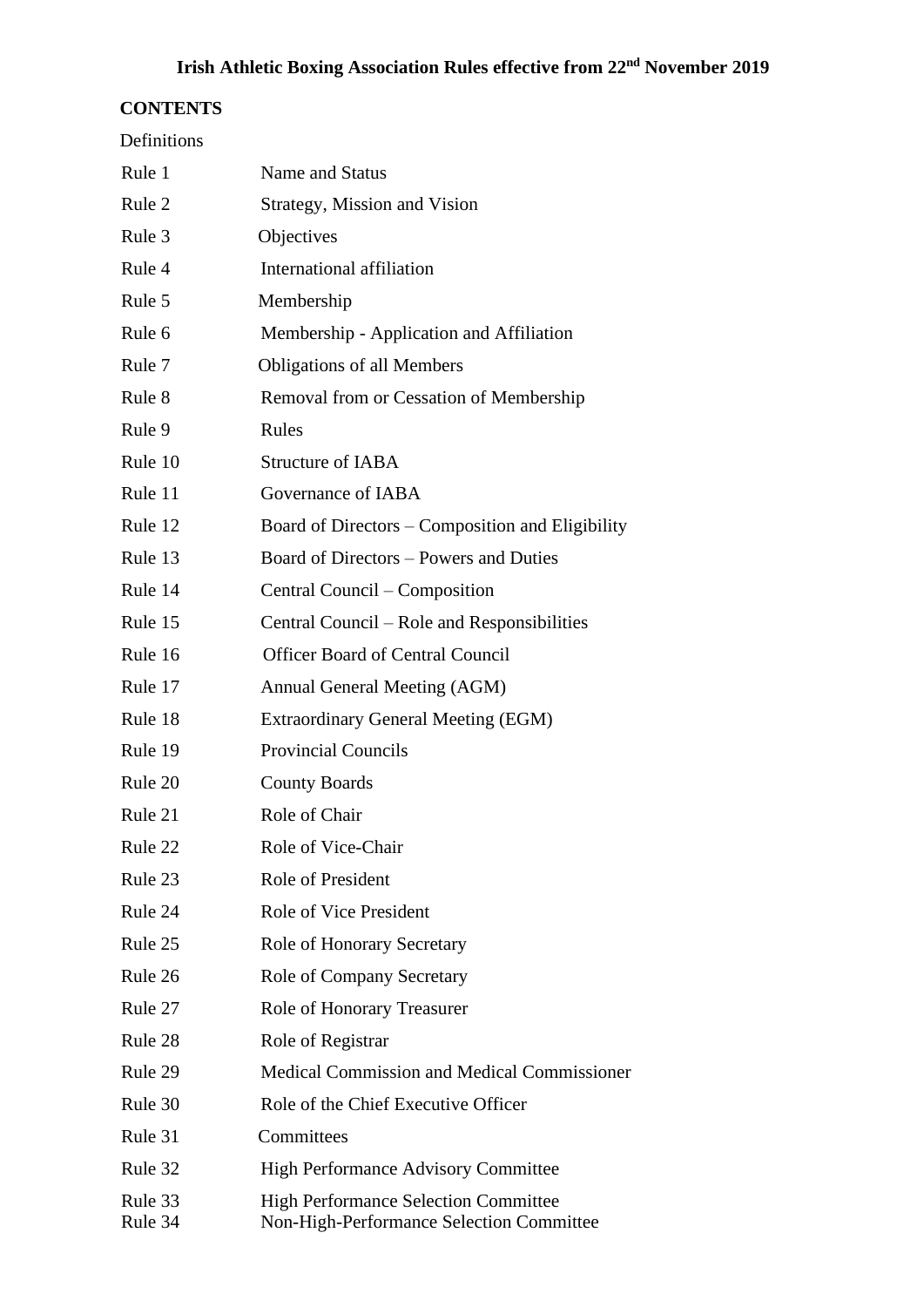# Irish Athletic Boxing Association Rules effective from 22nd November 2019

**CONTENTS**

| | |
|---|---|
| Definitions | |
| Rule 1 | Name and Status |
| Rule 2 | Strategy, Mission and Vision |
| Rule 3 | Objectives |
| Rule 4 | International affiliation |
| Rule 5 | Membership |
| Rule 6 | Membership - Application and Affiliation |
| Rule 7 | Obligations of all Members |
| Rule 8 | Removal from or Cessation of Membership |
| Rule 9 | Rules |
| Rule 10 | Structure of IABA |
| Rule 11 | Governance of IABA |
| Rule 12 | Board of Directors – Composition and Eligibility |
| Rule 13 | Board of Directors – Powers and Duties |
| Rule 14 | Central Council – Composition |
| Rule 15 | Central Council – Role and Responsibilities |
| Rule 16 | Officer Board of Central Council |
| Rule 17 | Annual General Meeting (AGM) |
| Rule 18 | Extraordinary General Meeting (EGM) |
| Rule 19 | Provincial Councils |
| Rule 20 | County Boards |
| Rule 21 | Role of Chair |
| Rule 22 | Role of Vice-Chair |
| Rule 23 | Role of President |
| Rule 24 | Role of Vice President |
| Rule 25 | Role of Honorary Secretary |
| Rule 26 | Role of Company Secretary |
| Rule 27 | Role of Honorary Treasurer |
| Rule 28 | Role of Registrar |
| Rule 29 | Medical Commission and Medical Commissioner |
| Rule 30 | Role of the Chief Executive Officer |
| Rule 31 | Committees |
| Rule 32 | High Performance Advisory Committee |
| Rule 33 | High Performance Selection Committee |
| Rule 34 | Non-High-Performance Selection Committee |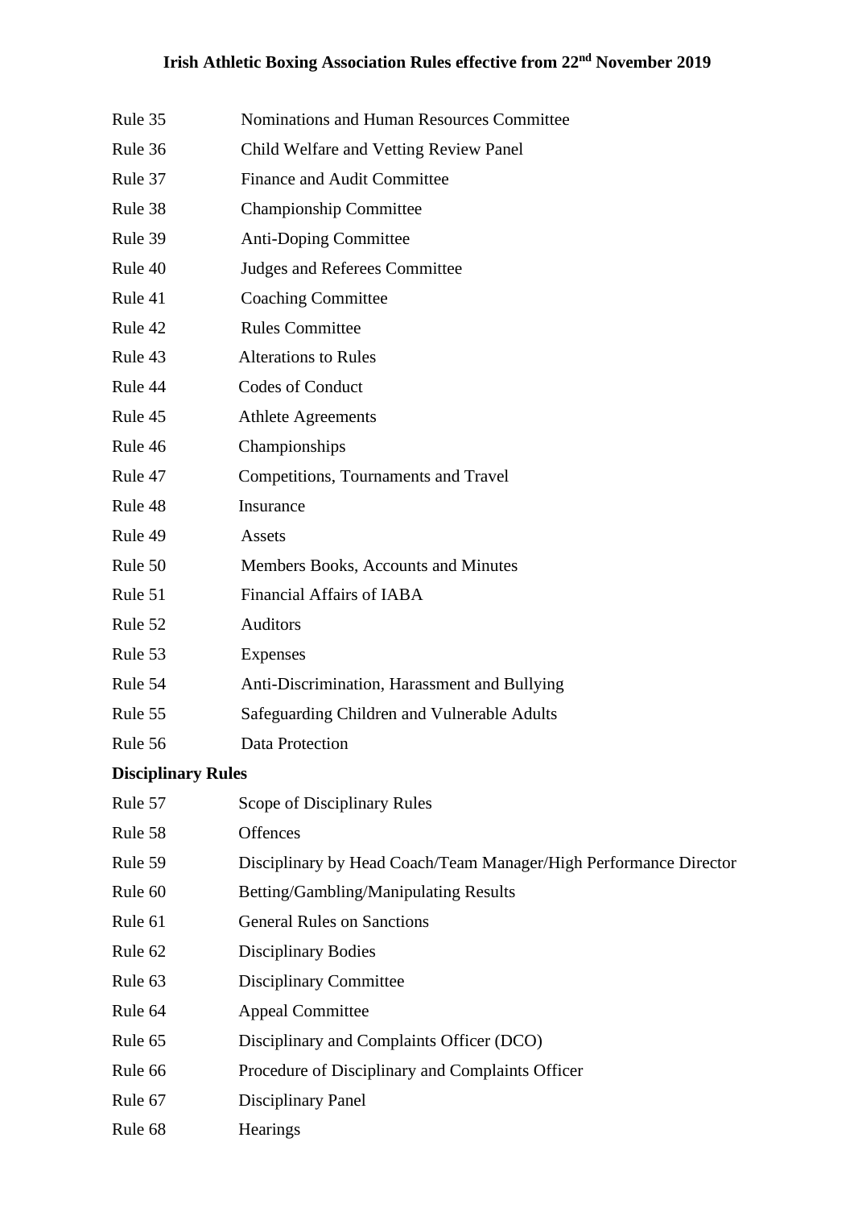| | |
|---|---|
| Rule 35 | Nominations and Human Resources Committee |
| Rule 36 | Child Welfare and Vetting Review Panel |
| Rule 37 | Finance and Audit Committee |
| Rule 38 | Championship Committee |
| Rule 39 | Anti-Doping Committee |
| Rule 40 | Judges and Referees Committee |
| Rule 41 | Coaching Committee |
| Rule 42 | Rules Committee |
| Rule 43 | Alterations to Rules |
| Rule 44 | Codes of Conduct |
| Rule 45 | Athlete Agreements |
| Rule 46 | Championships |
| Rule 47 | Competitions, Tournaments and Travel |
| Rule 48 | Insurance |
| Rule 49 | Assets |
| Rule 50 | Members Books, Accounts and Minutes |
| Rule 51 | Financial Affairs of IABA |
| Rule 52 | Auditors |
| Rule 53 | Expenses |
| Rule 54 | Anti-Discrimination, Harassment and Bullying |
| Rule 55 | Safeguarding Children and Vulnerable Adults |
| Rule 56 | Data Protection |

**Disciplinary Rules**

| | |
|---|---|
| Rule 57 | Scope of Disciplinary Rules |
| Rule 58 | Offences |
| Rule 59 | Disciplinary by Head Coach/Team Manager/High Performance Director |
| Rule 60 | Betting/Gambling/Manipulating Results |
| Rule 61 | General Rules on Sanctions |
| Rule 62 | Disciplinary Bodies |
| Rule 63 | Disciplinary Committee |
| Rule 64 | Appeal Committee |
| Rule 65 | Disciplinary and Complaints Officer (DCO) |
| Rule 66 | Procedure of Disciplinary and Complaints Officer |
| Rule 67 | Disciplinary Panel |
| Rule 68 | Hearings |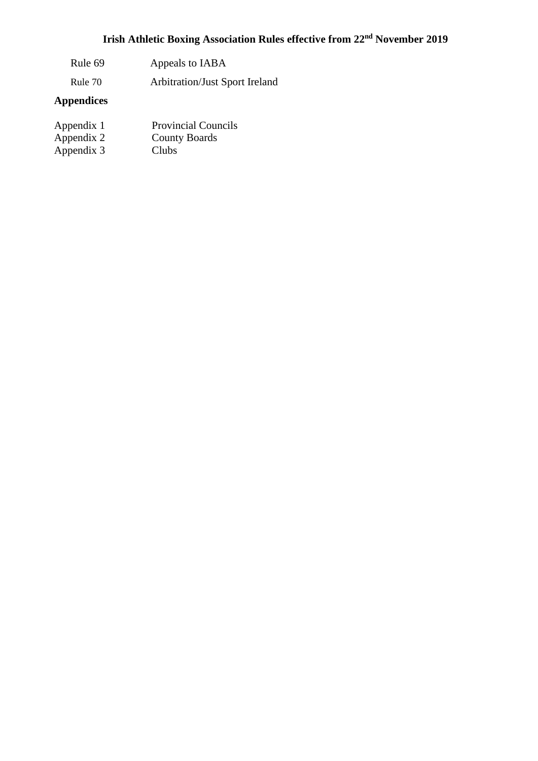| | |
|---|---|
| Rule 69 | Appeals to IABA |
| Rule 70 | Arbitration/Just Sport Ireland |

**Appendices**

| | |
|---|---|
| Appendix 1 | Provincial Councils |
| Appendix 2 | County Boards |
| Appendix 3 | Clubs |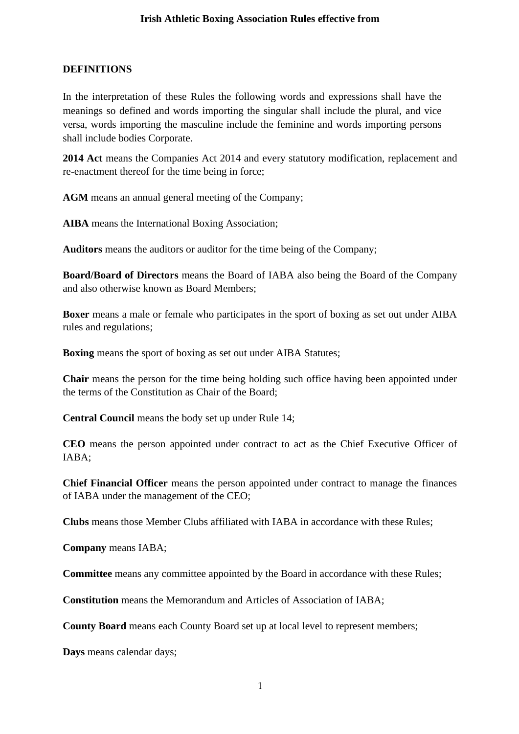**DEFINITIONS**

In the interpretation of these Rules the following words and expressions shall have the meanings so defined and words importing the singular shall include the plural, and vice versa, words importing the masculine include the feminine and words importing persons shall include bodies Corporate.

**2014 Act** means the Companies Act 2014 and every statutory modification, replacement and re-enactment thereof for the time being in force;

**AGM** means an annual general meeting of the Company;

**AIBA** means the International Boxing Association;

**Auditors** means the auditors or auditor for the time being of the Company;

**Board/Board of Directors** means the Board of IABA also being the Board of the Company and also otherwise known as Board Members;

**Boxer** means a male or female who participates in the sport of boxing as set out under AIBA rules and regulations;

**Boxing** means the sport of boxing as set out under AIBA Statutes;

**Chair** means the person for the time being holding such office having been appointed under the terms of the Constitution as Chair of the Board;

**Central Council** means the body set up under Rule 14;

**CEO** means the person appointed under contract to act as the Chief Executive Officer of IABA;

**Chief Financial Officer** means the person appointed under contract to manage the finances of IABA under the management of the CEO;

**Clubs** means those Member Clubs affiliated with IABA in accordance with these Rules;

**Company** means IABA;

**Committee** means any committee appointed by the Board in accordance with these Rules;

**Constitution** means the Memorandum and Articles of Association of IABA;

**County Board** means each County Board set up at local level to represent members;

**Days** means calendar days;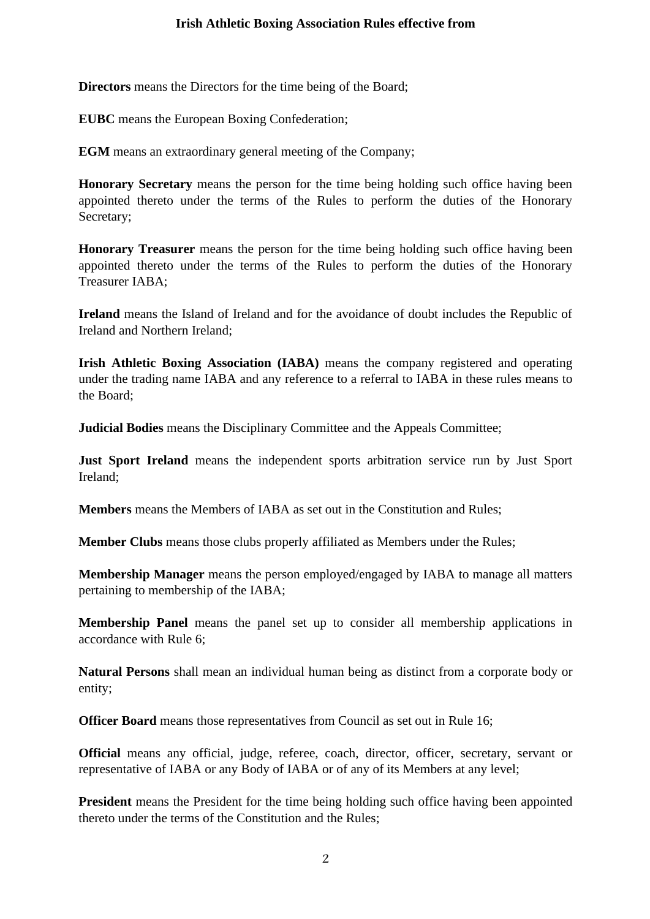**Directors** means the Directors for the time being of the Board;

**EUBC** means the European Boxing Confederation;

**EGM** means an extraordinary general meeting of the Company;

**Honorary Secretary** means the person for the time being holding such office having been appointed thereto under the terms of the Rules to perform the duties of the Honorary Secretary;

**Honorary Treasurer** means the person for the time being holding such office having been appointed thereto under the terms of the Rules to perform the duties of the Honorary Treasurer IABA;

**Ireland** means the Island of Ireland and for the avoidance of doubt includes the Republic of Ireland and Northern Ireland;

**Irish Athletic Boxing Association (IABA)** means the company registered and operating under the trading name IABA and any reference to a referral to IABA in these rules means to the Board;

**Judicial Bodies** means the Disciplinary Committee and the Appeals Committee;

**Just Sport Ireland** means the independent sports arbitration service run by Just Sport Ireland;

**Members** means the Members of IABA as set out in the Constitution and Rules;

**Member Clubs** means those clubs properly affiliated as Members under the Rules;

**Membership Manager** means the person employed/engaged by IABA to manage all matters pertaining to membership of the IABA;

**Membership Panel** means the panel set up to consider all membership applications in accordance with Rule 6;

**Natural Persons** shall mean an individual human being as distinct from a corporate body or entity;

**Officer Board** means those representatives from Council as set out in Rule 16;

**Official** means any official, judge, referee, coach, director, officer, secretary, servant or representative of IABA or any Body of IABA or of any of its Members at any level;

**President** means the President for the time being holding such office having been appointed thereto under the terms of the Constitution and the Rules;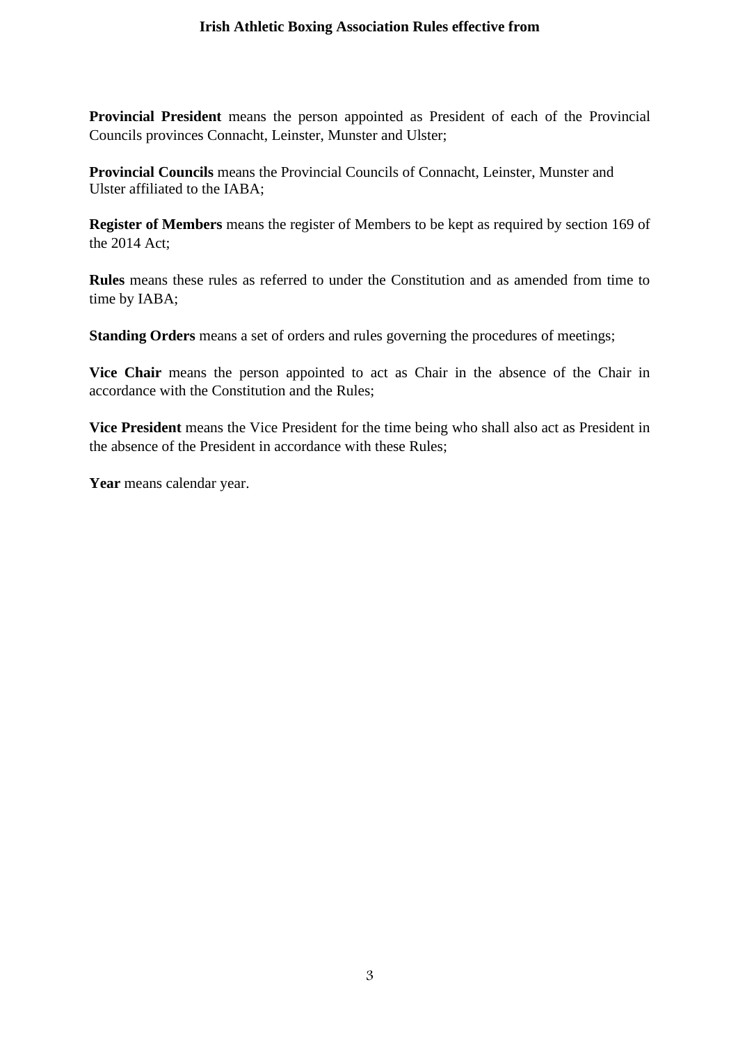**Provincial President** means the person appointed as President of each of the Provincial Councils provinces Connacht, Leinster, Munster and Ulster;

**Provincial Councils** means the Provincial Councils of Connacht, Leinster, Munster and Ulster affiliated to the IABA;

**Register of Members** means the register of Members to be kept as required by section 169 of the 2014 Act;

**Rules** means these rules as referred to under the Constitution and as amended from time to time by IABA;

**Standing Orders** means a set of orders and rules governing the procedures of meetings;

**Vice Chair** means the person appointed to act as Chair in the absence of the Chair in accordance with the Constitution and the Rules;

**Vice President** means the Vice President for the time being who shall also act as President in the absence of the President in accordance with these Rules;

**Year** means calendar year.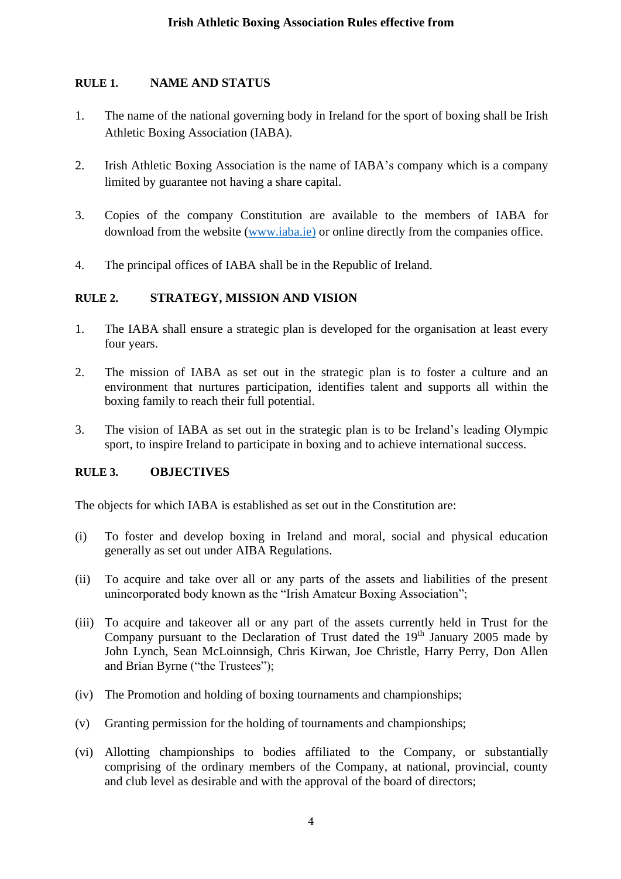## RULE 1. NAME AND STATUS

1. The name of the national governing body in Ireland for the sport of boxing shall be Irish Athletic Boxing Association (IABA).

2. Irish Athletic Boxing Association is the name of IABA's company which is a company limited by guarantee not having a share capital.

3. Copies of the company Constitution are available to the members of IABA for download from the website (www.iaba.ie) or online directly from the companies office.

4. The principal offices of IABA shall be in the Republic of Ireland.

## RULE 2. STRATEGY, MISSION AND VISION

1. The IABA shall ensure a strategic plan is developed for the organisation at least every four years.

2. The mission of IABA as set out in the strategic plan is to foster a culture and an environment that nurtures participation, identifies talent and supports all within the boxing family to reach their full potential.

3. The vision of IABA as set out in the strategic plan is to be Ireland's leading Olympic sport, to inspire Ireland to participate in boxing and to achieve international success.

## RULE 3. OBJECTIVES

The objects for which IABA is established as set out in the Constitution are:

(i) To foster and develop boxing in Ireland and moral, social and physical education generally as set out under AIBA Regulations.

(ii) To acquire and take over all or any parts of the assets and liabilities of the present unincorporated body known as the "Irish Amateur Boxing Association";

(iii) To acquire and takeover all or any part of the assets currently held in Trust for the Company pursuant to the Declaration of Trust dated the 19th January 2005 made by John Lynch, Sean McLoinnsigh, Chris Kirwan, Joe Christle, Harry Perry, Don Allen and Brian Byrne ("the Trustees");

(iv) The Promotion and holding of boxing tournaments and championships;

(v) Granting permission for the holding of tournaments and championships;

(vi) Allotting championships to bodies affiliated to the Company, or substantially comprising of the ordinary members of the Company, at national, provincial, county and club level as desirable and with the approval of the board of directors;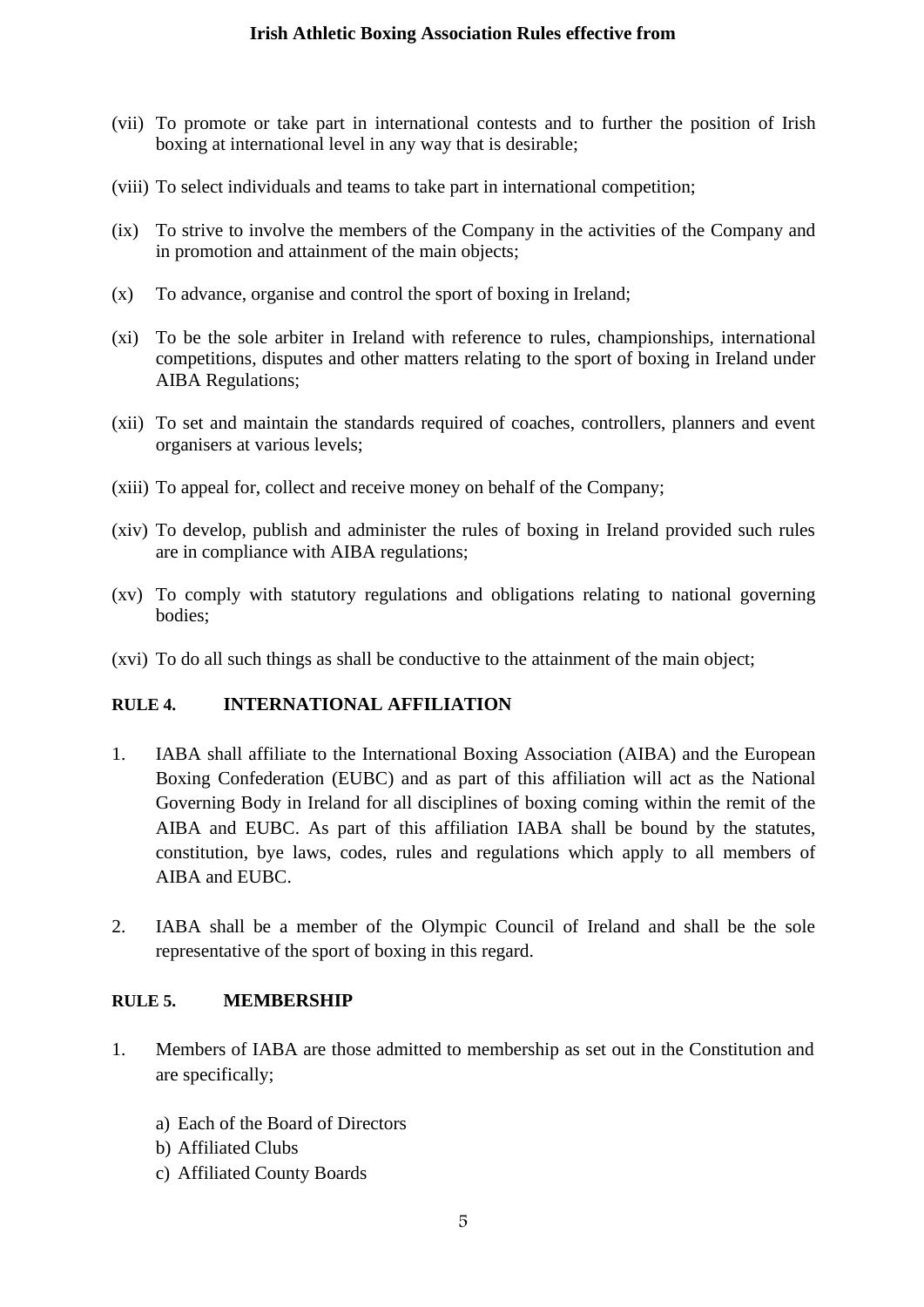(vii) To promote or take part in international contests and to further the position of Irish boxing at international level in any way that is desirable;

(viii) To select individuals and teams to take part in international competition;

(ix) To strive to involve the members of the Company in the activities of the Company and in promotion and attainment of the main objects;

(x) To advance, organise and control the sport of boxing in Ireland;

(xi) To be the sole arbiter in Ireland with reference to rules, championships, international competitions, disputes and other matters relating to the sport of boxing in Ireland under AIBA Regulations;

(xii) To set and maintain the standards required of coaches, controllers, planners and event organisers at various levels;

(xiii) To appeal for, collect and receive money on behalf of the Company;

(xiv) To develop, publish and administer the rules of boxing in Ireland provided such rules are in compliance with AIBA regulations;

(xv) To comply with statutory regulations and obligations relating to national governing bodies;

(xvi) To do all such things as shall be conductive to the attainment of the main object;

## RULE 4. INTERNATIONAL AFFILIATION

1. IABA shall affiliate to the International Boxing Association (AIBA) and the European Boxing Confederation (EUBC) and as part of this affiliation will act as the National Governing Body in Ireland for all disciplines of boxing coming within the remit of the AIBA and EUBC. As part of this affiliation IABA shall be bound by the statutes, constitution, bye laws, codes, rules and regulations which apply to all members of AIBA and EUBC.

2. IABA shall be a member of the Olympic Council of Ireland and shall be the sole representative of the sport of boxing in this regard.

## RULE 5. MEMBERSHIP

1. Members of IABA are those admitted to membership as set out in the Constitution and are specifically;

   a) Each of the Board of Directors
   b) Affiliated Clubs
   c) Affiliated County Boards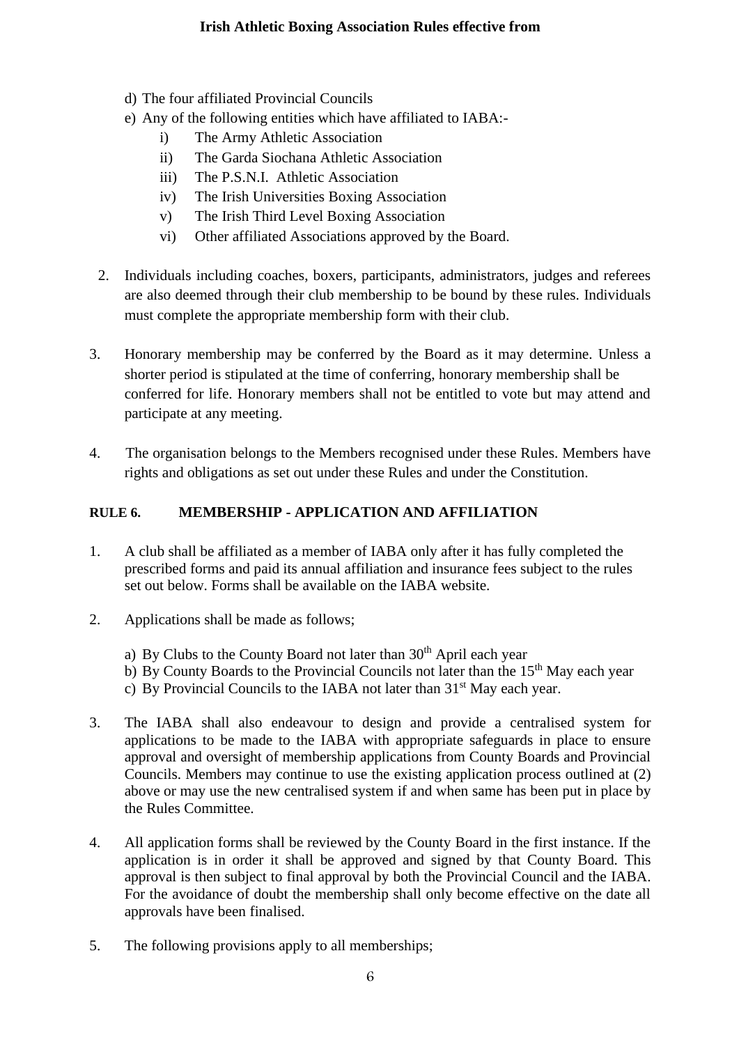d) The four affiliated Provincial Councils
e) Any of the following entities which have affiliated to IABA:-
   i) The Army Athletic Association
   ii) The Garda Siochana Athletic Association
   iii) The P.S.N.I. Athletic Association
   iv) The Irish Universities Boxing Association
   v) The Irish Third Level Boxing Association
   vi) Other affiliated Associations approved by the Board.

2. Individuals including coaches, boxers, participants, administrators, judges and referees are also deemed through their club membership to be bound by these rules. Individuals must complete the appropriate membership form with their club.

3. Honorary membership may be conferred by the Board as it may determine. Unless a shorter period is stipulated at the time of conferring, honorary membership shall be conferred for life. Honorary members shall not be entitled to vote but may attend and participate at any meeting.

4. The organisation belongs to the Members recognised under these Rules. Members have rights and obligations as set out under these Rules and under the Constitution.

## RULE 6. MEMBERSHIP - APPLICATION AND AFFILIATION

1. A club shall be affiliated as a member of IABA only after it has fully completed the prescribed forms and paid its annual affiliation and insurance fees subject to the rules set out below. Forms shall be available on the IABA website.

2. Applications shall be made as follows;

   a) By Clubs to the County Board not later than 30th April each year
   b) By County Boards to the Provincial Councils not later than the 15th May each year
   c) By Provincial Councils to the IABA not later than 31st May each year.

3. The IABA shall also endeavour to design and provide a centralised system for applications to be made to the IABA with appropriate safeguards in place to ensure approval and oversight of membership applications from County Boards and Provincial Councils. Members may continue to use the existing application process outlined at (2) above or may use the new centralised system if and when same has been put in place by the Rules Committee.

4. All application forms shall be reviewed by the County Board in the first instance. If the application is in order it shall be approved and signed by that County Board. This approval is then subject to final approval by both the Provincial Council and the IABA. For the avoidance of doubt the membership shall only become effective on the date all approvals have been finalised.

5. The following provisions apply to all memberships;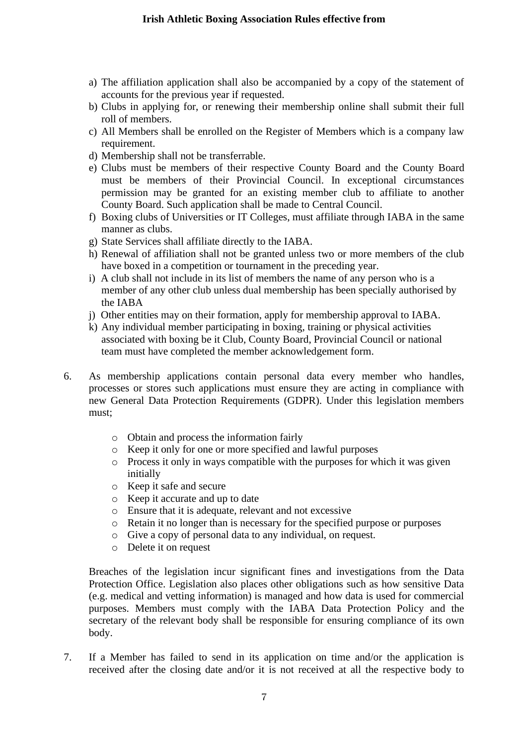a) The affiliation application shall also be accompanied by a copy of the statement of accounts for the previous year if requested.
b) Clubs in applying for, or renewing their membership online shall submit their full roll of members.
c) All Members shall be enrolled on the Register of Members which is a company law requirement.
d) Membership shall not be transferrable.
e) Clubs must be members of their respective County Board and the County Board must be members of their Provincial Council. In exceptional circumstances permission may be granted for an existing member club to affiliate to another County Board. Such application shall be made to Central Council.
f) Boxing clubs of Universities or IT Colleges, must affiliate through IABA in the same manner as clubs.
g) State Services shall affiliate directly to the IABA.
h) Renewal of affiliation shall not be granted unless two or more members of the club have boxed in a competition or tournament in the preceding year.
i) A club shall not include in its list of members the name of any person who is a member of any other club unless dual membership has been specially authorised by the IABA
j) Other entities may on their formation, apply for membership approval to IABA.
k) Any individual member participating in boxing, training or physical activities associated with boxing be it Club, County Board, Provincial Council or national team must have completed the member acknowledgement form.

6. As membership applications contain personal data every member who handles, processes or stores such applications must ensure they are acting in compliance with new General Data Protection Requirements (GDPR). Under this legislation members must;

   - Obtain and process the information fairly
   - Keep it only for one or more specified and lawful purposes
   - Process it only in ways compatible with the purposes for which it was given initially
   - Keep it safe and secure
   - Keep it accurate and up to date
   - Ensure that it is adequate, relevant and not excessive
   - Retain it no longer than is necessary for the specified purpose or purposes
   - Give a copy of personal data to any individual, on request.
   - Delete it on request

   Breaches of the legislation incur significant fines and investigations from the Data Protection Office. Legislation also places other obligations such as how sensitive Data (e.g. medical and vetting information) is managed and how data is used for commercial purposes. Members must comply with the IABA Data Protection Policy and the secretary of the relevant body shall be responsible for ensuring compliance of its own body.

7. If a Member has failed to send in its application on time and/or the application is received after the closing date and/or it is not received at all the respective body to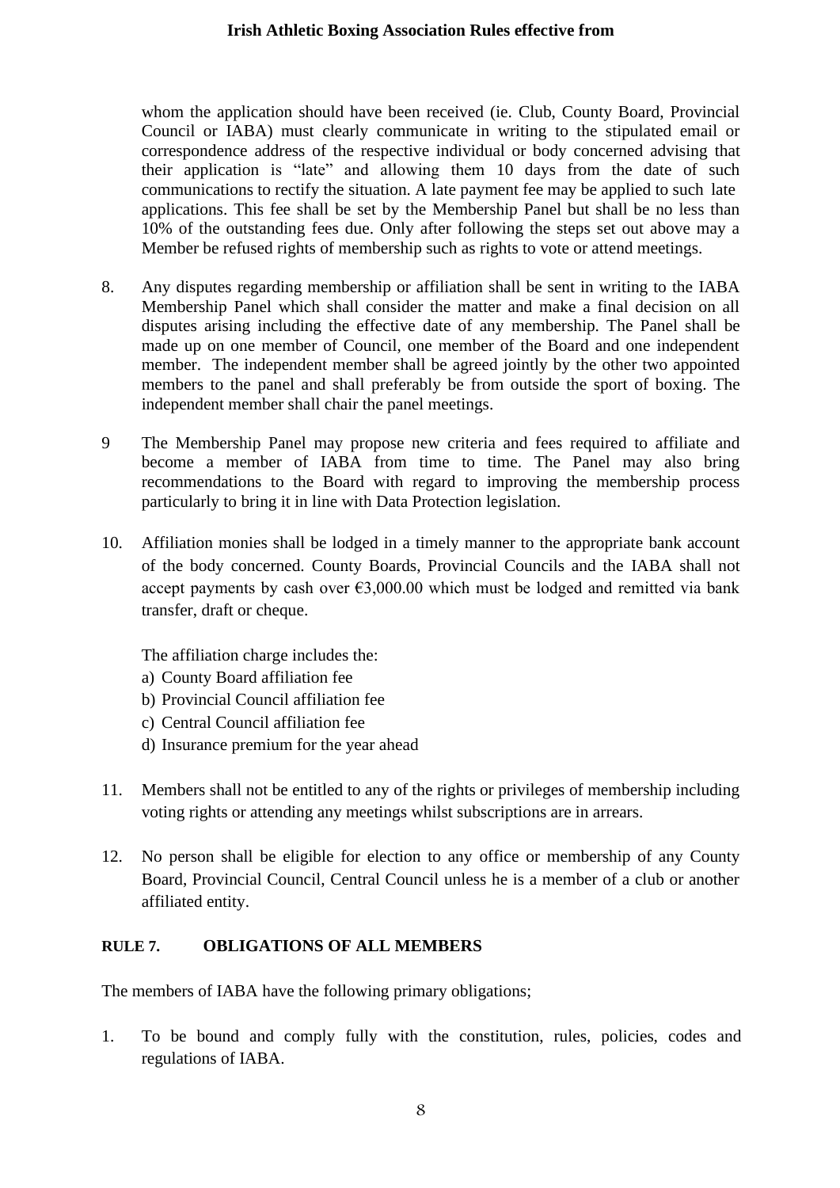whom the application should have been received (ie. Club, County Board, Provincial Council or IABA) must clearly communicate in writing to the stipulated email or correspondence address of the respective individual or body concerned advising that their application is "late" and allowing them 10 days from the date of such communications to rectify the situation. A late payment fee may be applied to such late applications. This fee shall be set by the Membership Panel but shall be no less than 10% of the outstanding fees due. Only after following the steps set out above may a Member be refused rights of membership such as rights to vote or attend meetings.

8. Any disputes regarding membership or affiliation shall be sent in writing to the IABA Membership Panel which shall consider the matter and make a final decision on all disputes arising including the effective date of any membership. The Panel shall be made up on one member of Council, one member of the Board and one independent member. The independent member shall be agreed jointly by the other two appointed members to the panel and shall preferably be from outside the sport of boxing. The independent member shall chair the panel meetings.

9 The Membership Panel may propose new criteria and fees required to affiliate and become a member of IABA from time to time. The Panel may also bring recommendations to the Board with regard to improving the membership process particularly to bring it in line with Data Protection legislation.

10. Affiliation monies shall be lodged in a timely manner to the appropriate bank account of the body concerned. County Boards, Provincial Councils and the IABA shall not accept payments by cash over €3,000.00 which must be lodged and remitted via bank transfer, draft or cheque.

    The affiliation charge includes the:

    a) County Board affiliation fee
    b) Provincial Council affiliation fee
    c) Central Council affiliation fee
    d) Insurance premium for the year ahead

11. Members shall not be entitled to any of the rights or privileges of membership including voting rights or attending any meetings whilst subscriptions are in arrears.

12. No person shall be eligible for election to any office or membership of any County Board, Provincial Council, Central Council unless he is a member of a club or another affiliated entity.

## RULE 7. OBLIGATIONS OF ALL MEMBERS

The members of IABA have the following primary obligations;

1. To be bound and comply fully with the constitution, rules, policies, codes and regulations of IABA.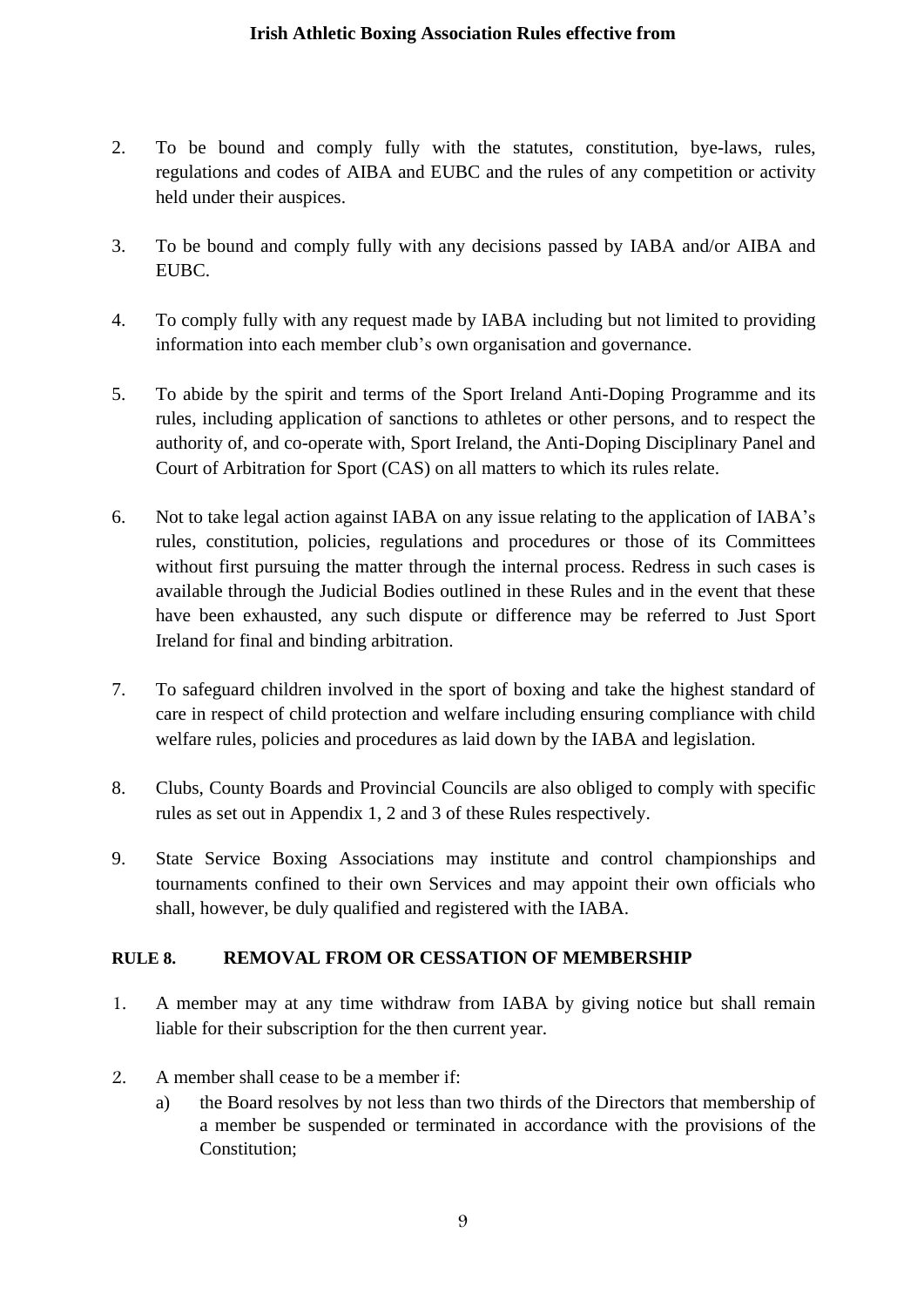2. To be bound and comply fully with the statutes, constitution, bye-laws, rules, regulations and codes of AIBA and EUBC and the rules of any competition or activity held under their auspices.

3. To be bound and comply fully with any decisions passed by IABA and/or AIBA and EUBC.

4. To comply fully with any request made by IABA including but not limited to providing information into each member club's own organisation and governance.

5. To abide by the spirit and terms of the Sport Ireland Anti-Doping Programme and its rules, including application of sanctions to athletes or other persons, and to respect the authority of, and co-operate with, Sport Ireland, the Anti-Doping Disciplinary Panel and Court of Arbitration for Sport (CAS) on all matters to which its rules relate.

6. Not to take legal action against IABA on any issue relating to the application of IABA's rules, constitution, policies, regulations and procedures or those of its Committees without first pursuing the matter through the internal process. Redress in such cases is available through the Judicial Bodies outlined in these Rules and in the event that these have been exhausted, any such dispute or difference may be referred to Just Sport Ireland for final and binding arbitration.

7. To safeguard children involved in the sport of boxing and take the highest standard of care in respect of child protection and welfare including ensuring compliance with child welfare rules, policies and procedures as laid down by the IABA and legislation.

8. Clubs, County Boards and Provincial Councils are also obliged to comply with specific rules as set out in Appendix 1, 2 and 3 of these Rules respectively.

9. State Service Boxing Associations may institute and control championships and tournaments confined to their own Services and may appoint their own officials who shall, however, be duly qualified and registered with the IABA.

## RULE 8. REMOVAL FROM OR CESSATION OF MEMBERSHIP

1. A member may at any time withdraw from IABA by giving notice but shall remain liable for their subscription for the then current year.

2. A member shall cease to be a member if:
   a) the Board resolves by not less than two thirds of the Directors that membership of a member be suspended or terminated in accordance with the provisions of the Constitution;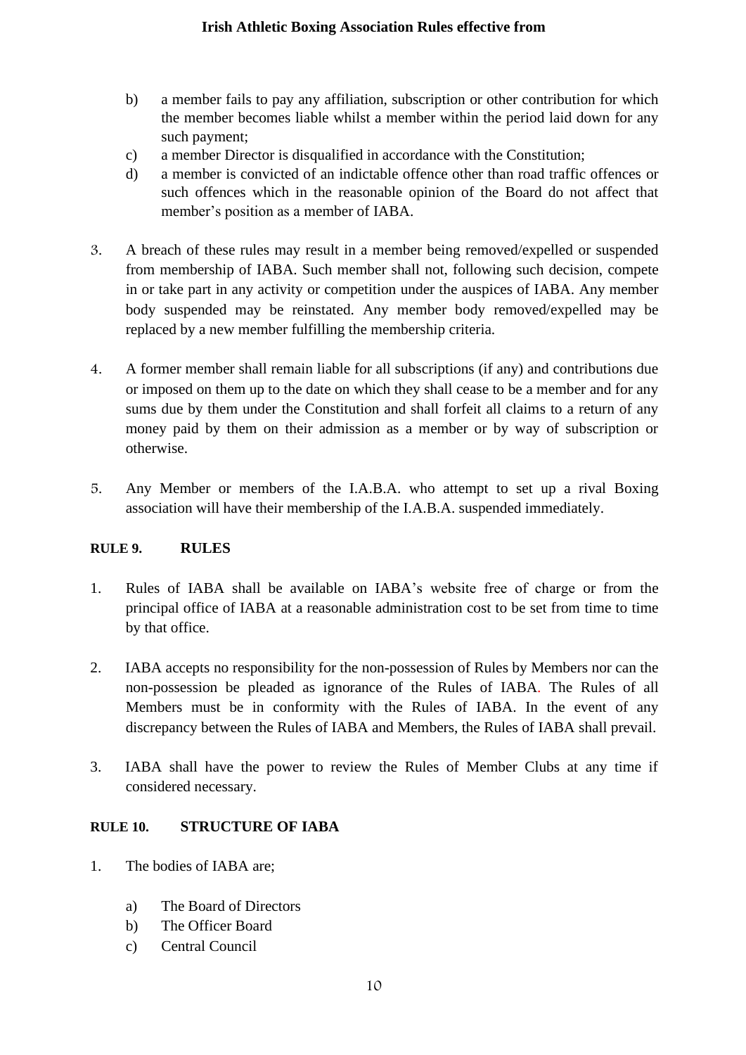b) a member fails to pay any affiliation, subscription or other contribution for which the member becomes liable whilst a member within the period laid down for any such payment;
c) a member Director is disqualified in accordance with the Constitution;
d) a member is convicted of an indictable offence other than road traffic offences or such offences which in the reasonable opinion of the Board do not affect that member's position as a member of IABA.

3. A breach of these rules may result in a member being removed/expelled or suspended from membership of IABA. Such member shall not, following such decision, compete in or take part in any activity or competition under the auspices of IABA. Any member body suspended may be reinstated. Any member body removed/expelled may be replaced by a new member fulfilling the membership criteria.

4. A former member shall remain liable for all subscriptions (if any) and contributions due or imposed on them up to the date on which they shall cease to be a member and for any sums due by them under the Constitution and shall forfeit all claims to a return of any money paid by them on their admission as a member or by way of subscription or otherwise.

5. Any Member or members of the I.A.B.A. who attempt to set up a rival Boxing association will have their membership of the I.A.B.A. suspended immediately.

### RULE 9. RULES

1. Rules of IABA shall be available on IABA's website free of charge or from the principal office of IABA at a reasonable administration cost to be set from time to time by that office.

2. IABA accepts no responsibility for the non-possession of Rules by Members nor can the non-possession be pleaded as ignorance of the Rules of IABA. The Rules of all Members must be in conformity with the Rules of IABA. In the event of any discrepancy between the Rules of IABA and Members, the Rules of IABA shall prevail.

3. IABA shall have the power to review the Rules of Member Clubs at any time if considered necessary.

### RULE 10. STRUCTURE OF IABA

1. The bodies of IABA are;

   a) The Board of Directors
   b) The Officer Board
   c) Central Council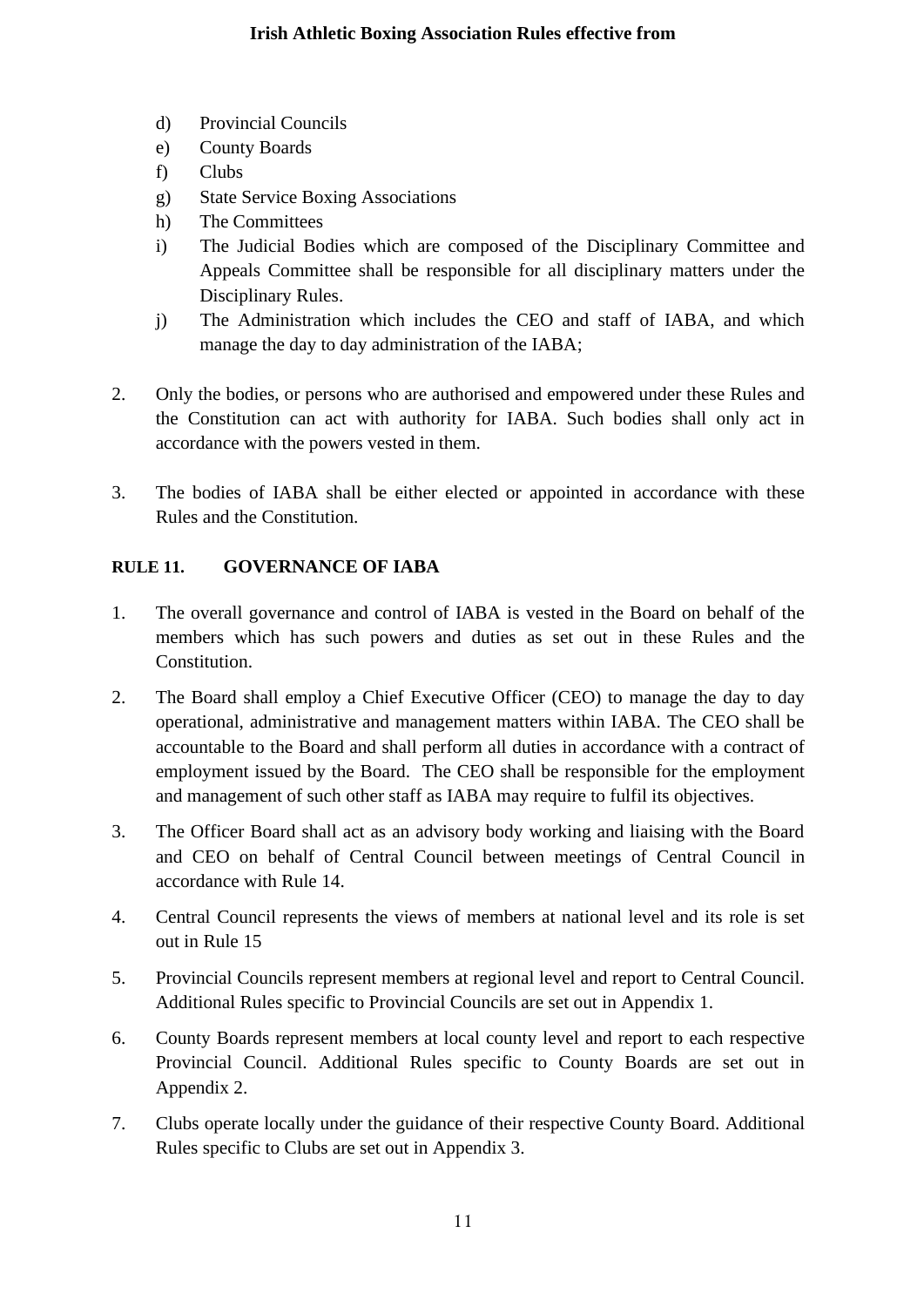d) Provincial Councils
e) County Boards
f) Clubs
g) State Service Boxing Associations
h) The Committees
i) The Judicial Bodies which are composed of the Disciplinary Committee and Appeals Committee shall be responsible for all disciplinary matters under the Disciplinary Rules.
j) The Administration which includes the CEO and staff of IABA, and which manage the day to day administration of the IABA;

2. Only the bodies, or persons who are authorised and empowered under these Rules and the Constitution can act with authority for IABA. Such bodies shall only act in accordance with the powers vested in them.

3. The bodies of IABA shall be either elected or appointed in accordance with these Rules and the Constitution.

## RULE 11. GOVERNANCE OF IABA

1. The overall governance and control of IABA is vested in the Board on behalf of the members which has such powers and duties as set out in these Rules and the Constitution.
2. The Board shall employ a Chief Executive Officer (CEO) to manage the day to day operational, administrative and management matters within IABA. The CEO shall be accountable to the Board and shall perform all duties in accordance with a contract of employment issued by the Board. The CEO shall be responsible for the employment and management of such other staff as IABA may require to fulfil its objectives.
3. The Officer Board shall act as an advisory body working and liaising with the Board and CEO on behalf of Central Council between meetings of Central Council in accordance with Rule 14.
4. Central Council represents the views of members at national level and its role is set out in Rule 15
5. Provincial Councils represent members at regional level and report to Central Council. Additional Rules specific to Provincial Councils are set out in Appendix 1.
6. County Boards represent members at local county level and report to each respective Provincial Council. Additional Rules specific to County Boards are set out in Appendix 2.
7. Clubs operate locally under the guidance of their respective County Board. Additional Rules specific to Clubs are set out in Appendix 3.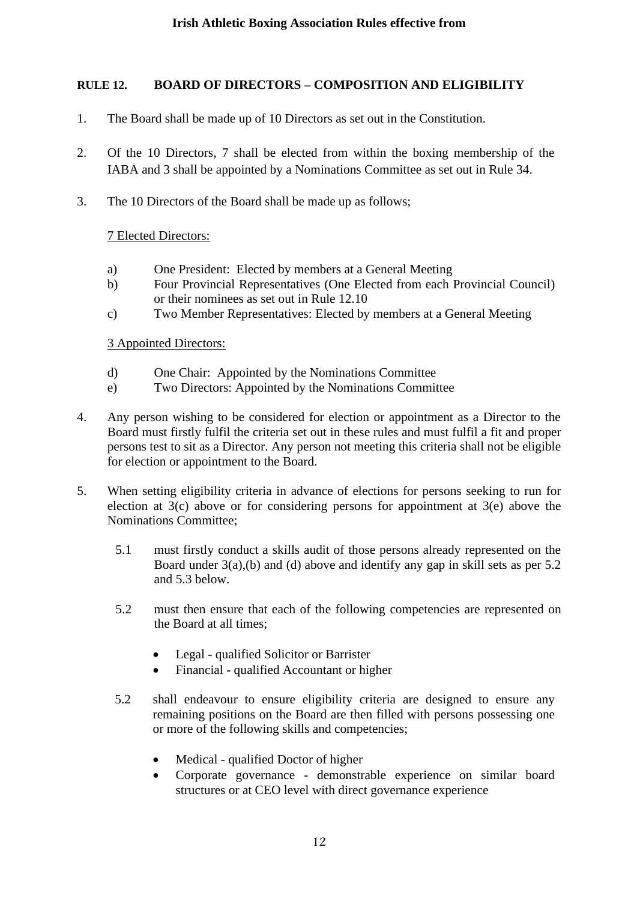## RULE 12. BOARD OF DIRECTORS – COMPOSITION AND ELIGIBILITY

1. The Board shall be made up of 10 Directors as set out in the Constitution.

2. Of the 10 Directors, 7 shall be elected from within the boxing membership of the IABA and 3 shall be appointed by a Nominations Committee as set out in Rule 34.

3. The 10 Directors of the Board shall be made up as follows;

   7 Elected Directors:

   a) One President: Elected by members at a General Meeting
   b) Four Provincial Representatives (One Elected from each Provincial Council) or their nominees as set out in Rule 12.10
   c) Two Member Representatives: Elected by members at a General Meeting

   3 Appointed Directors:

   d) One Chair: Appointed by the Nominations Committee
   e) Two Directors: Appointed by the Nominations Committee

4. Any person wishing to be considered for election or appointment as a Director to the Board must firstly fulfil the criteria set out in these rules and must fulfil a fit and proper persons test to sit as a Director. Any person not meeting this criteria shall not be eligible for election or appointment to the Board.

5. When setting eligibility criteria in advance of elections for persons seeking to run for election at 3(c) above or for considering persons for appointment at 3(e) above the Nominations Committee;

   5.1 must firstly conduct a skills audit of those persons already represented on the Board under 3(a),(b) and (d) above and identify any gap in skill sets as per 5.2 and 5.3 below.

   5.2 must then ensure that each of the following competencies are represented on the Board at all times;

   - Legal - qualified Solicitor or Barrister
   - Financial - qualified Accountant or higher

   5.2 shall endeavour to ensure eligibility criteria are designed to ensure any remaining positions on the Board are then filled with persons possessing one or more of the following skills and competencies;

   - Medical - qualified Doctor of higher
   - Corporate governance - demonstrable experience on similar board structures or at CEO level with direct governance experience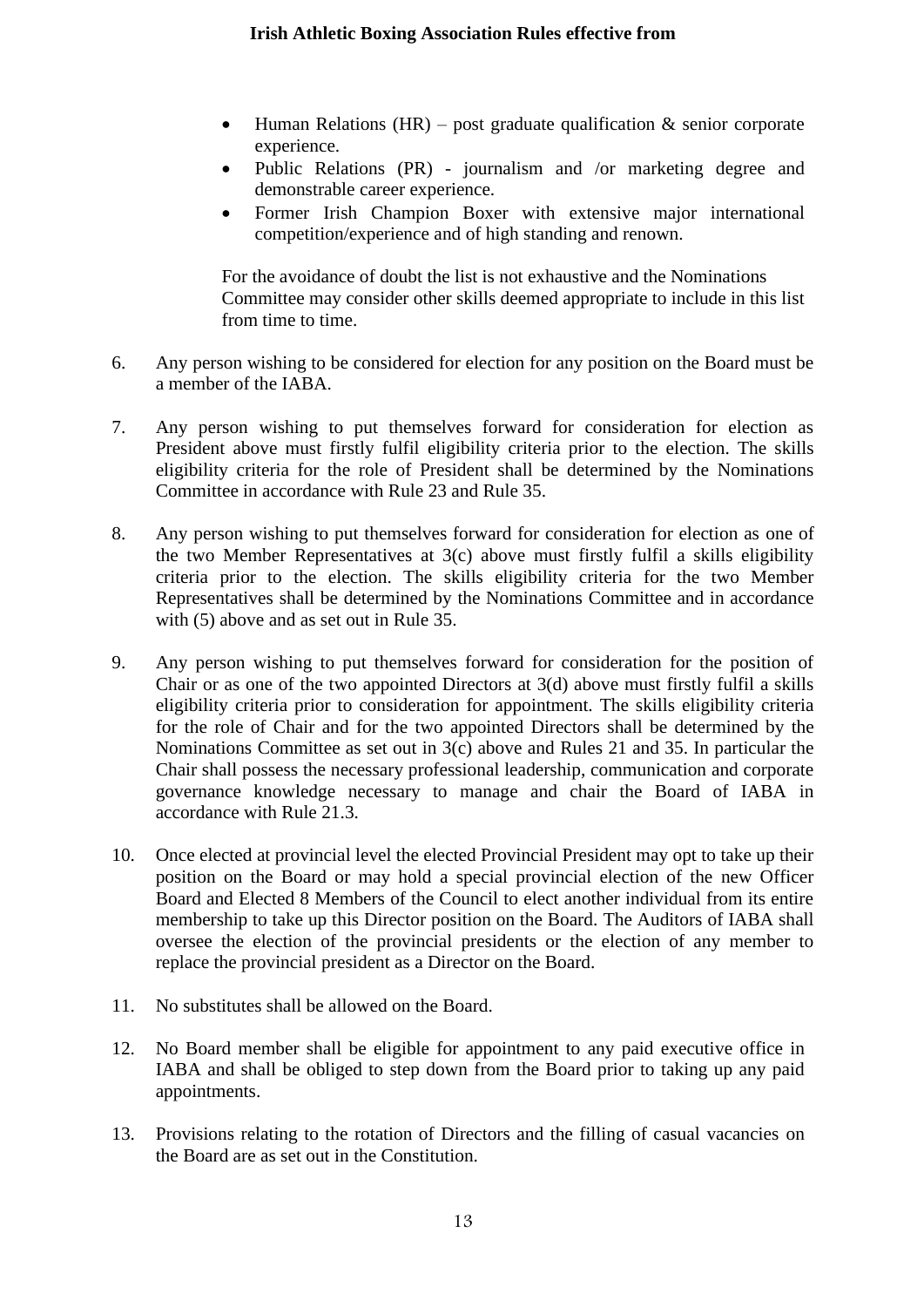- Human Relations (HR) – post graduate qualification & senior corporate experience.
- Public Relations (PR) - journalism and /or marketing degree and demonstrable career experience.
- Former Irish Champion Boxer with extensive major international competition/experience and of high standing and renown.

For the avoidance of doubt the list is not exhaustive and the Nominations Committee may consider other skills deemed appropriate to include in this list from time to time.

6. Any person wishing to be considered for election for any position on the Board must be a member of the IABA.

7. Any person wishing to put themselves forward for consideration for election as President above must firstly fulfil eligibility criteria prior to the election. The skills eligibility criteria for the role of President shall be determined by the Nominations Committee in accordance with Rule 23 and Rule 35.

8. Any person wishing to put themselves forward for consideration for election as one of the two Member Representatives at 3(c) above must firstly fulfil a skills eligibility criteria prior to the election. The skills eligibility criteria for the two Member Representatives shall be determined by the Nominations Committee and in accordance with (5) above and as set out in Rule 35.

9. Any person wishing to put themselves forward for consideration for the position of Chair or as one of the two appointed Directors at 3(d) above must firstly fulfil a skills eligibility criteria prior to consideration for appointment. The skills eligibility criteria for the role of Chair and for the two appointed Directors shall be determined by the Nominations Committee as set out in 3(c) above and Rules 21 and 35. In particular the Chair shall possess the necessary professional leadership, communication and corporate governance knowledge necessary to manage and chair the Board of IABA in accordance with Rule 21.3.

10. Once elected at provincial level the elected Provincial President may opt to take up their position on the Board or may hold a special provincial election of the new Officer Board and Elected 8 Members of the Council to elect another individual from its entire membership to take up this Director position on the Board. The Auditors of IABA shall oversee the election of the provincial presidents or the election of any member to replace the provincial president as a Director on the Board.

11. No substitutes shall be allowed on the Board.

12. No Board member shall be eligible for appointment to any paid executive office in IABA and shall be obliged to step down from the Board prior to taking up any paid appointments.

13. Provisions relating to the rotation of Directors and the filling of casual vacancies on the Board are as set out in the Constitution.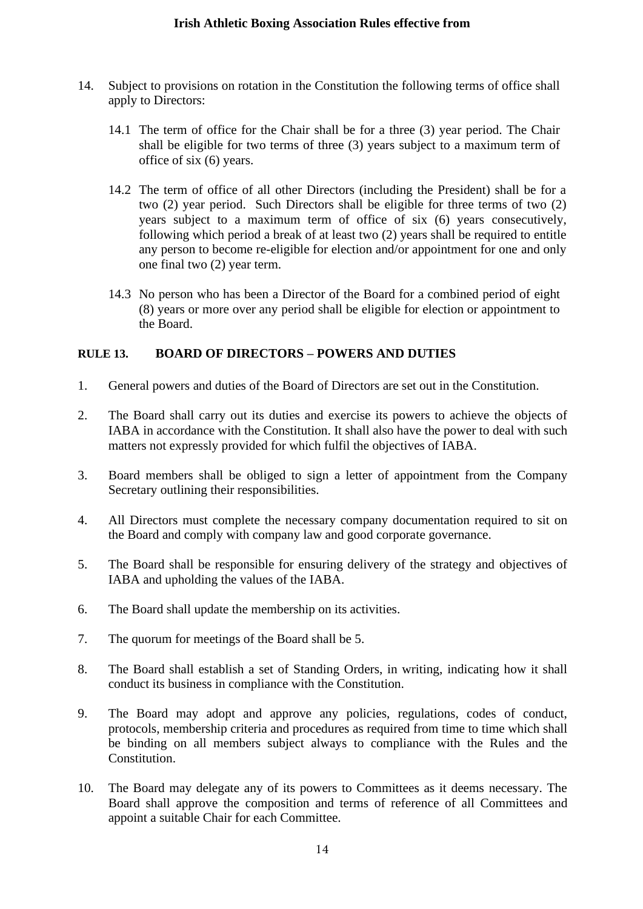14. Subject to provisions on rotation in the Constitution the following terms of office shall apply to Directors:

    14.1 The term of office for the Chair shall be for a three (3) year period. The Chair shall be eligible for two terms of three (3) years subject to a maximum term of office of six (6) years.

    14.2 The term of office of all other Directors (including the President) shall be for a two (2) year period. Such Directors shall be eligible for three terms of two (2) years subject to a maximum term of office of six (6) years consecutively, following which period a break of at least two (2) years shall be required to entitle any person to become re-eligible for election and/or appointment for one and only one final two (2) year term.

    14.3 No person who has been a Director of the Board for a combined period of eight (8) years or more over any period shall be eligible for election or appointment to the Board.

## RULE 13. BOARD OF DIRECTORS – POWERS AND DUTIES

1. General powers and duties of the Board of Directors are set out in the Constitution.

2. The Board shall carry out its duties and exercise its powers to achieve the objects of IABA in accordance with the Constitution. It shall also have the power to deal with such matters not expressly provided for which fulfil the objectives of IABA.

3. Board members shall be obliged to sign a letter of appointment from the Company Secretary outlining their responsibilities.

4. All Directors must complete the necessary company documentation required to sit on the Board and comply with company law and good corporate governance.

5. The Board shall be responsible for ensuring delivery of the strategy and objectives of IABA and upholding the values of the IABA.

6. The Board shall update the membership on its activities.

7. The quorum for meetings of the Board shall be 5.

8. The Board shall establish a set of Standing Orders, in writing, indicating how it shall conduct its business in compliance with the Constitution.

9. The Board may adopt and approve any policies, regulations, codes of conduct, protocols, membership criteria and procedures as required from time to time which shall be binding on all members subject always to compliance with the Rules and the Constitution.

10. The Board may delegate any of its powers to Committees as it deems necessary. The Board shall approve the composition and terms of reference of all Committees and appoint a suitable Chair for each Committee.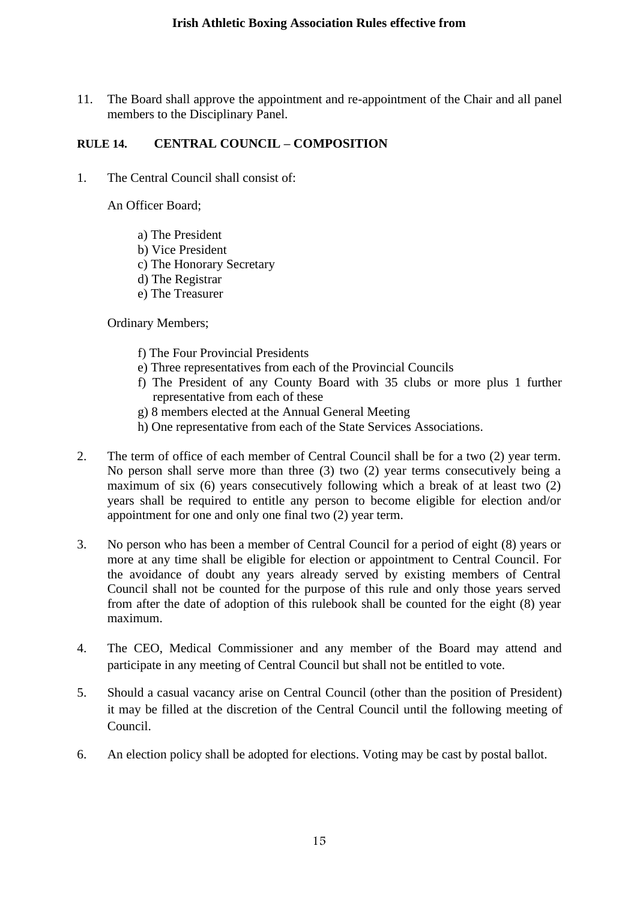11. The Board shall approve the appointment and re-appointment of the Chair and all panel members to the Disciplinary Panel.

## RULE 14. CENTRAL COUNCIL – COMPOSITION

1. The Central Council shall consist of:

   An Officer Board;

   a) The President
   b) Vice President
   c) The Honorary Secretary
   d) The Registrar
   e) The Treasurer

   Ordinary Members;

   f) The Four Provincial Presidents
   e) Three representatives from each of the Provincial Councils
   f) The President of any County Board with 35 clubs or more plus 1 further representative from each of these
   g) 8 members elected at the Annual General Meeting
   h) One representative from each of the State Services Associations.

2. The term of office of each member of Central Council shall be for a two (2) year term. No person shall serve more than three (3) two (2) year terms consecutively being a maximum of six (6) years consecutively following which a break of at least two (2) years shall be required to entitle any person to become eligible for election and/or appointment for one and only one final two (2) year term.

3. No person who has been a member of Central Council for a period of eight (8) years or more at any time shall be eligible for election or appointment to Central Council. For the avoidance of doubt any years already served by existing members of Central Council shall not be counted for the purpose of this rule and only those years served from after the date of adoption of this rulebook shall be counted for the eight (8) year maximum.

4. The CEO, Medical Commissioner and any member of the Board may attend and participate in any meeting of Central Council but shall not be entitled to vote.

5. Should a casual vacancy arise on Central Council (other than the position of President) it may be filled at the discretion of the Central Council until the following meeting of Council.

6. An election policy shall be adopted for elections. Voting may be cast by postal ballot.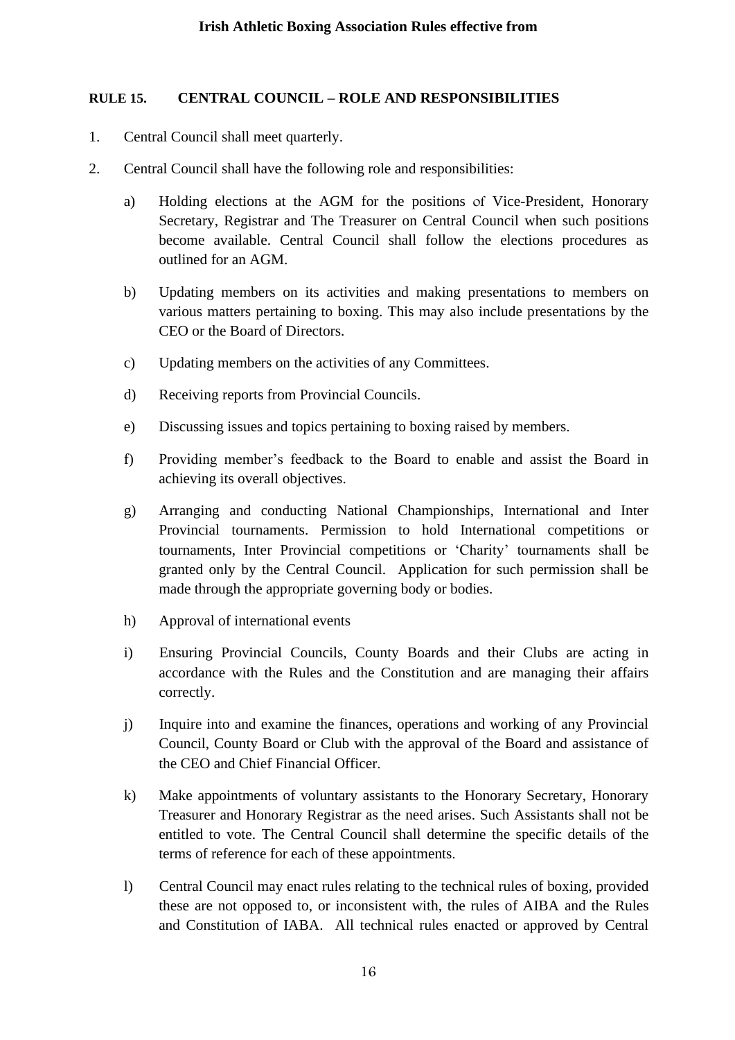## RULE 15. CENTRAL COUNCIL – ROLE AND RESPONSIBILITIES

1. Central Council shall meet quarterly.

2. Central Council shall have the following role and responsibilities:

   a) Holding elections at the AGM for the positions of Vice-President, Honorary Secretary, Registrar and The Treasurer on Central Council when such positions become available. Central Council shall follow the elections procedures as outlined for an AGM.

   b) Updating members on its activities and making presentations to members on various matters pertaining to boxing. This may also include presentations by the CEO or the Board of Directors.

   c) Updating members on the activities of any Committees.

   d) Receiving reports from Provincial Councils.

   e) Discussing issues and topics pertaining to boxing raised by members.

   f) Providing member's feedback to the Board to enable and assist the Board in achieving its overall objectives.

   g) Arranging and conducting National Championships, International and Inter Provincial tournaments. Permission to hold International competitions or tournaments, Inter Provincial competitions or 'Charity' tournaments shall be granted only by the Central Council. Application for such permission shall be made through the appropriate governing body or bodies.

   h) Approval of international events

   i) Ensuring Provincial Councils, County Boards and their Clubs are acting in accordance with the Rules and the Constitution and are managing their affairs correctly.

   j) Inquire into and examine the finances, operations and working of any Provincial Council, County Board or Club with the approval of the Board and assistance of the CEO and Chief Financial Officer.

   k) Make appointments of voluntary assistants to the Honorary Secretary, Honorary Treasurer and Honorary Registrar as the need arises. Such Assistants shall not be entitled to vote. The Central Council shall determine the specific details of the terms of reference for each of these appointments.

   l) Central Council may enact rules relating to the technical rules of boxing, provided these are not opposed to, or inconsistent with, the rules of AIBA and the Rules and Constitution of IABA. All technical rules enacted or approved by Central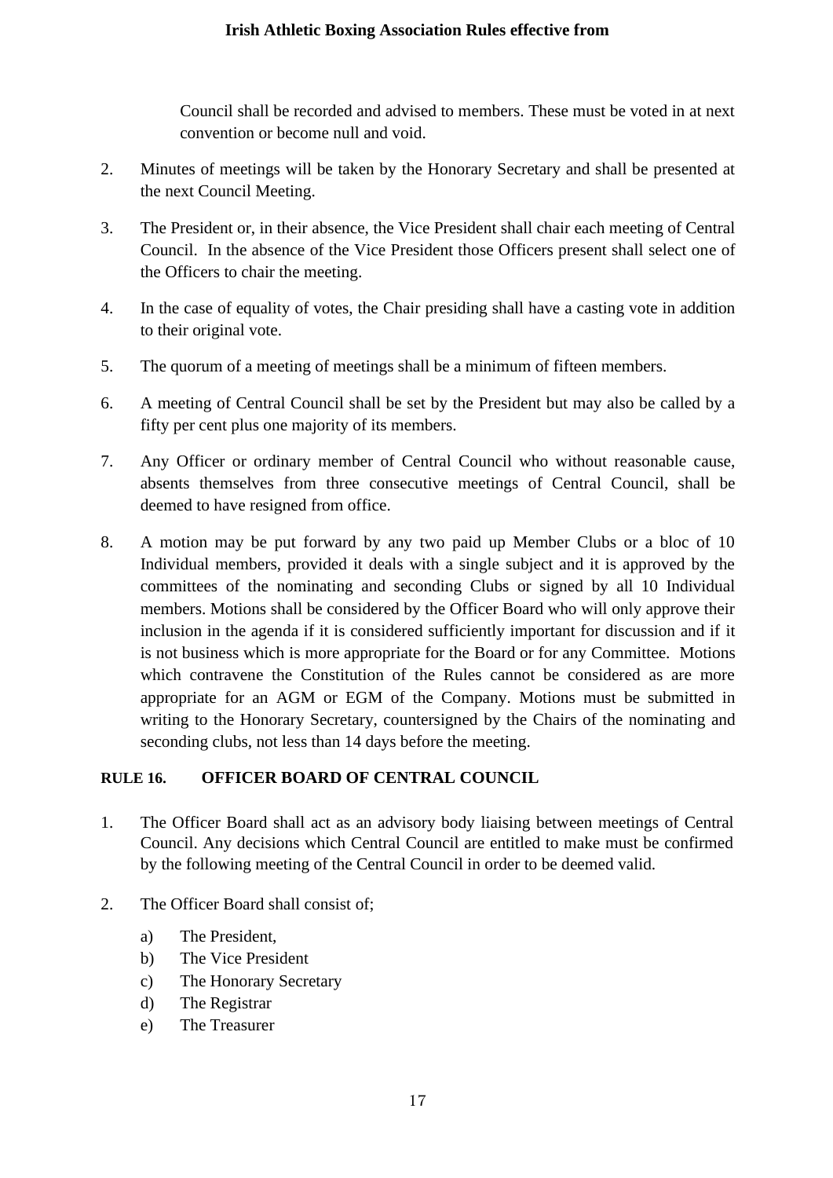Council shall be recorded and advised to members. These must be voted in at next convention or become null and void.

2. Minutes of meetings will be taken by the Honorary Secretary and shall be presented at the next Council Meeting.

3. The President or, in their absence, the Vice President shall chair each meeting of Central Council. In the absence of the Vice President those Officers present shall select one of the Officers to chair the meeting.

4. In the case of equality of votes, the Chair presiding shall have a casting vote in addition to their original vote.

5. The quorum of a meeting of meetings shall be a minimum of fifteen members.

6. A meeting of Central Council shall be set by the President but may also be called by a fifty per cent plus one majority of its members.

7. Any Officer or ordinary member of Central Council who without reasonable cause, absents themselves from three consecutive meetings of Central Council, shall be deemed to have resigned from office.

8. A motion may be put forward by any two paid up Member Clubs or a bloc of 10 Individual members, provided it deals with a single subject and it is approved by the committees of the nominating and seconding Clubs or signed by all 10 Individual members. Motions shall be considered by the Officer Board who will only approve their inclusion in the agenda if it is considered sufficiently important for discussion and if it is not business which is more appropriate for the Board or for any Committee. Motions which contravene the Constitution of the Rules cannot be considered as are more appropriate for an AGM or EGM of the Company. Motions must be submitted in writing to the Honorary Secretary, countersigned by the Chairs of the nominating and seconding clubs, not less than 14 days before the meeting.

## RULE 16. OFFICER BOARD OF CENTRAL COUNCIL

1. The Officer Board shall act as an advisory body liaising between meetings of Central Council. Any decisions which Central Council are entitled to make must be confirmed by the following meeting of the Central Council in order to be deemed valid.

2. The Officer Board shall consist of;

   a) The President,
   b) The Vice President
   c) The Honorary Secretary
   d) The Registrar
   e) The Treasurer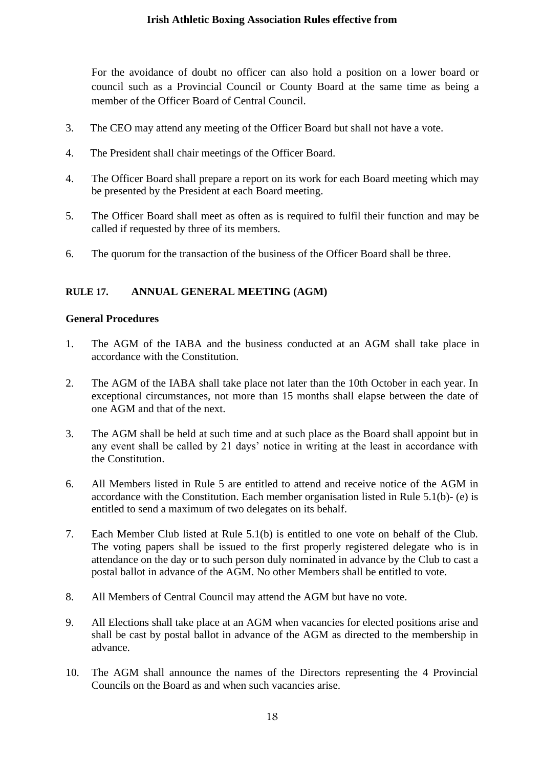For the avoidance of doubt no officer can also hold a position on a lower board or council such as a Provincial Council or County Board at the same time as being a member of the Officer Board of Central Council.

3. The CEO may attend any meeting of the Officer Board but shall not have a vote.

4. The President shall chair meetings of the Officer Board.

4. The Officer Board shall prepare a report on its work for each Board meeting which may be presented by the President at each Board meeting.

5. The Officer Board shall meet as often as is required to fulfil their function and may be called if requested by three of its members.

6. The quorum for the transaction of the business of the Officer Board shall be three.

## RULE 17. ANNUAL GENERAL MEETING (AGM)

### General Procedures

1. The AGM of the IABA and the business conducted at an AGM shall take place in accordance with the Constitution.

2. The AGM of the IABA shall take place not later than the 10th October in each year. In exceptional circumstances, not more than 15 months shall elapse between the date of one AGM and that of the next.

3. The AGM shall be held at such time and at such place as the Board shall appoint but in any event shall be called by 21 days' notice in writing at the least in accordance with the Constitution.

6. All Members listed in Rule 5 are entitled to attend and receive notice of the AGM in accordance with the Constitution. Each member organisation listed in Rule 5.1(b)- (e) is entitled to send a maximum of two delegates on its behalf.

7. Each Member Club listed at Rule 5.1(b) is entitled to one vote on behalf of the Club. The voting papers shall be issued to the first properly registered delegate who is in attendance on the day or to such person duly nominated in advance by the Club to cast a postal ballot in advance of the AGM. No other Members shall be entitled to vote.

8. All Members of Central Council may attend the AGM but have no vote.

9. All Elections shall take place at an AGM when vacancies for elected positions arise and shall be cast by postal ballot in advance of the AGM as directed to the membership in advance.

10. The AGM shall announce the names of the Directors representing the 4 Provincial Councils on the Board as and when such vacancies arise.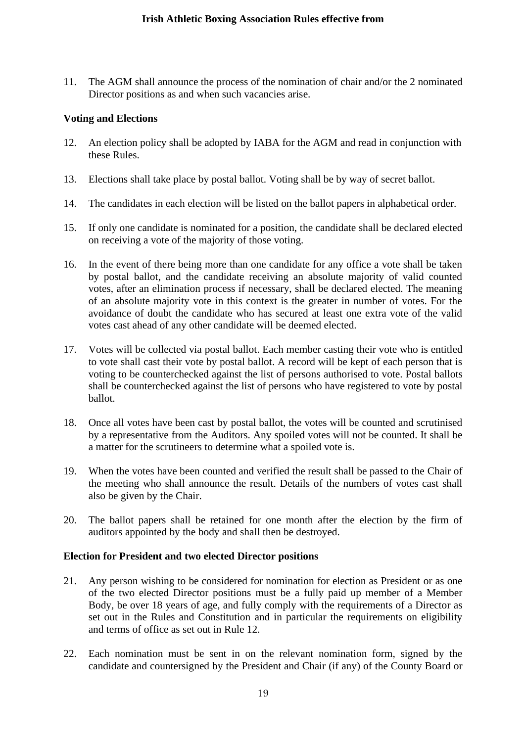11. The AGM shall announce the process of the nomination of chair and/or the 2 nominated Director positions as and when such vacancies arise.

**Voting and Elections**

12. An election policy shall be adopted by IABA for the AGM and read in conjunction with these Rules.

13. Elections shall take place by postal ballot. Voting shall be by way of secret ballot.

14. The candidates in each election will be listed on the ballot papers in alphabetical order.

15. If only one candidate is nominated for a position, the candidate shall be declared elected on receiving a vote of the majority of those voting.

16. In the event of there being more than one candidate for any office a vote shall be taken by postal ballot, and the candidate receiving an absolute majority of valid counted votes, after an elimination process if necessary, shall be declared elected. The meaning of an absolute majority vote in this context is the greater in number of votes. For the avoidance of doubt the candidate who has secured at least one extra vote of the valid votes cast ahead of any other candidate will be deemed elected.

17. Votes will be collected via postal ballot. Each member casting their vote who is entitled to vote shall cast their vote by postal ballot. A record will be kept of each person that is voting to be counterchecked against the list of persons authorised to vote. Postal ballots shall be counterchecked against the list of persons who have registered to vote by postal ballot.

18. Once all votes have been cast by postal ballot, the votes will be counted and scrutinised by a representative from the Auditors. Any spoiled votes will not be counted. It shall be a matter for the scrutineers to determine what a spoiled vote is.

19. When the votes have been counted and verified the result shall be passed to the Chair of the meeting who shall announce the result. Details of the numbers of votes cast shall also be given by the Chair.

20. The ballot papers shall be retained for one month after the election by the firm of auditors appointed by the body and shall then be destroyed.

**Election for President and two elected Director positions**

21. Any person wishing to be considered for nomination for election as President or as one of the two elected Director positions must be a fully paid up member of a Member Body, be over 18 years of age, and fully comply with the requirements of a Director as set out in the Rules and Constitution and in particular the requirements on eligibility and terms of office as set out in Rule 12.

22. Each nomination must be sent in on the relevant nomination form, signed by the candidate and countersigned by the President and Chair (if any) of the County Board or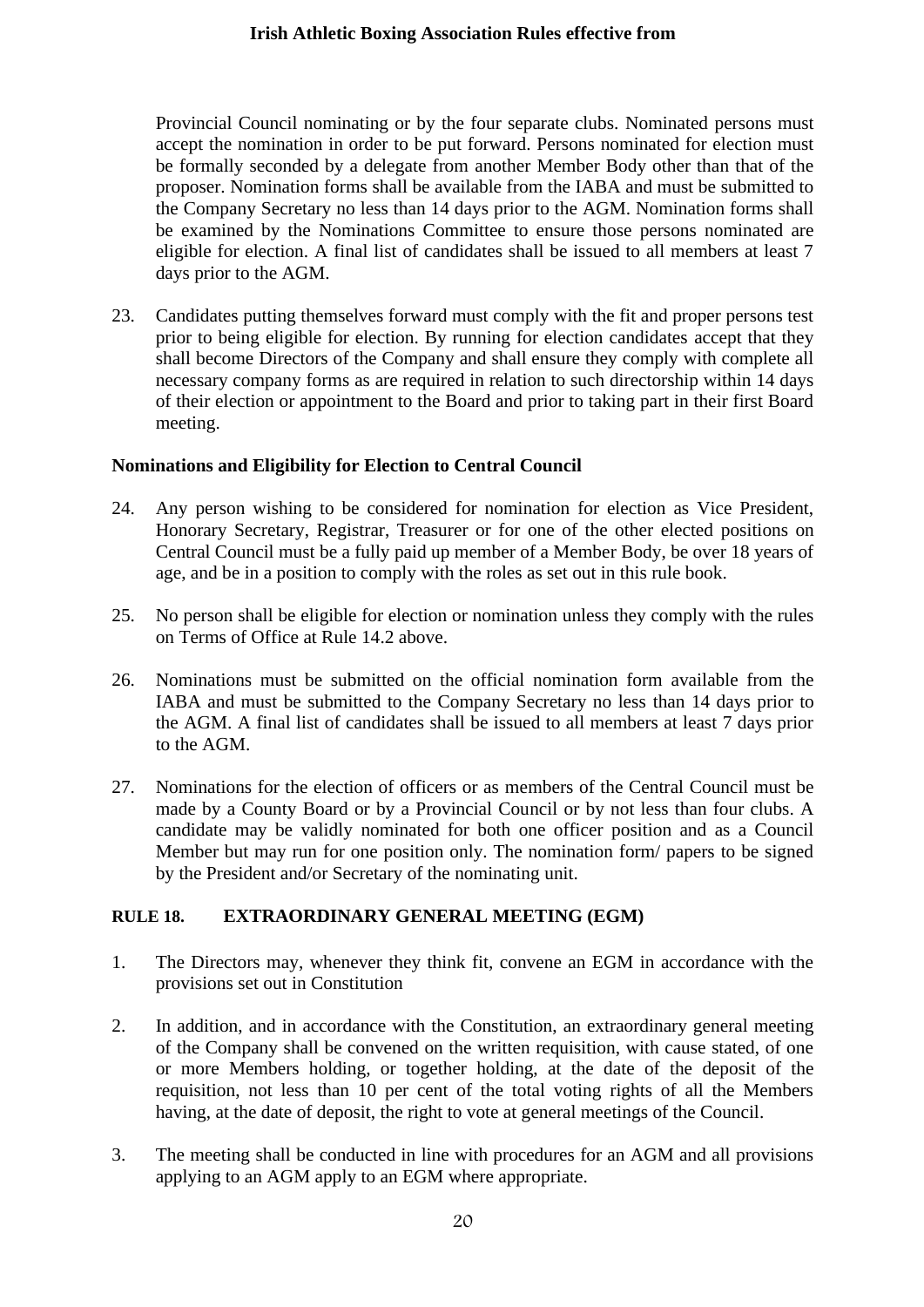Provincial Council nominating or by the four separate clubs. Nominated persons must accept the nomination in order to be put forward. Persons nominated for election must be formally seconded by a delegate from another Member Body other than that of the proposer. Nomination forms shall be available from the IABA and must be submitted to the Company Secretary no less than 14 days prior to the AGM. Nomination forms shall be examined by the Nominations Committee to ensure those persons nominated are eligible for election. A final list of candidates shall be issued to all members at least 7 days prior to the AGM.

23. Candidates putting themselves forward must comply with the fit and proper persons test prior to being eligible for election. By running for election candidates accept that they shall become Directors of the Company and shall ensure they comply with complete all necessary company forms as are required in relation to such directorship within 14 days of their election or appointment to the Board and prior to taking part in their first Board meeting.

**Nominations and Eligibility for Election to Central Council**

24. Any person wishing to be considered for nomination for election as Vice President, Honorary Secretary, Registrar, Treasurer or for one of the other elected positions on Central Council must be a fully paid up member of a Member Body, be over 18 years of age, and be in a position to comply with the roles as set out in this rule book.

25. No person shall be eligible for election or nomination unless they comply with the rules on Terms of Office at Rule 14.2 above.

26. Nominations must be submitted on the official nomination form available from the IABA and must be submitted to the Company Secretary no less than 14 days prior to the AGM. A final list of candidates shall be issued to all members at least 7 days prior to the AGM.

27. Nominations for the election of officers or as members of the Central Council must be made by a County Board or by a Provincial Council or by not less than four clubs. A candidate may be validly nominated for both one officer position and as a Council Member but may run for one position only. The nomination form/ papers to be signed by the President and/or Secretary of the nominating unit.

## RULE 18. EXTRAORDINARY GENERAL MEETING (EGM)

1. The Directors may, whenever they think fit, convene an EGM in accordance with the provisions set out in Constitution

2. In addition, and in accordance with the Constitution, an extraordinary general meeting of the Company shall be convened on the written requisition, with cause stated, of one or more Members holding, or together holding, at the date of the deposit of the requisition, not less than 10 per cent of the total voting rights of all the Members having, at the date of deposit, the right to vote at general meetings of the Council.

3. The meeting shall be conducted in line with procedures for an AGM and all provisions applying to an AGM apply to an EGM where appropriate.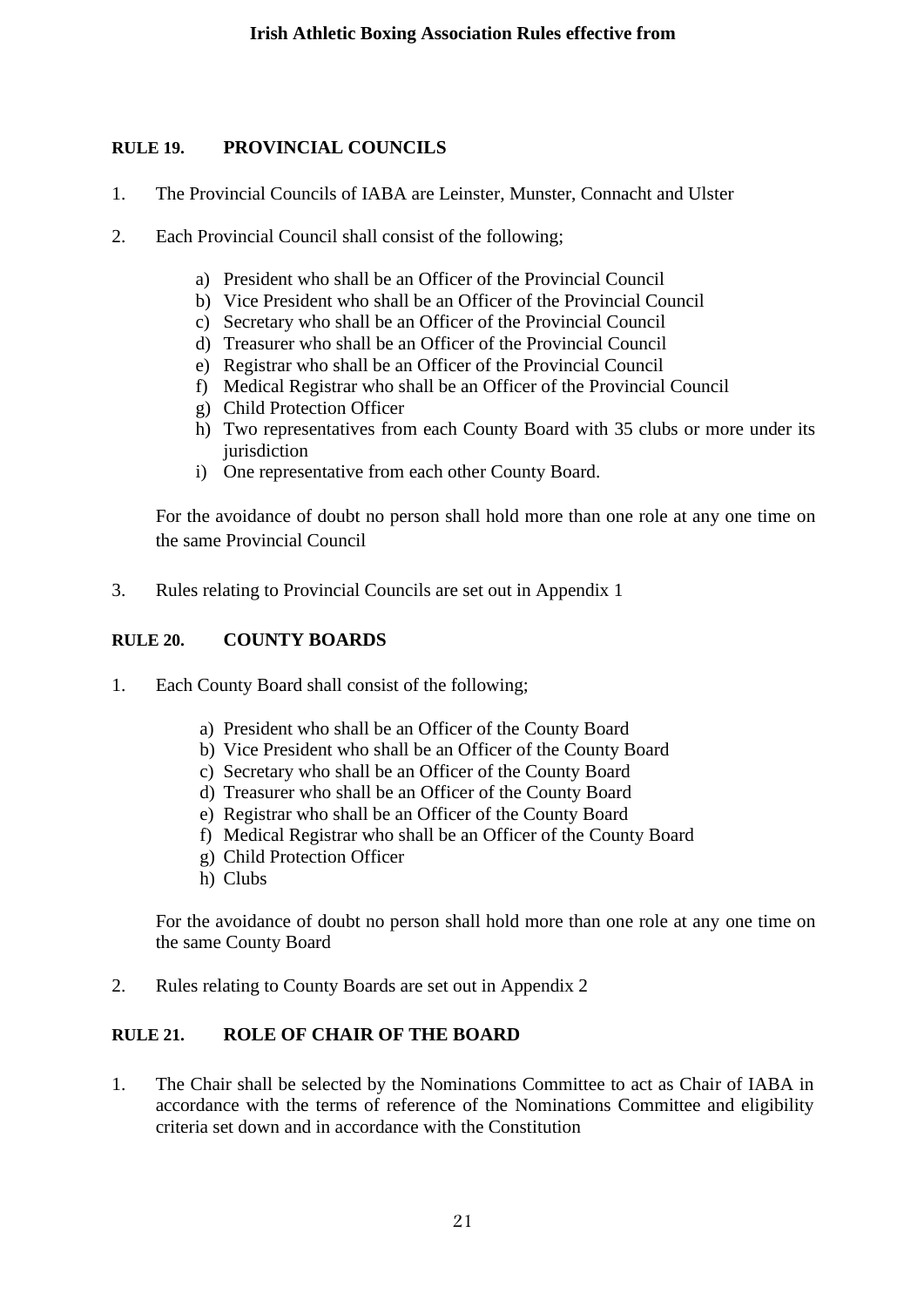## RULE 19. PROVINCIAL COUNCILS

1. The Provincial Councils of IABA are Leinster, Munster, Connacht and Ulster

2. Each Provincial Council shall consist of the following;

    a) President who shall be an Officer of the Provincial Council
    b) Vice President who shall be an Officer of the Provincial Council
    c) Secretary who shall be an Officer of the Provincial Council
    d) Treasurer who shall be an Officer of the Provincial Council
    e) Registrar who shall be an Officer of the Provincial Council
    f) Medical Registrar who shall be an Officer of the Provincial Council
    g) Child Protection Officer
    h) Two representatives from each County Board with 35 clubs or more under its jurisdiction
    i) One representative from each other County Board.

    For the avoidance of doubt no person shall hold more than one role at any one time on the same Provincial Council

3. Rules relating to Provincial Councils are set out in Appendix 1

## RULE 20. COUNTY BOARDS

1. Each County Board shall consist of the following;

    a) President who shall be an Officer of the County Board
    b) Vice President who shall be an Officer of the County Board
    c) Secretary who shall be an Officer of the County Board
    d) Treasurer who shall be an Officer of the County Board
    e) Registrar who shall be an Officer of the County Board
    f) Medical Registrar who shall be an Officer of the County Board
    g) Child Protection Officer
    h) Clubs

    For the avoidance of doubt no person shall hold more than one role at any one time on the same County Board

2. Rules relating to County Boards are set out in Appendix 2

## RULE 21. ROLE OF CHAIR OF THE BOARD

1. The Chair shall be selected by the Nominations Committee to act as Chair of IABA in accordance with the terms of reference of the Nominations Committee and eligibility criteria set down and in accordance with the Constitution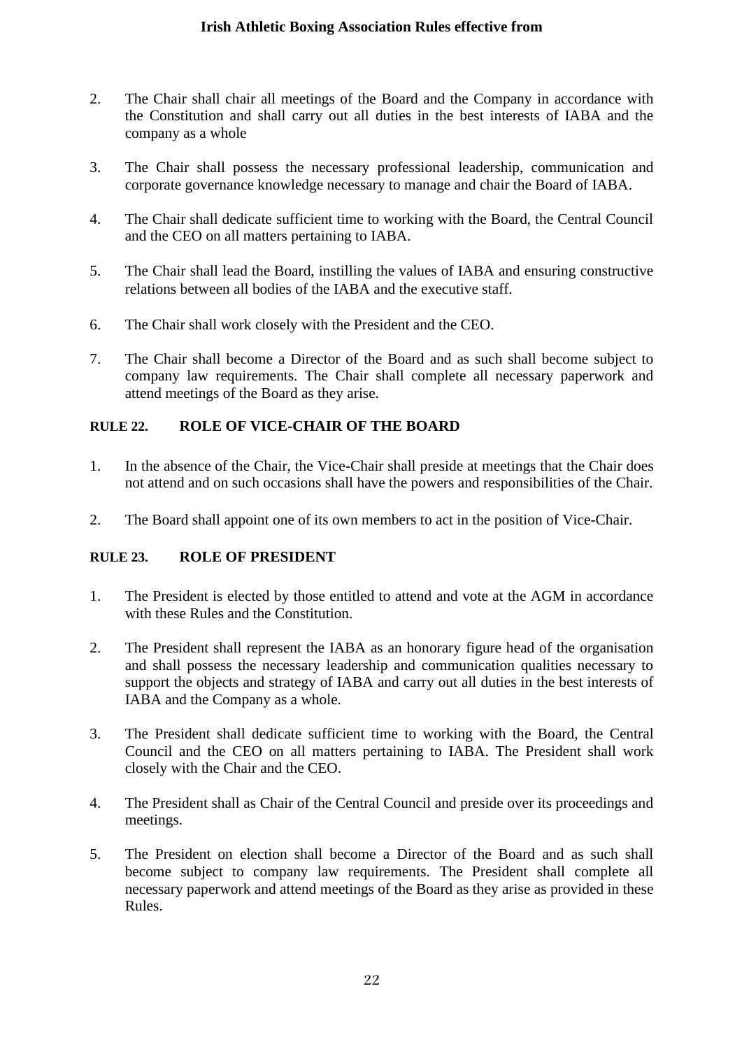2. The Chair shall chair all meetings of the Board and the Company in accordance with the Constitution and shall carry out all duties in the best interests of IABA and the company as a whole

3. The Chair shall possess the necessary professional leadership, communication and corporate governance knowledge necessary to manage and chair the Board of IABA.

4. The Chair shall dedicate sufficient time to working with the Board, the Central Council and the CEO on all matters pertaining to IABA.

5. The Chair shall lead the Board, instilling the values of IABA and ensuring constructive relations between all bodies of the IABA and the executive staff.

6. The Chair shall work closely with the President and the CEO.

7. The Chair shall become a Director of the Board and as such shall become subject to company law requirements. The Chair shall complete all necessary paperwork and attend meetings of the Board as they arise.

## RULE 22. ROLE OF VICE-CHAIR OF THE BOARD

1. In the absence of the Chair, the Vice-Chair shall preside at meetings that the Chair does not attend and on such occasions shall have the powers and responsibilities of the Chair.

2. The Board shall appoint one of its own members to act in the position of Vice-Chair.

## RULE 23. ROLE OF PRESIDENT

1. The President is elected by those entitled to attend and vote at the AGM in accordance with these Rules and the Constitution.

2. The President shall represent the IABA as an honorary figure head of the organisation and shall possess the necessary leadership and communication qualities necessary to support the objects and strategy of IABA and carry out all duties in the best interests of IABA and the Company as a whole.

3. The President shall dedicate sufficient time to working with the Board, the Central Council and the CEO on all matters pertaining to IABA. The President shall work closely with the Chair and the CEO.

4. The President shall as Chair of the Central Council and preside over its proceedings and meetings.

5. The President on election shall become a Director of the Board and as such shall become subject to company law requirements. The President shall complete all necessary paperwork and attend meetings of the Board as they arise as provided in these Rules.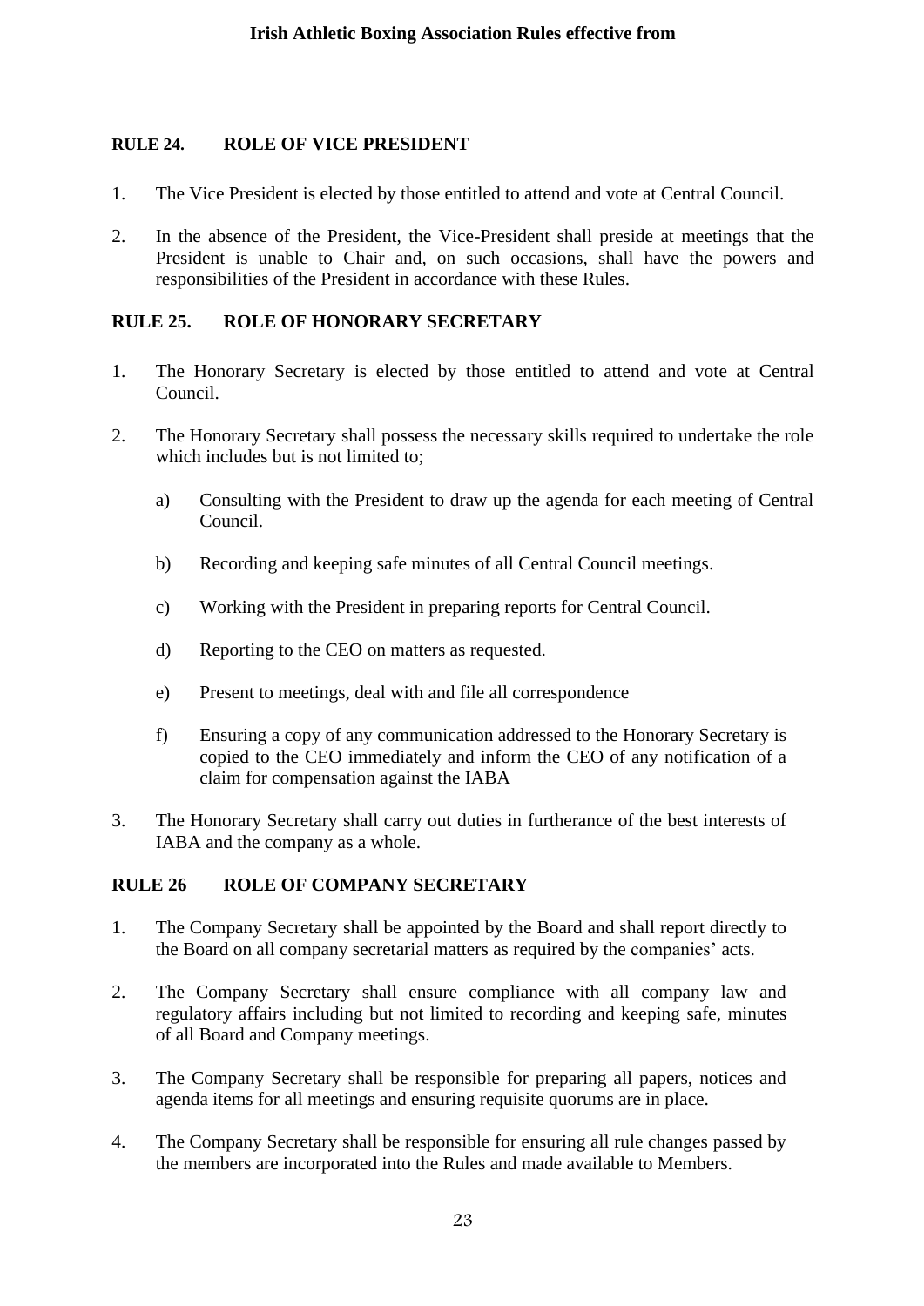## RULE 24. ROLE OF VICE PRESIDENT

1. The Vice President is elected by those entitled to attend and vote at Central Council.

2. In the absence of the President, the Vice-President shall preside at meetings that the President is unable to Chair and, on such occasions, shall have the powers and responsibilities of the President in accordance with these Rules.

## RULE 25. ROLE OF HONORARY SECRETARY

1. The Honorary Secretary is elected by those entitled to attend and vote at Central Council.

2. The Honorary Secretary shall possess the necessary skills required to undertake the role which includes but is not limited to;

   a) Consulting with the President to draw up the agenda for each meeting of Central Council.

   b) Recording and keeping safe minutes of all Central Council meetings.

   c) Working with the President in preparing reports for Central Council.

   d) Reporting to the CEO on matters as requested.

   e) Present to meetings, deal with and file all correspondence

   f) Ensuring a copy of any communication addressed to the Honorary Secretary is copied to the CEO immediately and inform the CEO of any notification of a claim for compensation against the IABA

3. The Honorary Secretary shall carry out duties in furtherance of the best interests of IABA and the company as a whole.

## RULE 26 ROLE OF COMPANY SECRETARY

1. The Company Secretary shall be appointed by the Board and shall report directly to the Board on all company secretarial matters as required by the companies' acts.

2. The Company Secretary shall ensure compliance with all company law and regulatory affairs including but not limited to recording and keeping safe, minutes of all Board and Company meetings.

3. The Company Secretary shall be responsible for preparing all papers, notices and agenda items for all meetings and ensuring requisite quorums are in place.

4. The Company Secretary shall be responsible for ensuring all rule changes passed by the members are incorporated into the Rules and made available to Members.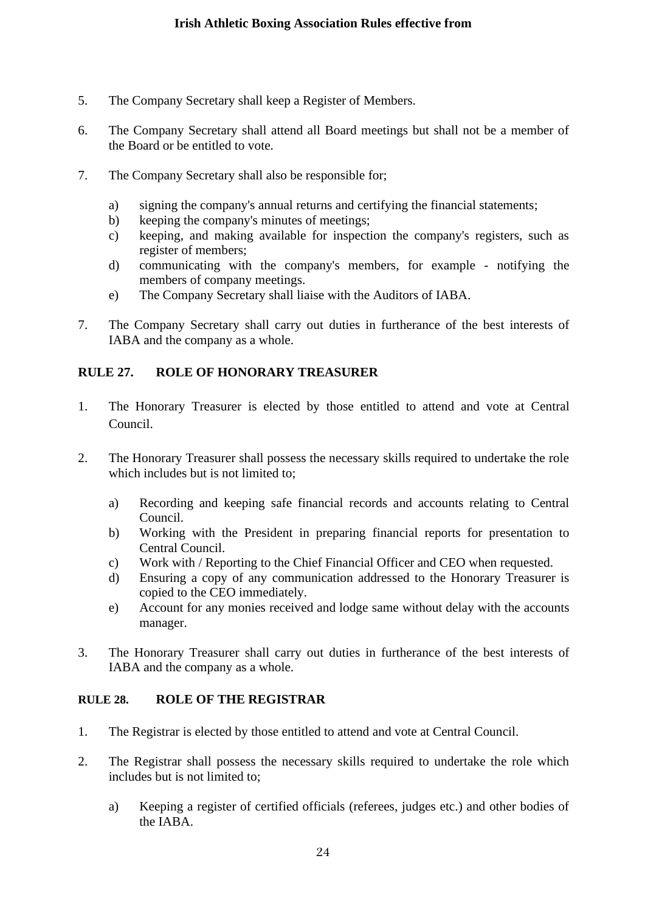5. The Company Secretary shall keep a Register of Members.

6. The Company Secretary shall attend all Board meetings but shall not be a member of the Board or be entitled to vote.

7. The Company Secretary shall also be responsible for;

   a) signing the company's annual returns and certifying the financial statements;
   b) keeping the company's minutes of meetings;
   c) keeping, and making available for inspection the company's registers, such as register of members;
   d) communicating with the company's members, for example - notifying the members of company meetings.
   e) The Company Secretary shall liaise with the Auditors of IABA.

7. The Company Secretary shall carry out duties in furtherance of the best interests of IABA and the company as a whole.

## RULE 27. ROLE OF HONORARY TREASURER

1. The Honorary Treasurer is elected by those entitled to attend and vote at Central Council.

2. The Honorary Treasurer shall possess the necessary skills required to undertake the role which includes but is not limited to;

   a) Recording and keeping safe financial records and accounts relating to Central Council.
   b) Working with the President in preparing financial reports for presentation to Central Council.
   c) Work with / Reporting to the Chief Financial Officer and CEO when requested.
   d) Ensuring a copy of any communication addressed to the Honorary Treasurer is copied to the CEO immediately.
   e) Account for any monies received and lodge same without delay with the accounts manager.

3. The Honorary Treasurer shall carry out duties in furtherance of the best interests of IABA and the company as a whole.

## RULE 28. ROLE OF THE REGISTRAR

1. The Registrar is elected by those entitled to attend and vote at Central Council.

2. The Registrar shall possess the necessary skills required to undertake the role which includes but is not limited to;

   a) Keeping a register of certified officials (referees, judges etc.) and other bodies of the IABA.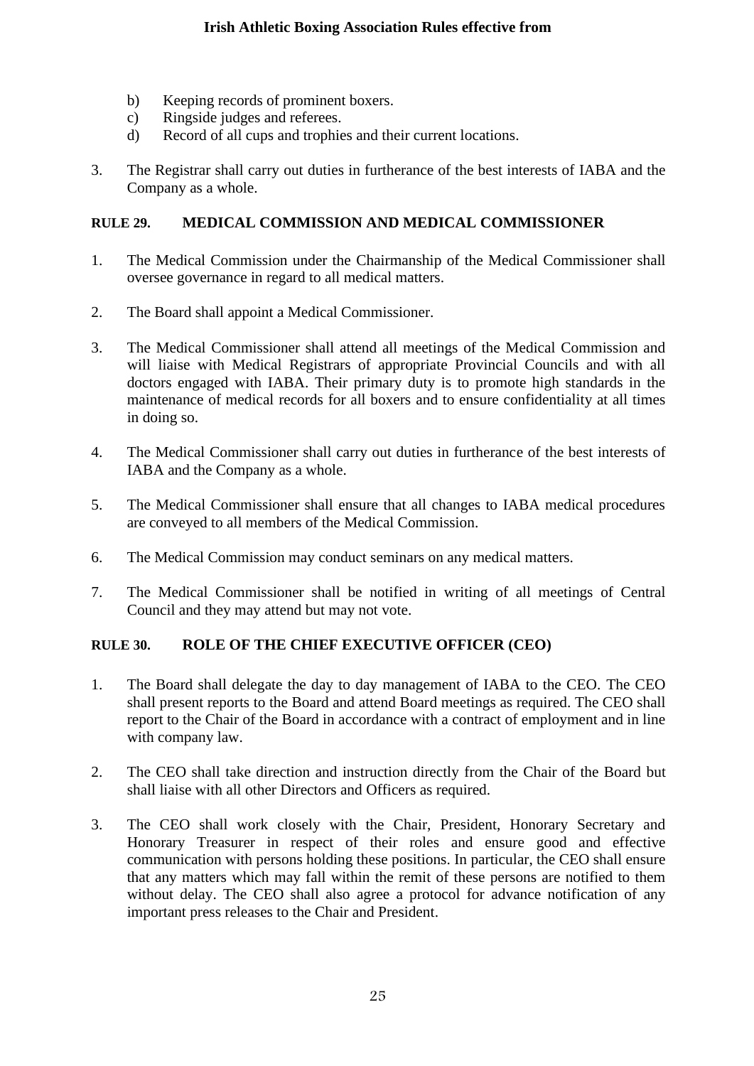b) Keeping records of prominent boxers.
c) Ringside judges and referees.
d) Record of all cups and trophies and their current locations.

3. The Registrar shall carry out duties in furtherance of the best interests of IABA and the Company as a whole.

## RULE 29. MEDICAL COMMISSION AND MEDICAL COMMISSIONER

1. The Medical Commission under the Chairmanship of the Medical Commissioner shall oversee governance in regard to all medical matters.

2. The Board shall appoint a Medical Commissioner.

3. The Medical Commissioner shall attend all meetings of the Medical Commission and will liaise with Medical Registrars of appropriate Provincial Councils and with all doctors engaged with IABA. Their primary duty is to promote high standards in the maintenance of medical records for all boxers and to ensure confidentiality at all times in doing so.

4. The Medical Commissioner shall carry out duties in furtherance of the best interests of IABA and the Company as a whole.

5. The Medical Commissioner shall ensure that all changes to IABA medical procedures are conveyed to all members of the Medical Commission.

6. The Medical Commission may conduct seminars on any medical matters.

7. The Medical Commissioner shall be notified in writing of all meetings of Central Council and they may attend but may not vote.

## RULE 30. ROLE OF THE CHIEF EXECUTIVE OFFICER (CEO)

1. The Board shall delegate the day to day management of IABA to the CEO. The CEO shall present reports to the Board and attend Board meetings as required. The CEO shall report to the Chair of the Board in accordance with a contract of employment and in line with company law.

2. The CEO shall take direction and instruction directly from the Chair of the Board but shall liaise with all other Directors and Officers as required.

3. The CEO shall work closely with the Chair, President, Honorary Secretary and Honorary Treasurer in respect of their roles and ensure good and effective communication with persons holding these positions. In particular, the CEO shall ensure that any matters which may fall within the remit of these persons are notified to them without delay. The CEO shall also agree a protocol for advance notification of any important press releases to the Chair and President.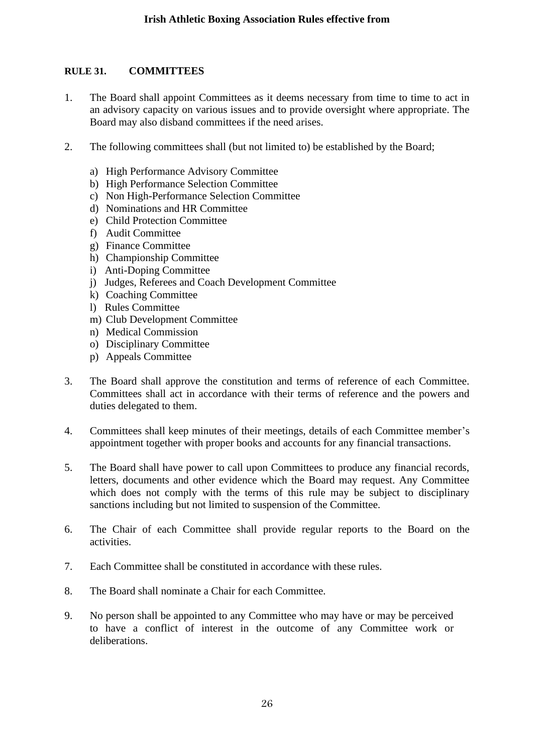## RULE 31. COMMITTEES

1. The Board shall appoint Committees as it deems necessary from time to time to act in an advisory capacity on various issues and to provide oversight where appropriate. The Board may also disband committees if the need arises.

2. The following committees shall (but not limited to) be established by the Board;

   a) High Performance Advisory Committee
   b) High Performance Selection Committee
   c) Non High-Performance Selection Committee
   d) Nominations and HR Committee
   e) Child Protection Committee
   f) Audit Committee
   g) Finance Committee
   h) Championship Committee
   i) Anti-Doping Committee
   j) Judges, Referees and Coach Development Committee
   k) Coaching Committee
   l) Rules Committee
   m) Club Development Committee
   n) Medical Commission
   o) Disciplinary Committee
   p) Appeals Committee

3. The Board shall approve the constitution and terms of reference of each Committee. Committees shall act in accordance with their terms of reference and the powers and duties delegated to them.

4. Committees shall keep minutes of their meetings, details of each Committee member's appointment together with proper books and accounts for any financial transactions.

5. The Board shall have power to call upon Committees to produce any financial records, letters, documents and other evidence which the Board may request. Any Committee which does not comply with the terms of this rule may be subject to disciplinary sanctions including but not limited to suspension of the Committee.

6. The Chair of each Committee shall provide regular reports to the Board on the activities.

7. Each Committee shall be constituted in accordance with these rules.

8. The Board shall nominate a Chair for each Committee.

9. No person shall be appointed to any Committee who may have or may be perceived to have a conflict of interest in the outcome of any Committee work or deliberations.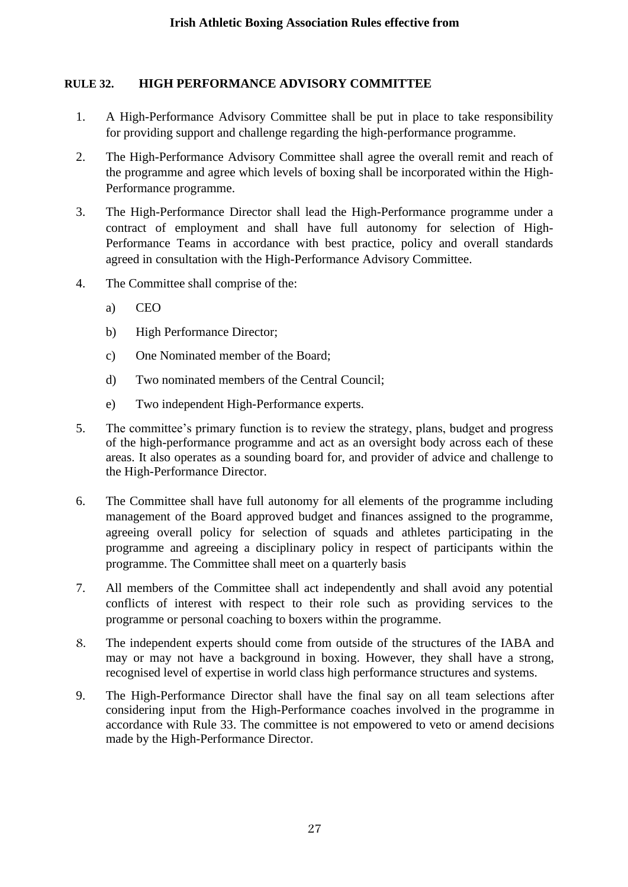## RULE 32. HIGH PERFORMANCE ADVISORY COMMITTEE

1. A High-Performance Advisory Committee shall be put in place to take responsibility for providing support and challenge regarding the high-performance programme.

2. The High-Performance Advisory Committee shall agree the overall remit and reach of the programme and agree which levels of boxing shall be incorporated within the High-Performance programme.

3. The High-Performance Director shall lead the High-Performance programme under a contract of employment and shall have full autonomy for selection of High-Performance Teams in accordance with best practice, policy and overall standards agreed in consultation with the High-Performance Advisory Committee.

4. The Committee shall comprise of the:

   a) CEO

   b) High Performance Director;

   c) One Nominated member of the Board;

   d) Two nominated members of the Central Council;

   e) Two independent High-Performance experts.

5. The committee's primary function is to review the strategy, plans, budget and progress of the high-performance programme and act as an oversight body across each of these areas. It also operates as a sounding board for, and provider of advice and challenge to the High-Performance Director.

6. The Committee shall have full autonomy for all elements of the programme including management of the Board approved budget and finances assigned to the programme, agreeing overall policy for selection of squads and athletes participating in the programme and agreeing a disciplinary policy in respect of participants within the programme. The Committee shall meet on a quarterly basis

7. All members of the Committee shall act independently and shall avoid any potential conflicts of interest with respect to their role such as providing services to the programme or personal coaching to boxers within the programme.

8. The independent experts should come from outside of the structures of the IABA and may or may not have a background in boxing. However, they shall have a strong, recognised level of expertise in world class high performance structures and systems.

9. The High-Performance Director shall have the final say on all team selections after considering input from the High-Performance coaches involved in the programme in accordance with Rule 33. The committee is not empowered to veto or amend decisions made by the High-Performance Director.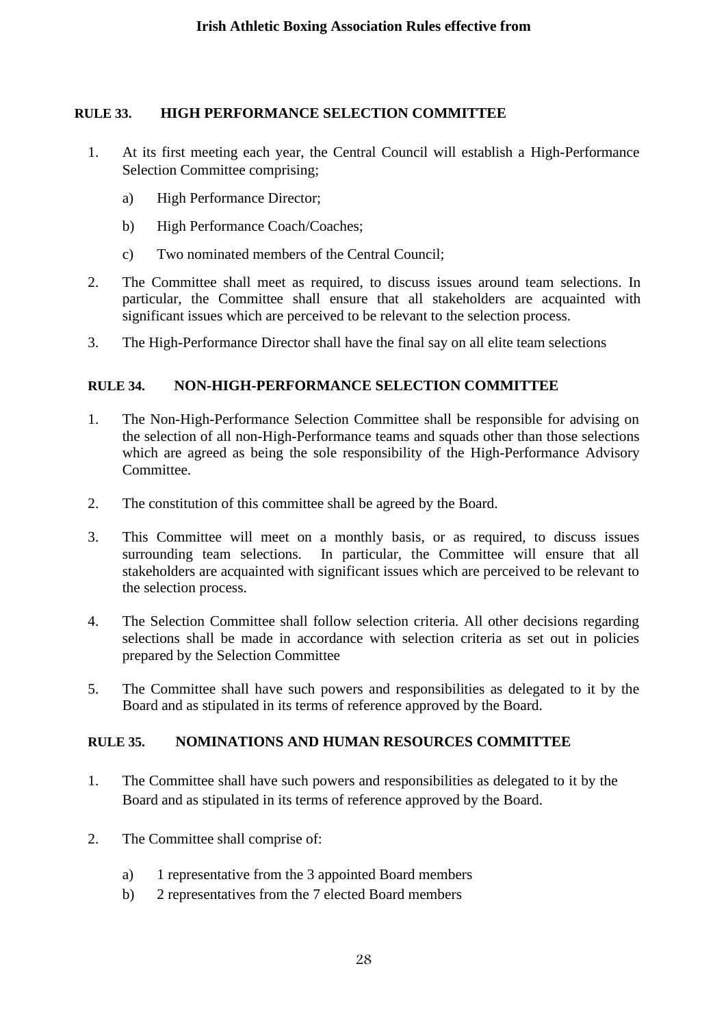## RULE 33. HIGH PERFORMANCE SELECTION COMMITTEE

1. At its first meeting each year, the Central Council will establish a High-Performance Selection Committee comprising;

   a) High Performance Director;

   b) High Performance Coach/Coaches;

   c) Two nominated members of the Central Council;

2. The Committee shall meet as required, to discuss issues around team selections. In particular, the Committee shall ensure that all stakeholders are acquainted with significant issues which are perceived to be relevant to the selection process.

3. The High-Performance Director shall have the final say on all elite team selections

## RULE 34. NON-HIGH-PERFORMANCE SELECTION COMMITTEE

1. The Non-High-Performance Selection Committee shall be responsible for advising on the selection of all non-High-Performance teams and squads other than those selections which are agreed as being the sole responsibility of the High-Performance Advisory Committee.

2. The constitution of this committee shall be agreed by the Board.

3. This Committee will meet on a monthly basis, or as required, to discuss issues surrounding team selections. In particular, the Committee will ensure that all stakeholders are acquainted with significant issues which are perceived to be relevant to the selection process.

4. The Selection Committee shall follow selection criteria. All other decisions regarding selections shall be made in accordance with selection criteria as set out in policies prepared by the Selection Committee

5. The Committee shall have such powers and responsibilities as delegated to it by the Board and as stipulated in its terms of reference approved by the Board.

## RULE 35. NOMINATIONS AND HUMAN RESOURCES COMMITTEE

1. The Committee shall have such powers and responsibilities as delegated to it by the Board and as stipulated in its terms of reference approved by the Board.

2. The Committee shall comprise of:

   a) 1 representative from the 3 appointed Board members
   b) 2 representatives from the 7 elected Board members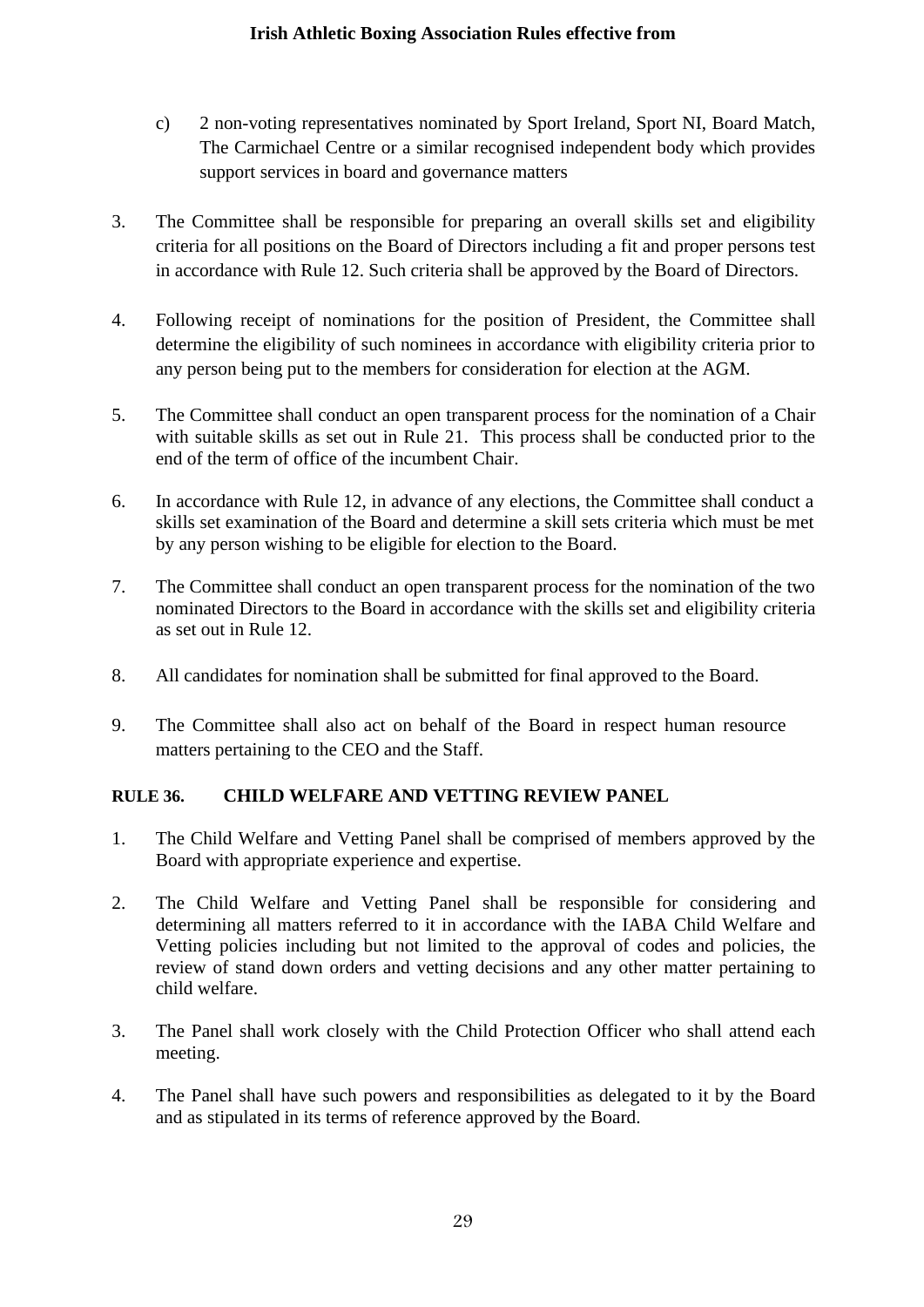c) 2 non-voting representatives nominated by Sport Ireland, Sport NI, Board Match, The Carmichael Centre or a similar recognised independent body which provides support services in board and governance matters

3. The Committee shall be responsible for preparing an overall skills set and eligibility criteria for all positions on the Board of Directors including a fit and proper persons test in accordance with Rule 12. Such criteria shall be approved by the Board of Directors.

4. Following receipt of nominations for the position of President, the Committee shall determine the eligibility of such nominees in accordance with eligibility criteria prior to any person being put to the members for consideration for election at the AGM.

5. The Committee shall conduct an open transparent process for the nomination of a Chair with suitable skills as set out in Rule 21. This process shall be conducted prior to the end of the term of office of the incumbent Chair.

6. In accordance with Rule 12, in advance of any elections, the Committee shall conduct a skills set examination of the Board and determine a skill sets criteria which must be met by any person wishing to be eligible for election to the Board.

7. The Committee shall conduct an open transparent process for the nomination of the two nominated Directors to the Board in accordance with the skills set and eligibility criteria as set out in Rule 12.

8. All candidates for nomination shall be submitted for final approved to the Board.

9. The Committee shall also act on behalf of the Board in respect human resource matters pertaining to the CEO and the Staff.

## RULE 36. CHILD WELFARE AND VETTING REVIEW PANEL

1. The Child Welfare and Vetting Panel shall be comprised of members approved by the Board with appropriate experience and expertise.

2. The Child Welfare and Vetting Panel shall be responsible for considering and determining all matters referred to it in accordance with the IABA Child Welfare and Vetting policies including but not limited to the approval of codes and policies, the review of stand down orders and vetting decisions and any other matter pertaining to child welfare.

3. The Panel shall work closely with the Child Protection Officer who shall attend each meeting.

4. The Panel shall have such powers and responsibilities as delegated to it by the Board and as stipulated in its terms of reference approved by the Board.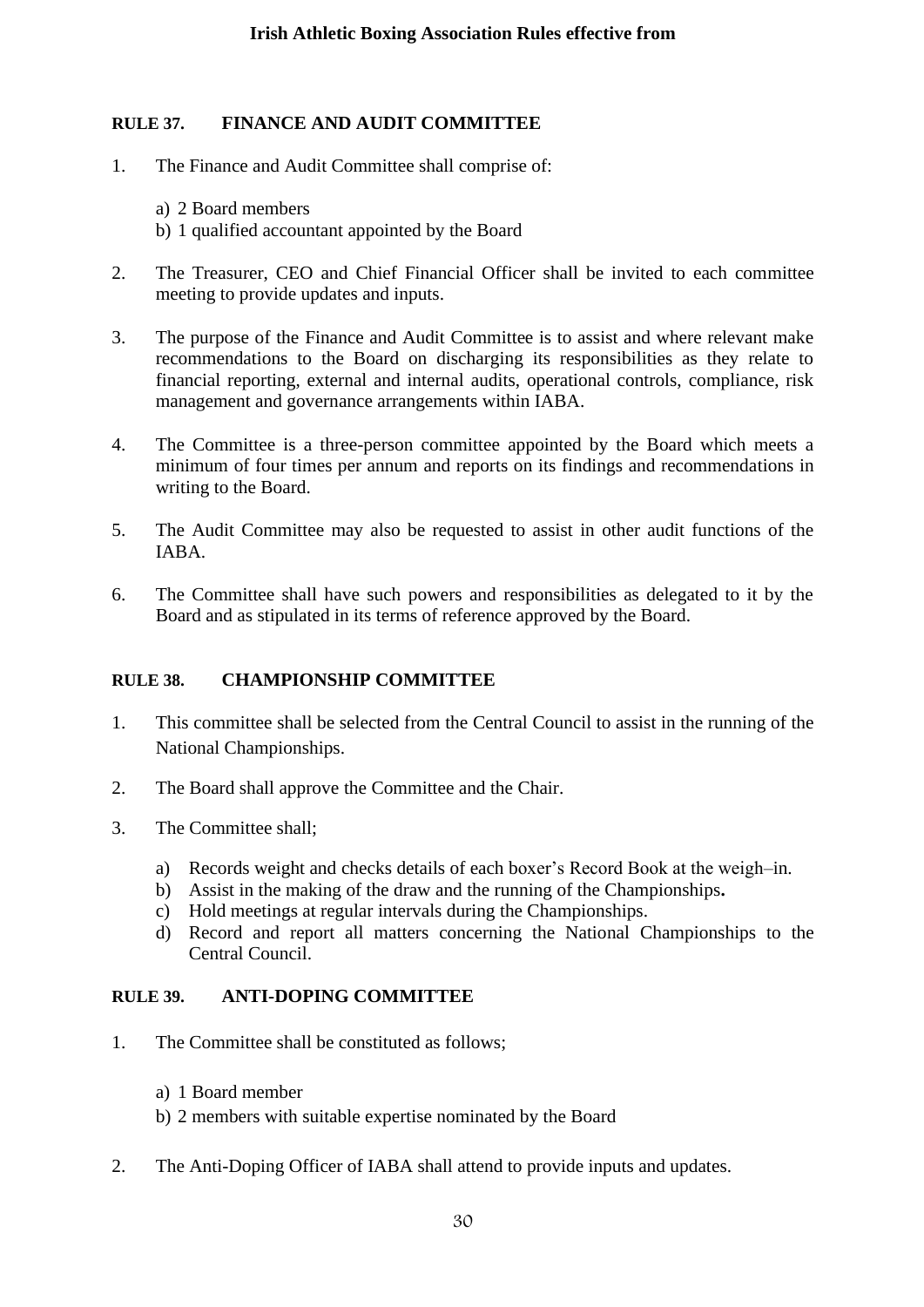## RULE 37. FINANCE AND AUDIT COMMITTEE

1. The Finance and Audit Committee shall comprise of:

   a) 2 Board members
   b) 1 qualified accountant appointed by the Board

2. The Treasurer, CEO and Chief Financial Officer shall be invited to each committee meeting to provide updates and inputs.

3. The purpose of the Finance and Audit Committee is to assist and where relevant make recommendations to the Board on discharging its responsibilities as they relate to financial reporting, external and internal audits, operational controls, compliance, risk management and governance arrangements within IABA.

4. The Committee is a three-person committee appointed by the Board which meets a minimum of four times per annum and reports on its findings and recommendations in writing to the Board.

5. The Audit Committee may also be requested to assist in other audit functions of the IABA.

6. The Committee shall have such powers and responsibilities as delegated to it by the Board and as stipulated in its terms of reference approved by the Board.

## RULE 38. CHAMPIONSHIP COMMITTEE

1. This committee shall be selected from the Central Council to assist in the running of the National Championships.

2. The Board shall approve the Committee and the Chair.

3. The Committee shall;

   a) Records weight and checks details of each boxer's Record Book at the weigh–in.
   b) Assist in the making of the draw and the running of the Championships**.**
   c) Hold meetings at regular intervals during the Championships.
   d) Record and report all matters concerning the National Championships to the Central Council.

## RULE 39. ANTI-DOPING COMMITTEE

1. The Committee shall be constituted as follows;

   a) 1 Board member
   b) 2 members with suitable expertise nominated by the Board

2. The Anti-Doping Officer of IABA shall attend to provide inputs and updates.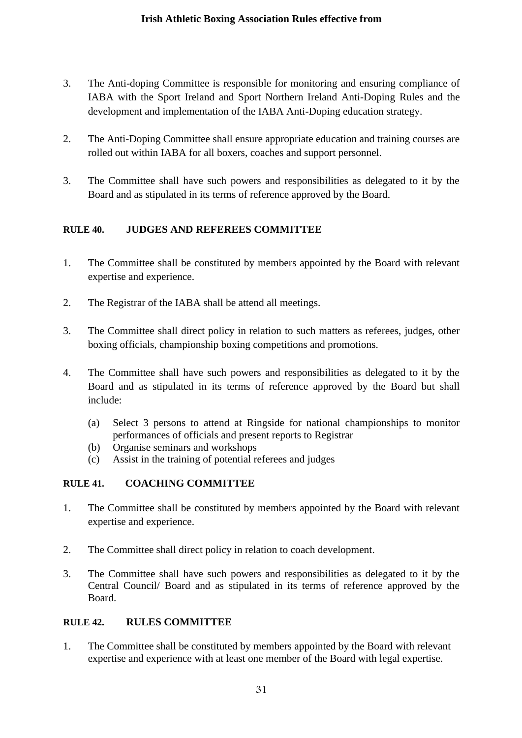3. The Anti-doping Committee is responsible for monitoring and ensuring compliance of IABA with the Sport Ireland and Sport Northern Ireland Anti-Doping Rules and the development and implementation of the IABA Anti-Doping education strategy.

2. The Anti-Doping Committee shall ensure appropriate education and training courses are rolled out within IABA for all boxers, coaches and support personnel.

3. The Committee shall have such powers and responsibilities as delegated to it by the Board and as stipulated in its terms of reference approved by the Board.

### RULE 40. JUDGES AND REFEREES COMMITTEE

1. The Committee shall be constituted by members appointed by the Board with relevant expertise and experience.

2. The Registrar of the IABA shall be attend all meetings.

3. The Committee shall direct policy in relation to such matters as referees, judges, other boxing officials, championship boxing competitions and promotions.

4. The Committee shall have such powers and responsibilities as delegated to it by the Board and as stipulated in its terms of reference approved by the Board but shall include:

   (a) Select 3 persons to attend at Ringside for national championships to monitor performances of officials and present reports to Registrar
   (b) Organise seminars and workshops
   (c) Assist in the training of potential referees and judges

### RULE 41. COACHING COMMITTEE

1. The Committee shall be constituted by members appointed by the Board with relevant expertise and experience.

2. The Committee shall direct policy in relation to coach development.

3. The Committee shall have such powers and responsibilities as delegated to it by the Central Council/ Board and as stipulated in its terms of reference approved by the Board.

### RULE 42. RULES COMMITTEE

1. The Committee shall be constituted by members appointed by the Board with relevant expertise and experience with at least one member of the Board with legal expertise.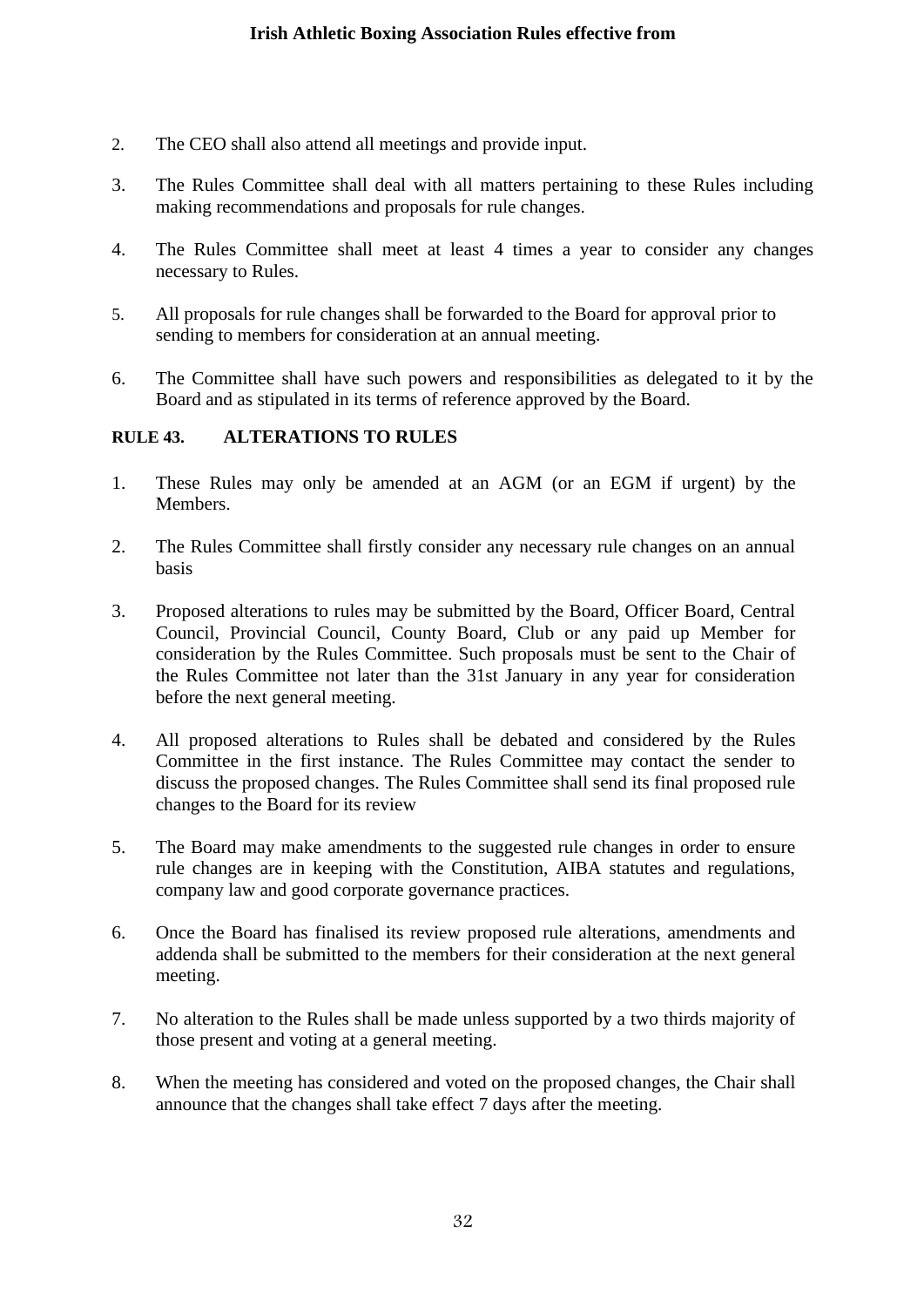2. The CEO shall also attend all meetings and provide input.

3. The Rules Committee shall deal with all matters pertaining to these Rules including making recommendations and proposals for rule changes.

4. The Rules Committee shall meet at least 4 times a year to consider any changes necessary to Rules.

5. All proposals for rule changes shall be forwarded to the Board for approval prior to sending to members for consideration at an annual meeting.

6. The Committee shall have such powers and responsibilities as delegated to it by the Board and as stipulated in its terms of reference approved by the Board.

**RULE 43. ALTERATIONS TO RULES**

1. These Rules may only be amended at an AGM (or an EGM if urgent) by the Members.

2. The Rules Committee shall firstly consider any necessary rule changes on an annual basis

3. Proposed alterations to rules may be submitted by the Board, Officer Board, Central Council, Provincial Council, County Board, Club or any paid up Member for consideration by the Rules Committee. Such proposals must be sent to the Chair of the Rules Committee not later than the 31st January in any year for consideration before the next general meeting.

4. All proposed alterations to Rules shall be debated and considered by the Rules Committee in the first instance. The Rules Committee may contact the sender to discuss the proposed changes. The Rules Committee shall send its final proposed rule changes to the Board for its review

5. The Board may make amendments to the suggested rule changes in order to ensure rule changes are in keeping with the Constitution, AIBA statutes and regulations, company law and good corporate governance practices.

6. Once the Board has finalised its review proposed rule alterations, amendments and addenda shall be submitted to the members for their consideration at the next general meeting.

7. No alteration to the Rules shall be made unless supported by a two thirds majority of those present and voting at a general meeting.

8. When the meeting has considered and voted on the proposed changes, the Chair shall announce that the changes shall take effect 7 days after the meeting.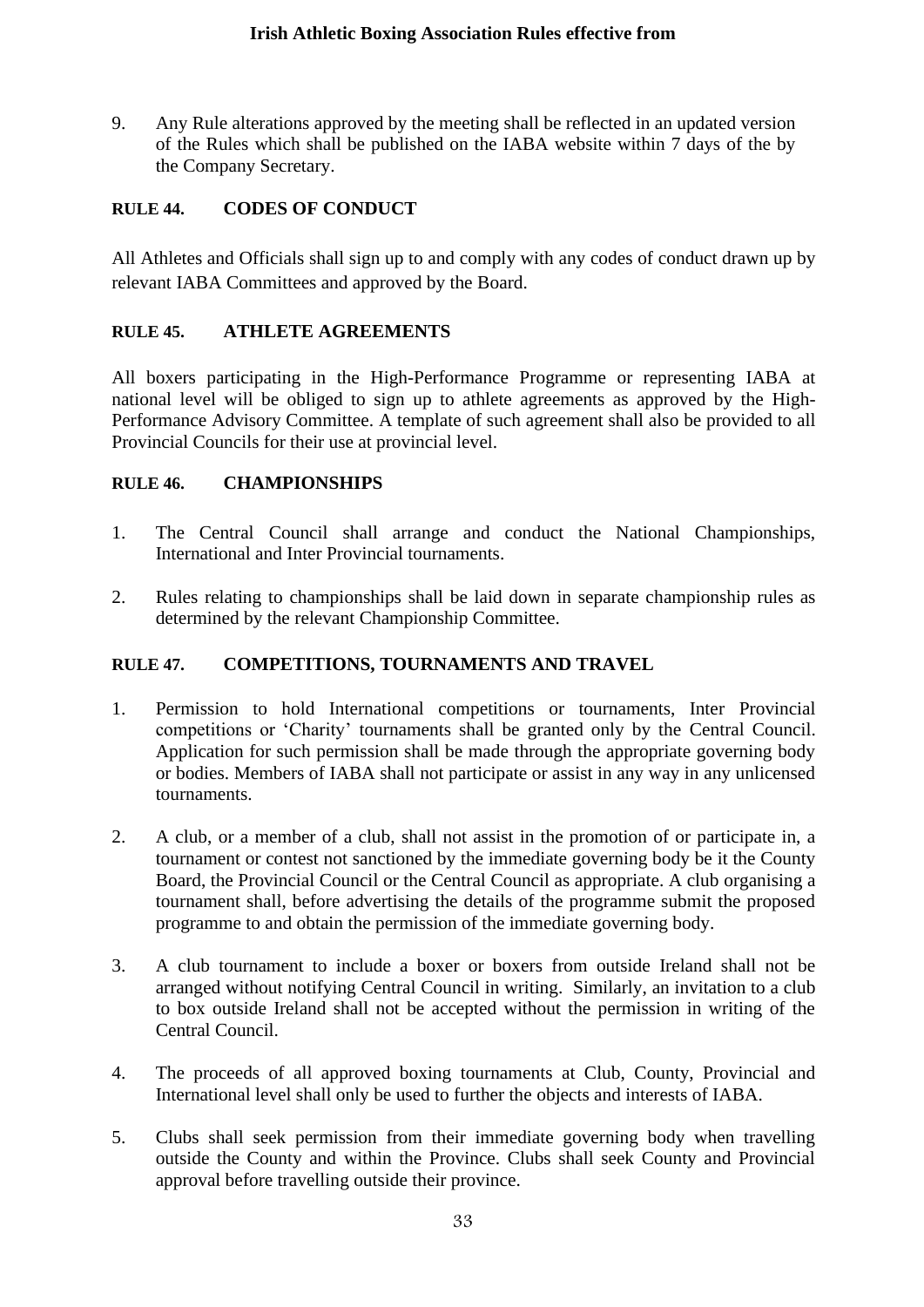9. Any Rule alterations approved by the meeting shall be reflected in an updated version of the Rules which shall be published on the IABA website within 7 days of the by the Company Secretary.

## RULE 44. CODES OF CONDUCT

All Athletes and Officials shall sign up to and comply with any codes of conduct drawn up by relevant IABA Committees and approved by the Board.

## RULE 45. ATHLETE AGREEMENTS

All boxers participating in the High-Performance Programme or representing IABA at national level will be obliged to sign up to athlete agreements as approved by the High-Performance Advisory Committee. A template of such agreement shall also be provided to all Provincial Councils for their use at provincial level.

## RULE 46. CHAMPIONSHIPS

1. The Central Council shall arrange and conduct the National Championships, International and Inter Provincial tournaments.

2. Rules relating to championships shall be laid down in separate championship rules as determined by the relevant Championship Committee.

## RULE 47. COMPETITIONS, TOURNAMENTS AND TRAVEL

1. Permission to hold International competitions or tournaments, Inter Provincial competitions or 'Charity' tournaments shall be granted only by the Central Council. Application for such permission shall be made through the appropriate governing body or bodies. Members of IABA shall not participate or assist in any way in any unlicensed tournaments.

2. A club, or a member of a club, shall not assist in the promotion of or participate in, a tournament or contest not sanctioned by the immediate governing body be it the County Board, the Provincial Council or the Central Council as appropriate. A club organising a tournament shall, before advertising the details of the programme submit the proposed programme to and obtain the permission of the immediate governing body.

3. A club tournament to include a boxer or boxers from outside Ireland shall not be arranged without notifying Central Council in writing. Similarly, an invitation to a club to box outside Ireland shall not be accepted without the permission in writing of the Central Council.

4. The proceeds of all approved boxing tournaments at Club, County, Provincial and International level shall only be used to further the objects and interests of IABA.

5. Clubs shall seek permission from their immediate governing body when travelling outside the County and within the Province. Clubs shall seek County and Provincial approval before travelling outside their province.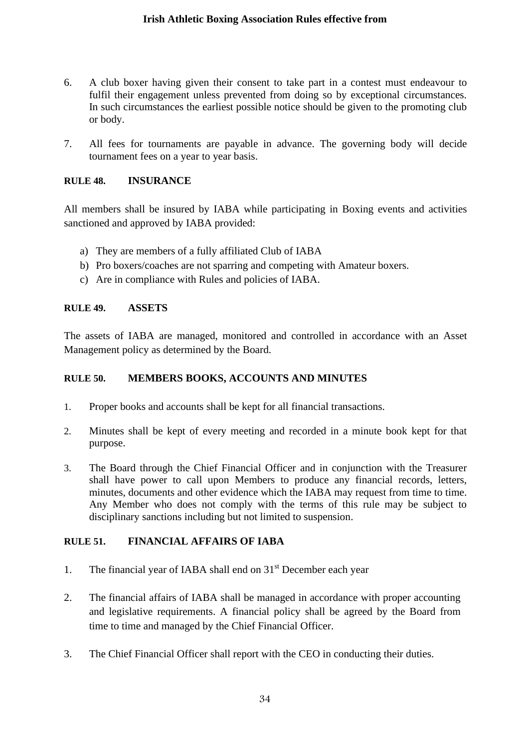6. A club boxer having given their consent to take part in a contest must endeavour to fulfil their engagement unless prevented from doing so by exceptional circumstances. In such circumstances the earliest possible notice should be given to the promoting club or body.

7. All fees for tournaments are payable in advance. The governing body will decide tournament fees on a year to year basis.

## RULE 48. INSURANCE

All members shall be insured by IABA while participating in Boxing events and activities sanctioned and approved by IABA provided:

a) They are members of a fully affiliated Club of IABA
b) Pro boxers/coaches are not sparring and competing with Amateur boxers.
c) Are in compliance with Rules and policies of IABA.

## RULE 49. ASSETS

The assets of IABA are managed, monitored and controlled in accordance with an Asset Management policy as determined by the Board.

## RULE 50. MEMBERS BOOKS, ACCOUNTS AND MINUTES

1. Proper books and accounts shall be kept for all financial transactions.

2. Minutes shall be kept of every meeting and recorded in a minute book kept for that purpose.

3. The Board through the Chief Financial Officer and in conjunction with the Treasurer shall have power to call upon Members to produce any financial records, letters, minutes, documents and other evidence which the IABA may request from time to time. Any Member who does not comply with the terms of this rule may be subject to disciplinary sanctions including but not limited to suspension.

## RULE 51. FINANCIAL AFFAIRS OF IABA

1. The financial year of IABA shall end on 31st December each year

2. The financial affairs of IABA shall be managed in accordance with proper accounting and legislative requirements. A financial policy shall be agreed by the Board from time to time and managed by the Chief Financial Officer.

3. The Chief Financial Officer shall report with the CEO in conducting their duties.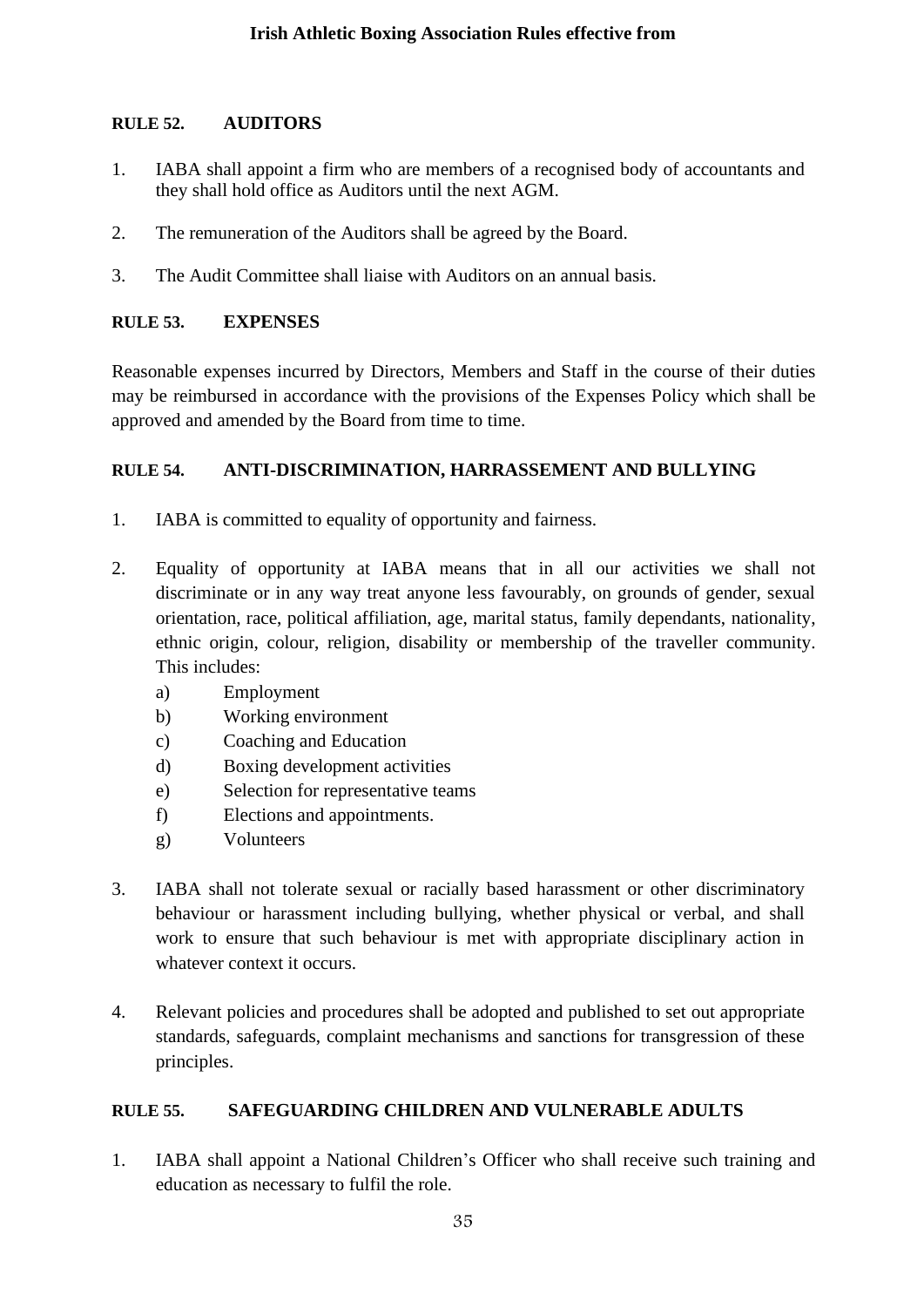## RULE 52. AUDITORS

1. IABA shall appoint a firm who are members of a recognised body of accountants and they shall hold office as Auditors until the next AGM.

2. The remuneration of the Auditors shall be agreed by the Board.

3. The Audit Committee shall liaise with Auditors on an annual basis.

## RULE 53. EXPENSES

Reasonable expenses incurred by Directors, Members and Staff in the course of their duties may be reimbursed in accordance with the provisions of the Expenses Policy which shall be approved and amended by the Board from time to time.

## RULE 54. ANTI-DISCRIMINATION, HARRASSEMENT AND BULLYING

1. IABA is committed to equality of opportunity and fairness.

2. Equality of opportunity at IABA means that in all our activities we shall not discriminate or in any way treat anyone less favourably, on grounds of gender, sexual orientation, race, political affiliation, age, marital status, family dependants, nationality, ethnic origin, colour, religion, disability or membership of the traveller community. This includes:
   a) Employment
   b) Working environment
   c) Coaching and Education
   d) Boxing development activities
   e) Selection for representative teams
   f) Elections and appointments.
   g) Volunteers

3. IABA shall not tolerate sexual or racially based harassment or other discriminatory behaviour or harassment including bullying, whether physical or verbal, and shall work to ensure that such behaviour is met with appropriate disciplinary action in whatever context it occurs.

4. Relevant policies and procedures shall be adopted and published to set out appropriate standards, safeguards, complaint mechanisms and sanctions for transgression of these principles.

## RULE 55. SAFEGUARDING CHILDREN AND VULNERABLE ADULTS

1. IABA shall appoint a National Children's Officer who shall receive such training and education as necessary to fulfil the role.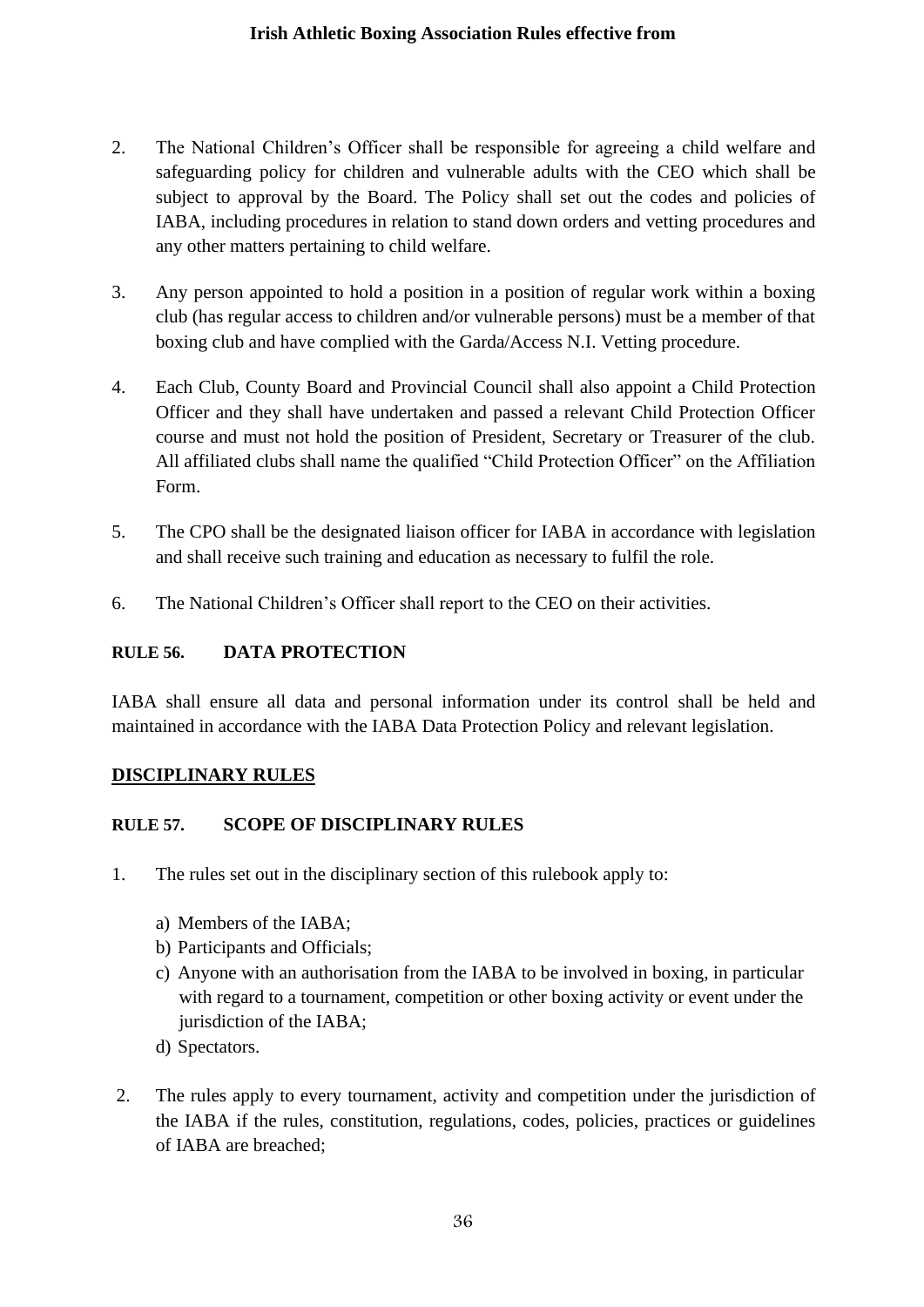2. The National Children's Officer shall be responsible for agreeing a child welfare and safeguarding policy for children and vulnerable adults with the CEO which shall be subject to approval by the Board. The Policy shall set out the codes and policies of IABA, including procedures in relation to stand down orders and vetting procedures and any other matters pertaining to child welfare.

3. Any person appointed to hold a position in a position of regular work within a boxing club (has regular access to children and/or vulnerable persons) must be a member of that boxing club and have complied with the Garda/Access N.I. Vetting procedure.

4. Each Club, County Board and Provincial Council shall also appoint a Child Protection Officer and they shall have undertaken and passed a relevant Child Protection Officer course and must not hold the position of President, Secretary or Treasurer of the club. All affiliated clubs shall name the qualified "Child Protection Officer" on the Affiliation Form.

5. The CPO shall be the designated liaison officer for IABA in accordance with legislation and shall receive such training and education as necessary to fulfil the role.

6. The National Children's Officer shall report to the CEO on their activities.

### RULE 56. DATA PROTECTION

IABA shall ensure all data and personal information under its control shall be held and maintained in accordance with the IABA Data Protection Policy and relevant legislation.

## DISCIPLINARY RULES

### RULE 57. SCOPE OF DISCIPLINARY RULES

1. The rules set out in the disciplinary section of this rulebook apply to:

   a) Members of the IABA;
   b) Participants and Officials;
   c) Anyone with an authorisation from the IABA to be involved in boxing, in particular with regard to a tournament, competition or other boxing activity or event under the jurisdiction of the IABA;
   d) Spectators.

2. The rules apply to every tournament, activity and competition under the jurisdiction of the IABA if the rules, constitution, regulations, codes, policies, practices or guidelines of IABA are breached;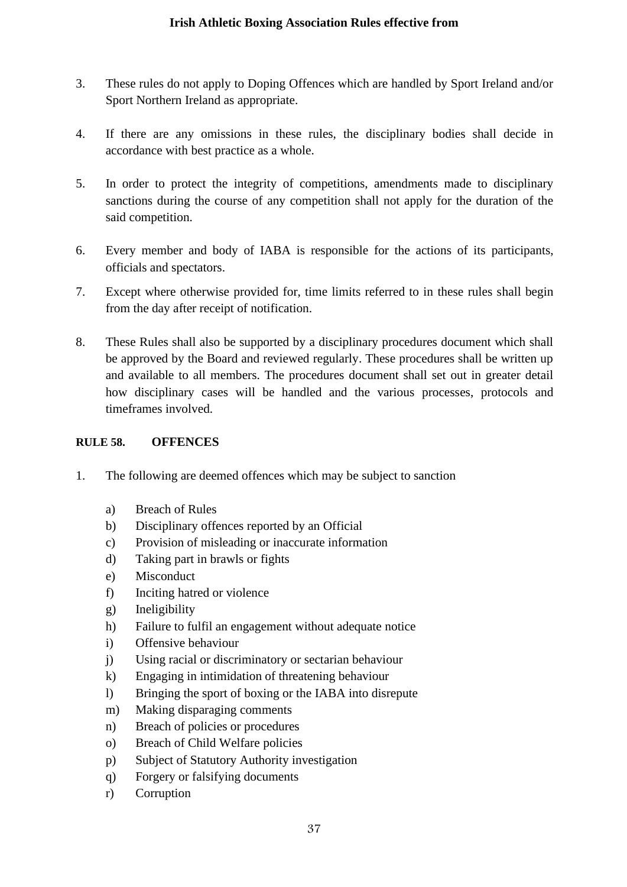3. These rules do not apply to Doping Offences which are handled by Sport Ireland and/or Sport Northern Ireland as appropriate.

4. If there are any omissions in these rules, the disciplinary bodies shall decide in accordance with best practice as a whole.

5. In order to protect the integrity of competitions, amendments made to disciplinary sanctions during the course of any competition shall not apply for the duration of the said competition.

6. Every member and body of IABA is responsible for the actions of its participants, officials and spectators.

7. Except where otherwise provided for, time limits referred to in these rules shall begin from the day after receipt of notification.

8. These Rules shall also be supported by a disciplinary procedures document which shall be approved by the Board and reviewed regularly. These procedures shall be written up and available to all members. The procedures document shall set out in greater detail how disciplinary cases will be handled and the various processes, protocols and timeframes involved.

### RULE 58. OFFENCES

1. The following are deemed offences which may be subject to sanction

    a) Breach of Rules
    b) Disciplinary offences reported by an Official
    c) Provision of misleading or inaccurate information
    d) Taking part in brawls or fights
    e) Misconduct
    f) Inciting hatred or violence
    g) Ineligibility
    h) Failure to fulfil an engagement without adequate notice
    i) Offensive behaviour
    j) Using racial or discriminatory or sectarian behaviour
    k) Engaging in intimidation of threatening behaviour
    l) Bringing the sport of boxing or the IABA into disrepute
    m) Making disparaging comments
    n) Breach of policies or procedures
    o) Breach of Child Welfare policies
    p) Subject of Statutory Authority investigation
    q) Forgery or falsifying documents
    r) Corruption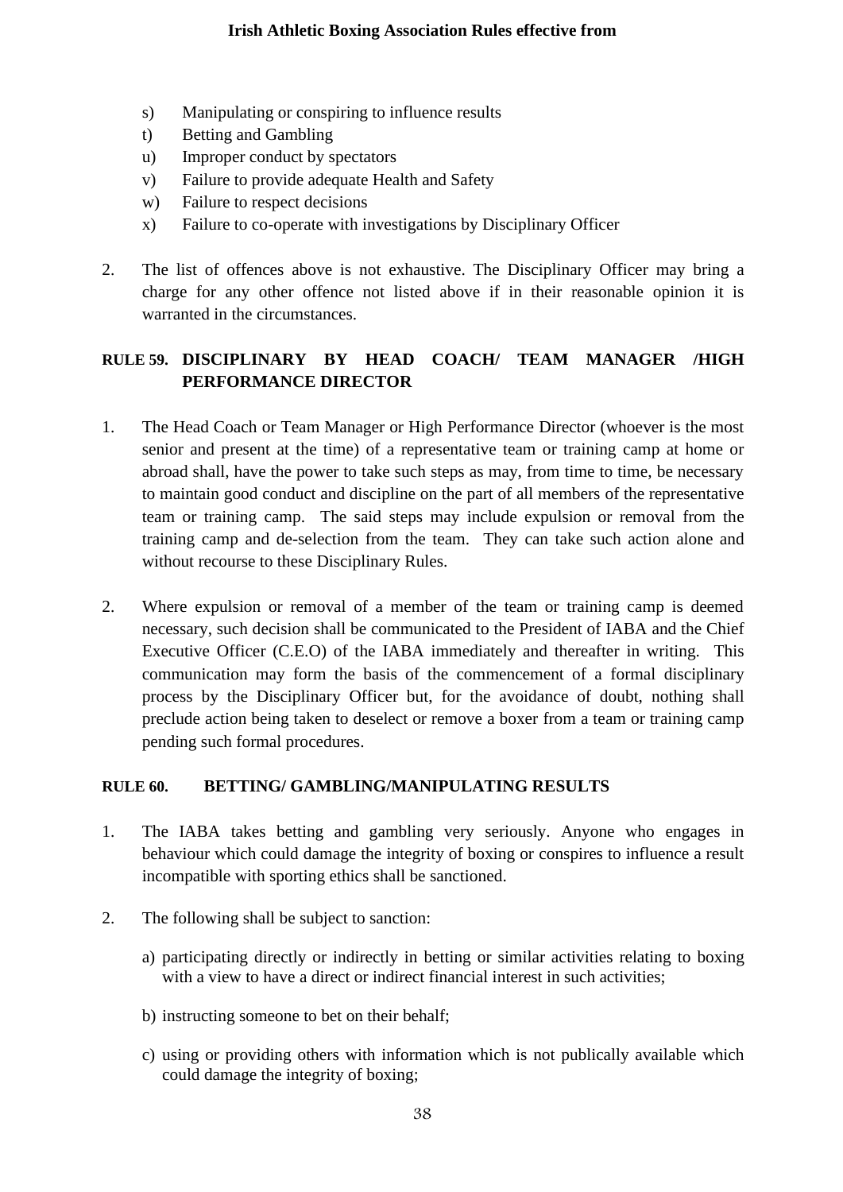s) Manipulating or conspiring to influence results
t) Betting and Gambling
u) Improper conduct by spectators
v) Failure to provide adequate Health and Safety
w) Failure to respect decisions
x) Failure to co-operate with investigations by Disciplinary Officer

2. The list of offences above is not exhaustive. The Disciplinary Officer may bring a charge for any other offence not listed above if in their reasonable opinion it is warranted in the circumstances.

## RULE 59. DISCIPLINARY BY HEAD COACH/ TEAM MANAGER /HIGH PERFORMANCE DIRECTOR

1. The Head Coach or Team Manager or High Performance Director (whoever is the most senior and present at the time) of a representative team or training camp at home or abroad shall, have the power to take such steps as may, from time to time, be necessary to maintain good conduct and discipline on the part of all members of the representative team or training camp. The said steps may include expulsion or removal from the training camp and de-selection from the team. They can take such action alone and without recourse to these Disciplinary Rules.

2. Where expulsion or removal of a member of the team or training camp is deemed necessary, such decision shall be communicated to the President of IABA and the Chief Executive Officer (C.E.O) of the IABA immediately and thereafter in writing. This communication may form the basis of the commencement of a formal disciplinary process by the Disciplinary Officer but, for the avoidance of doubt, nothing shall preclude action being taken to deselect or remove a boxer from a team or training camp pending such formal procedures.

## RULE 60. BETTING/ GAMBLING/MANIPULATING RESULTS

1. The IABA takes betting and gambling very seriously. Anyone who engages in behaviour which could damage the integrity of boxing or conspires to influence a result incompatible with sporting ethics shall be sanctioned.

2. The following shall be subject to sanction:

   a) participating directly or indirectly in betting or similar activities relating to boxing with a view to have a direct or indirect financial interest in such activities;

   b) instructing someone to bet on their behalf;

   c) using or providing others with information which is not publically available which could damage the integrity of boxing;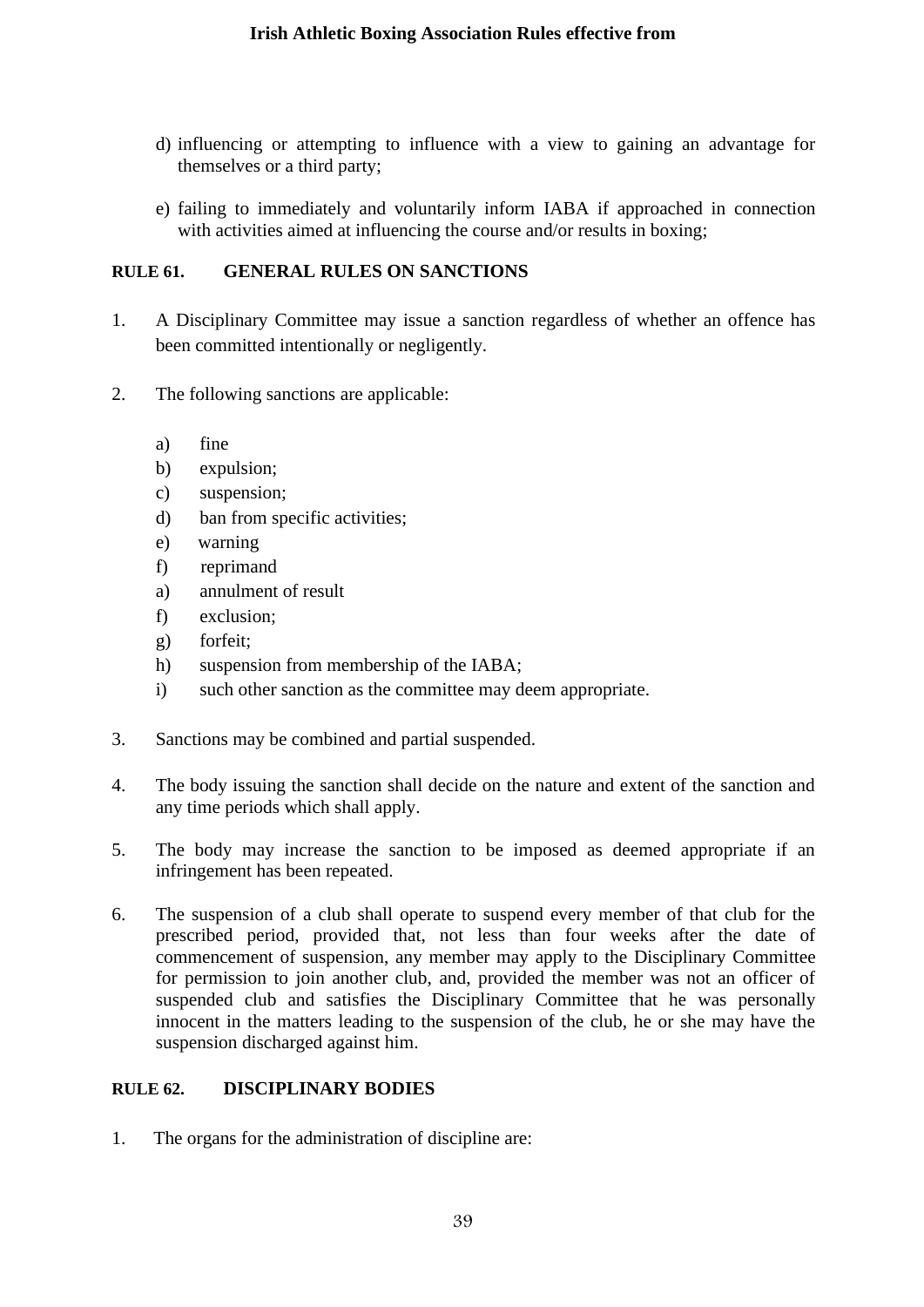d) influencing or attempting to influence with a view to gaining an advantage for themselves or a third party;

e) failing to immediately and voluntarily inform IABA if approached in connection with activities aimed at influencing the course and/or results in boxing;

## RULE 61. GENERAL RULES ON SANCTIONS

1. A Disciplinary Committee may issue a sanction regardless of whether an offence has been committed intentionally or negligently.

2. The following sanctions are applicable:

   a) fine
   b) expulsion;
   c) suspension;
   d) ban from specific activities;
   e) warning
   f) reprimand
   a) annulment of result
   f) exclusion;
   g) forfeit;
   h) suspension from membership of the IABA;
   i) such other sanction as the committee may deem appropriate.

3. Sanctions may be combined and partial suspended.

4. The body issuing the sanction shall decide on the nature and extent of the sanction and any time periods which shall apply.

5. The body may increase the sanction to be imposed as deemed appropriate if an infringement has been repeated.

6. The suspension of a club shall operate to suspend every member of that club for the prescribed period, provided that, not less than four weeks after the date of commencement of suspension, any member may apply to the Disciplinary Committee for permission to join another club, and, provided the member was not an officer of suspended club and satisfies the Disciplinary Committee that he was personally innocent in the matters leading to the suspension of the club, he or she may have the suspension discharged against him.

## RULE 62. DISCIPLINARY BODIES

1. The organs for the administration of discipline are: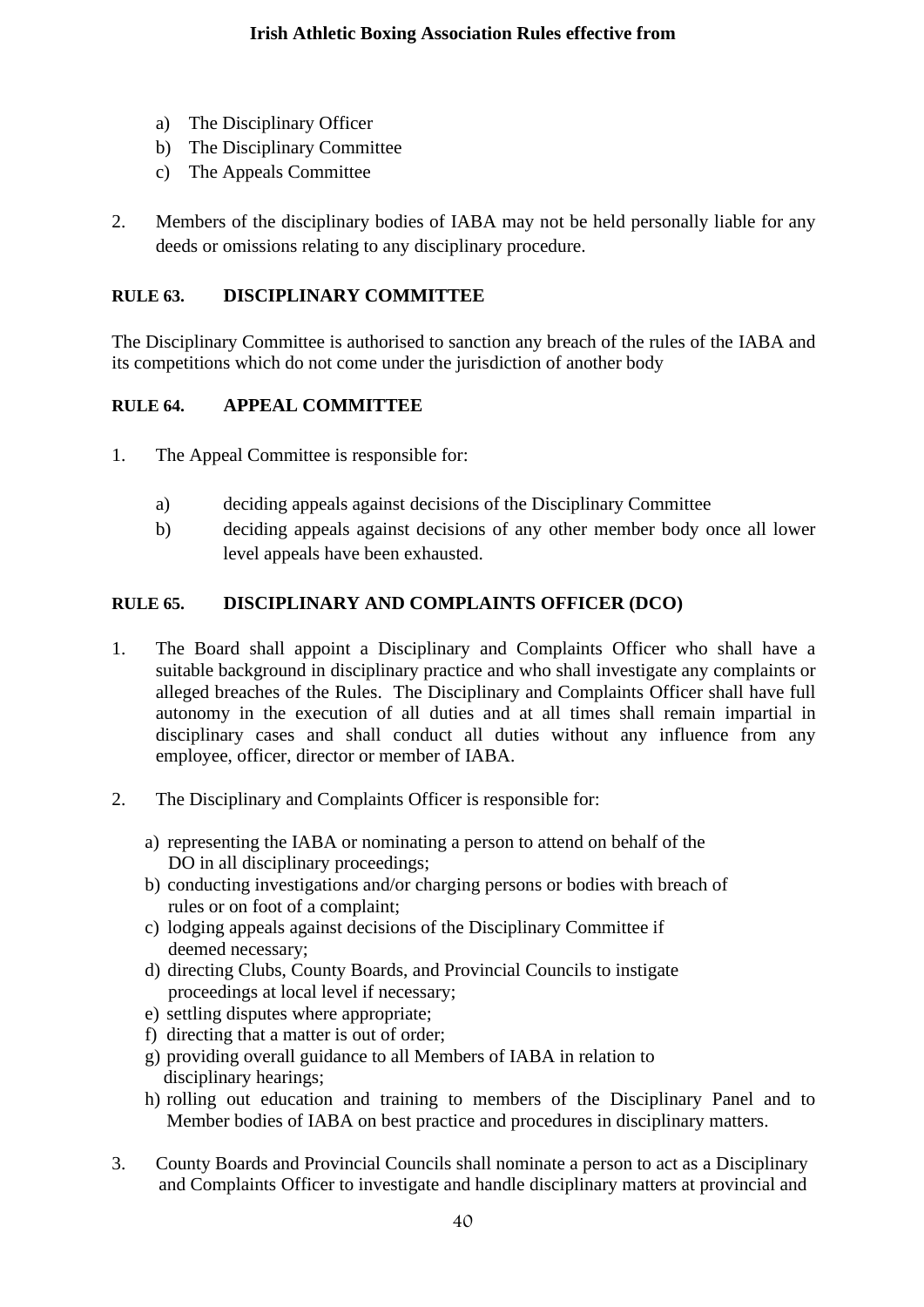a) The Disciplinary Officer
b) The Disciplinary Committee
c) The Appeals Committee

2. Members of the disciplinary bodies of IABA may not be held personally liable for any deeds or omissions relating to any disciplinary procedure.

## RULE 63. DISCIPLINARY COMMITTEE

The Disciplinary Committee is authorised to sanction any breach of the rules of the IABA and its competitions which do not come under the jurisdiction of another body

## RULE 64. APPEAL COMMITTEE

1. The Appeal Committee is responsible for:

   a) deciding appeals against decisions of the Disciplinary Committee
   b) deciding appeals against decisions of any other member body once all lower level appeals have been exhausted.

## RULE 65. DISCIPLINARY AND COMPLAINTS OFFICER (DCO)

1. The Board shall appoint a Disciplinary and Complaints Officer who shall have a suitable background in disciplinary practice and who shall investigate any complaints or alleged breaches of the Rules. The Disciplinary and Complaints Officer shall have full autonomy in the execution of all duties and at all times shall remain impartial in disciplinary cases and shall conduct all duties without any influence from any employee, officer, director or member of IABA.

2. The Disciplinary and Complaints Officer is responsible for:

   a) representing the IABA or nominating a person to attend on behalf of the DO in all disciplinary proceedings;
   b) conducting investigations and/or charging persons or bodies with breach of rules or on foot of a complaint;
   c) lodging appeals against decisions of the Disciplinary Committee if deemed necessary;
   d) directing Clubs, County Boards, and Provincial Councils to instigate proceedings at local level if necessary;
   e) settling disputes where appropriate;
   f) directing that a matter is out of order;
   g) providing overall guidance to all Members of IABA in relation to disciplinary hearings;
   h) rolling out education and training to members of the Disciplinary Panel and to Member bodies of IABA on best practice and procedures in disciplinary matters.

3. County Boards and Provincial Councils shall nominate a person to act as a Disciplinary and Complaints Officer to investigate and handle disciplinary matters at provincial and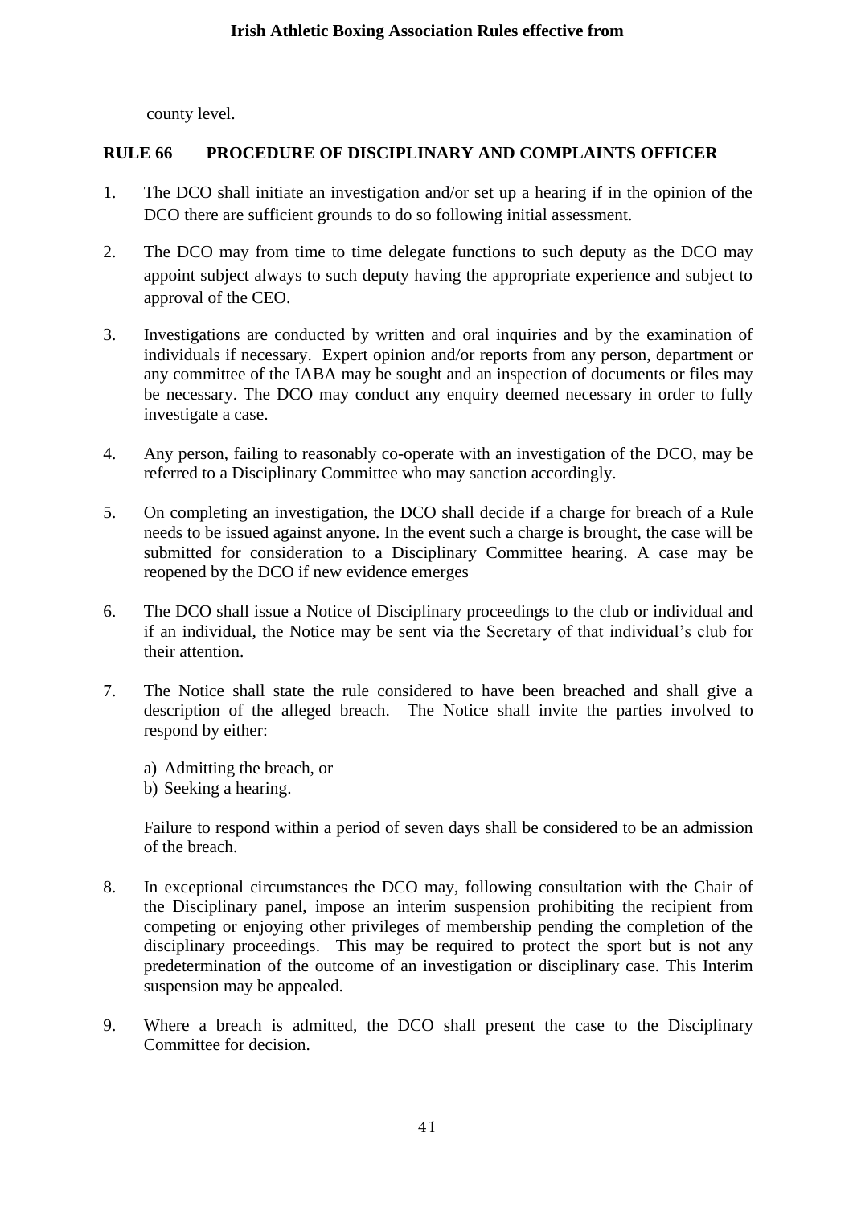county level.

## RULE 66 PROCEDURE OF DISCIPLINARY AND COMPLAINTS OFFICER

1. The DCO shall initiate an investigation and/or set up a hearing if in the opinion of the DCO there are sufficient grounds to do so following initial assessment.

2. The DCO may from time to time delegate functions to such deputy as the DCO may appoint subject always to such deputy having the appropriate experience and subject to approval of the CEO.

3. Investigations are conducted by written and oral inquiries and by the examination of individuals if necessary. Expert opinion and/or reports from any person, department or any committee of the IABA may be sought and an inspection of documents or files may be necessary. The DCO may conduct any enquiry deemed necessary in order to fully investigate a case.

4. Any person, failing to reasonably co-operate with an investigation of the DCO, may be referred to a Disciplinary Committee who may sanction accordingly.

5. On completing an investigation, the DCO shall decide if a charge for breach of a Rule needs to be issued against anyone. In the event such a charge is brought, the case will be submitted for consideration to a Disciplinary Committee hearing. A case may be reopened by the DCO if new evidence emerges

6. The DCO shall issue a Notice of Disciplinary proceedings to the club or individual and if an individual, the Notice may be sent via the Secretary of that individual's club for their attention.

7. The Notice shall state the rule considered to have been breached and shall give a description of the alleged breach. The Notice shall invite the parties involved to respond by either:

   a) Admitting the breach, or
   b) Seeking a hearing.

   Failure to respond within a period of seven days shall be considered to be an admission of the breach.

8. In exceptional circumstances the DCO may, following consultation with the Chair of the Disciplinary panel, impose an interim suspension prohibiting the recipient from competing or enjoying other privileges of membership pending the completion of the disciplinary proceedings. This may be required to protect the sport but is not any predetermination of the outcome of an investigation or disciplinary case. This Interim suspension may be appealed.

9. Where a breach is admitted, the DCO shall present the case to the Disciplinary Committee for decision.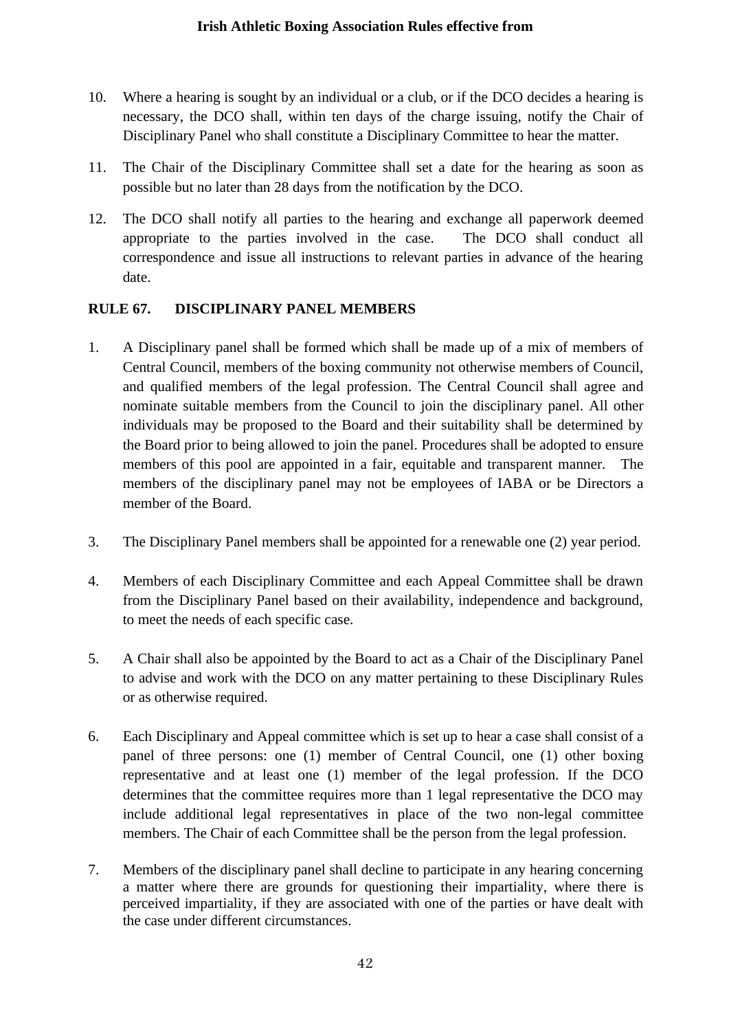10. Where a hearing is sought by an individual or a club, or if the DCO decides a hearing is necessary, the DCO shall, within ten days of the charge issuing, notify the Chair of Disciplinary Panel who shall constitute a Disciplinary Committee to hear the matter.

11. The Chair of the Disciplinary Committee shall set a date for the hearing as soon as possible but no later than 28 days from the notification by the DCO.

12. The DCO shall notify all parties to the hearing and exchange all paperwork deemed appropriate to the parties involved in the case. The DCO shall conduct all correspondence and issue all instructions to relevant parties in advance of the hearing date.

**RULE 67. DISCIPLINARY PANEL MEMBERS**

1. A Disciplinary panel shall be formed which shall be made up of a mix of members of Central Council, members of the boxing community not otherwise members of Council, and qualified members of the legal profession. The Central Council shall agree and nominate suitable members from the Council to join the disciplinary panel. All other individuals may be proposed to the Board and their suitability shall be determined by the Board prior to being allowed to join the panel. Procedures shall be adopted to ensure members of this pool are appointed in a fair, equitable and transparent manner. The members of the disciplinary panel may not be employees of IABA or be Directors a member of the Board.

3. The Disciplinary Panel members shall be appointed for a renewable one (2) year period.

4. Members of each Disciplinary Committee and each Appeal Committee shall be drawn from the Disciplinary Panel based on their availability, independence and background, to meet the needs of each specific case.

5. A Chair shall also be appointed by the Board to act as a Chair of the Disciplinary Panel to advise and work with the DCO on any matter pertaining to these Disciplinary Rules or as otherwise required.

6. Each Disciplinary and Appeal committee which is set up to hear a case shall consist of a panel of three persons: one (1) member of Central Council, one (1) other boxing representative and at least one (1) member of the legal profession. If the DCO determines that the committee requires more than 1 legal representative the DCO may include additional legal representatives in place of the two non-legal committee members. The Chair of each Committee shall be the person from the legal profession.

7. Members of the disciplinary panel shall decline to participate in any hearing concerning a matter where there are grounds for questioning their impartiality, where there is perceived impartiality, if they are associated with one of the parties or have dealt with the case under different circumstances.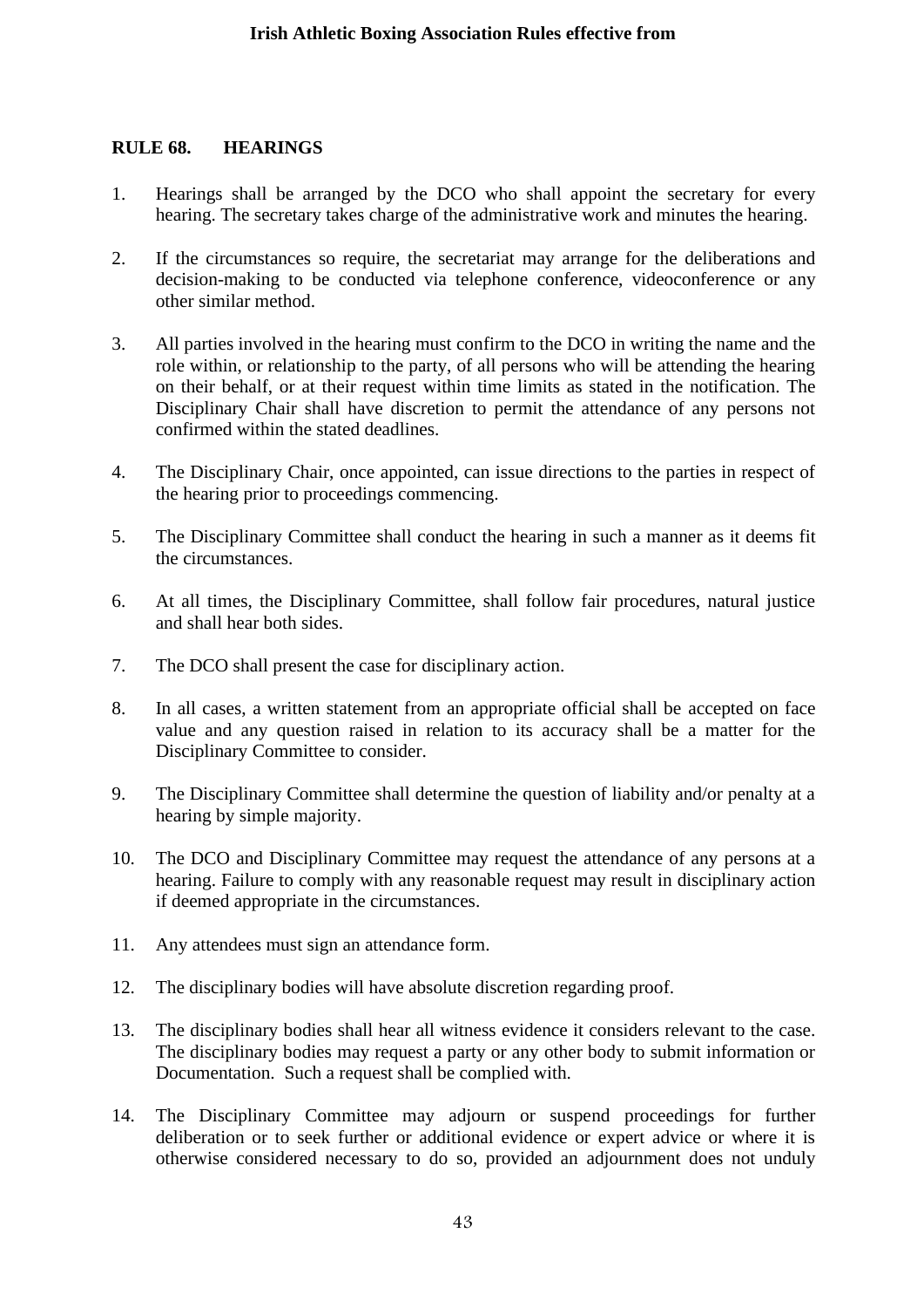## RULE 68. HEARINGS

1. Hearings shall be arranged by the DCO who shall appoint the secretary for every hearing. The secretary takes charge of the administrative work and minutes the hearing.

2. If the circumstances so require, the secretariat may arrange for the deliberations and decision-making to be conducted via telephone conference, videoconference or any other similar method.

3. All parties involved in the hearing must confirm to the DCO in writing the name and the role within, or relationship to the party, of all persons who will be attending the hearing on their behalf, or at their request within time limits as stated in the notification. The Disciplinary Chair shall have discretion to permit the attendance of any persons not confirmed within the stated deadlines.

4. The Disciplinary Chair, once appointed, can issue directions to the parties in respect of the hearing prior to proceedings commencing.

5. The Disciplinary Committee shall conduct the hearing in such a manner as it deems fit the circumstances.

6. At all times, the Disciplinary Committee, shall follow fair procedures, natural justice and shall hear both sides.

7. The DCO shall present the case for disciplinary action.

8. In all cases, a written statement from an appropriate official shall be accepted on face value and any question raised in relation to its accuracy shall be a matter for the Disciplinary Committee to consider.

9. The Disciplinary Committee shall determine the question of liability and/or penalty at a hearing by simple majority.

10. The DCO and Disciplinary Committee may request the attendance of any persons at a hearing. Failure to comply with any reasonable request may result in disciplinary action if deemed appropriate in the circumstances.

11. Any attendees must sign an attendance form.

12. The disciplinary bodies will have absolute discretion regarding proof.

13. The disciplinary bodies shall hear all witness evidence it considers relevant to the case. The disciplinary bodies may request a party or any other body to submit information or Documentation. Such a request shall be complied with.

14. The Disciplinary Committee may adjourn or suspend proceedings for further deliberation or to seek further or additional evidence or expert advice or where it is otherwise considered necessary to do so, provided an adjournment does not unduly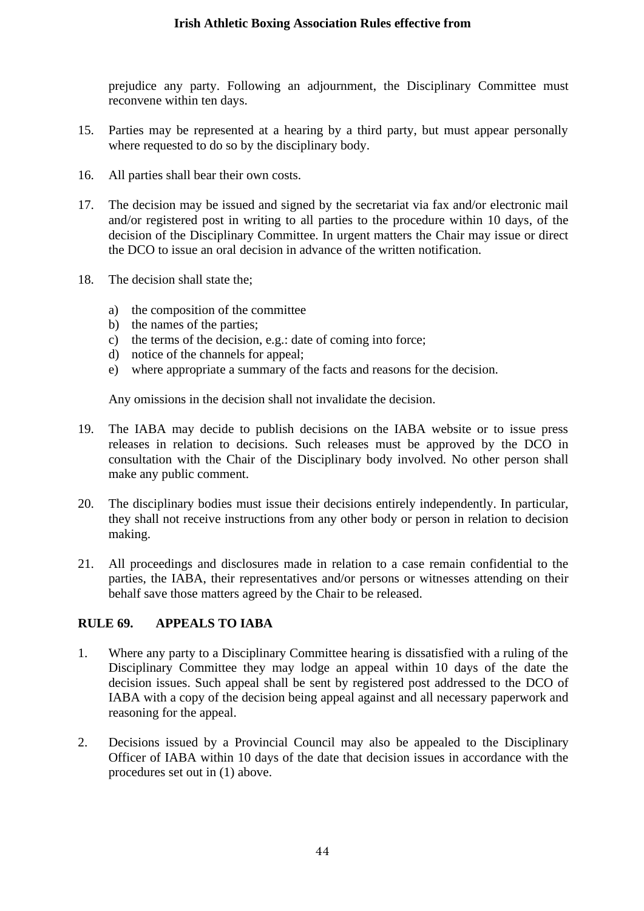prejudice any party. Following an adjournment, the Disciplinary Committee must reconvene within ten days.

15. Parties may be represented at a hearing by a third party, but must appear personally where requested to do so by the disciplinary body.

16. All parties shall bear their own costs.

17. The decision may be issued and signed by the secretariat via fax and/or electronic mail and/or registered post in writing to all parties to the procedure within 10 days, of the decision of the Disciplinary Committee. In urgent matters the Chair may issue or direct the DCO to issue an oral decision in advance of the written notification.

18. The decision shall state the;

    a) the composition of the committee
    b) the names of the parties;
    c) the terms of the decision, e.g.: date of coming into force;
    d) notice of the channels for appeal;
    e) where appropriate a summary of the facts and reasons for the decision.

    Any omissions in the decision shall not invalidate the decision.

19. The IABA may decide to publish decisions on the IABA website or to issue press releases in relation to decisions. Such releases must be approved by the DCO in consultation with the Chair of the Disciplinary body involved. No other person shall make any public comment.

20. The disciplinary bodies must issue their decisions entirely independently. In particular, they shall not receive instructions from any other body or person in relation to decision making.

21. All proceedings and disclosures made in relation to a case remain confidential to the parties, the IABA, their representatives and/or persons or witnesses attending on their behalf save those matters agreed by the Chair to be released.

## RULE 69. APPEALS TO IABA

1. Where any party to a Disciplinary Committee hearing is dissatisfied with a ruling of the Disciplinary Committee they may lodge an appeal within 10 days of the date the decision issues. Such appeal shall be sent by registered post addressed to the DCO of IABA with a copy of the decision being appeal against and all necessary paperwork and reasoning for the appeal.

2. Decisions issued by a Provincial Council may also be appealed to the Disciplinary Officer of IABA within 10 days of the date that decision issues in accordance with the procedures set out in (1) above.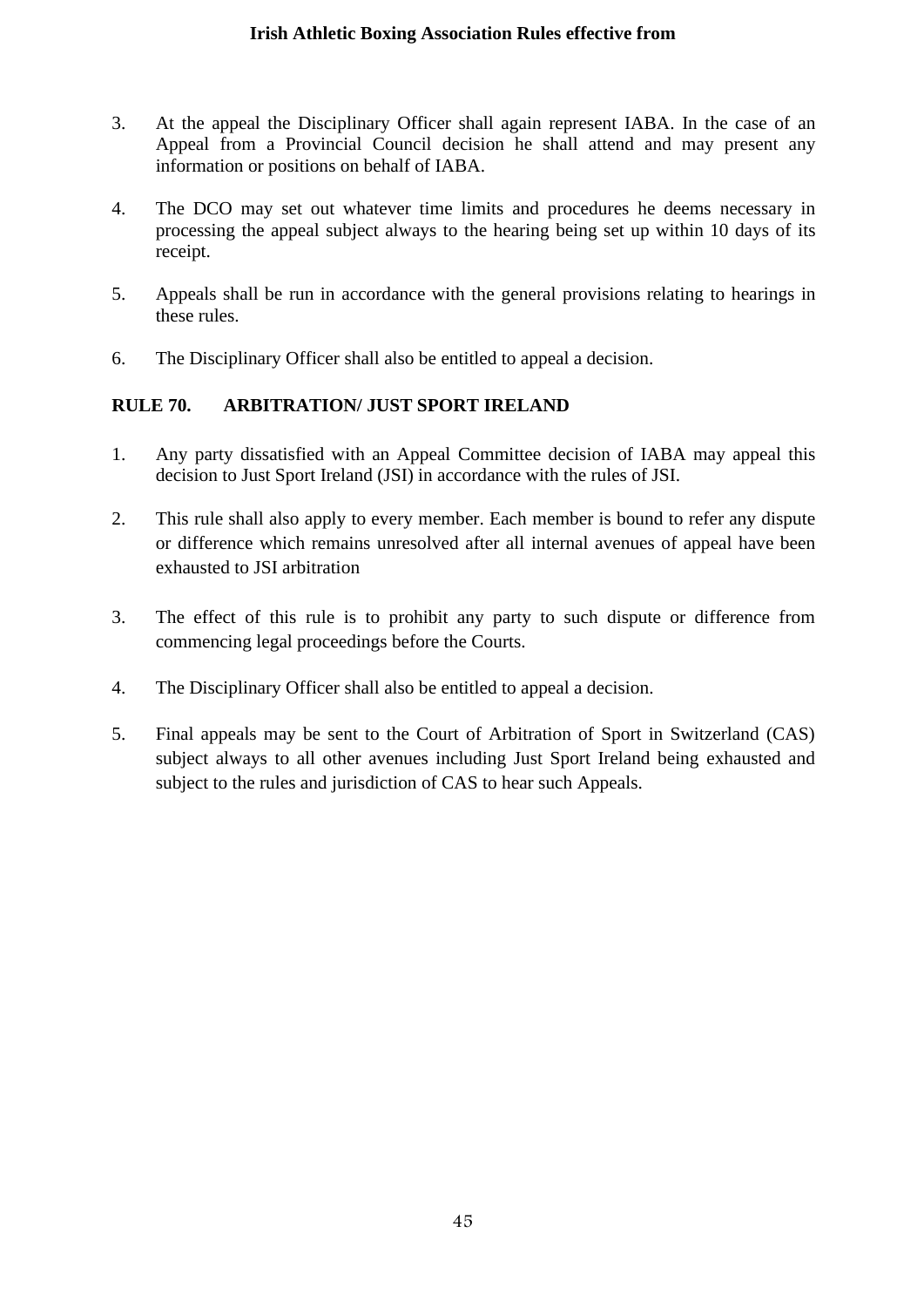3. At the appeal the Disciplinary Officer shall again represent IABA. In the case of an Appeal from a Provincial Council decision he shall attend and may present any information or positions on behalf of IABA.

4. The DCO may set out whatever time limits and procedures he deems necessary in processing the appeal subject always to the hearing being set up within 10 days of its receipt.

5. Appeals shall be run in accordance with the general provisions relating to hearings in these rules.

6. The Disciplinary Officer shall also be entitled to appeal a decision.

## RULE 70. ARBITRATION/ JUST SPORT IRELAND

1. Any party dissatisfied with an Appeal Committee decision of IABA may appeal this decision to Just Sport Ireland (JSI) in accordance with the rules of JSI.

2. This rule shall also apply to every member. Each member is bound to refer any dispute or difference which remains unresolved after all internal avenues of appeal have been exhausted to JSI arbitration

3. The effect of this rule is to prohibit any party to such dispute or difference from commencing legal proceedings before the Courts.

4. The Disciplinary Officer shall also be entitled to appeal a decision.

5. Final appeals may be sent to the Court of Arbitration of Sport in Switzerland (CAS) subject always to all other avenues including Just Sport Ireland being exhausted and subject to the rules and jurisdiction of CAS to hear such Appeals.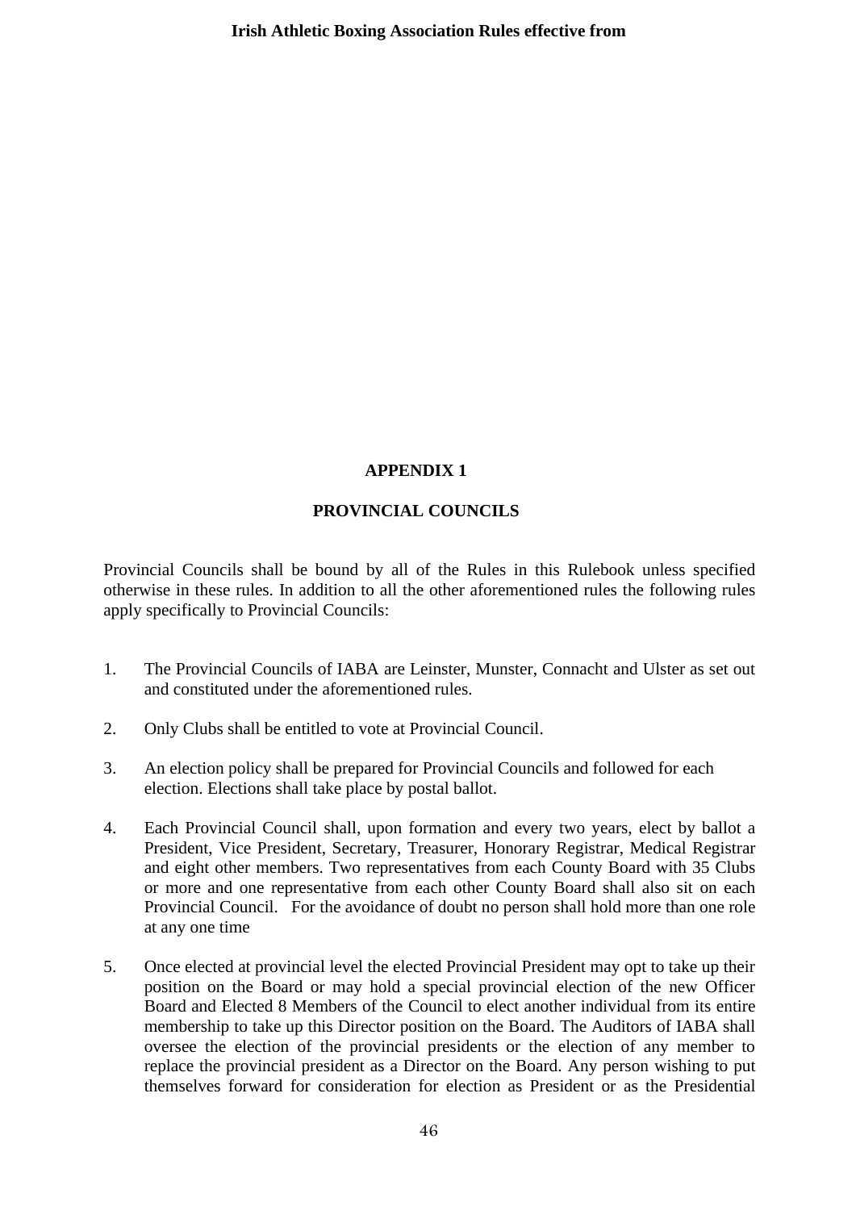# APPENDIX 1

## PROVINCIAL COUNCILS

Provincial Councils shall be bound by all of the Rules in this Rulebook unless specified otherwise in these rules. In addition to all the other aforementioned rules the following rules apply specifically to Provincial Councils:

1. The Provincial Councils of IABA are Leinster, Munster, Connacht and Ulster as set out and constituted under the aforementioned rules.

2. Only Clubs shall be entitled to vote at Provincial Council.

3. An election policy shall be prepared for Provincial Councils and followed for each election. Elections shall take place by postal ballot.

4. Each Provincial Council shall, upon formation and every two years, elect by ballot a President, Vice President, Secretary, Treasurer, Honorary Registrar, Medical Registrar and eight other members. Two representatives from each County Board with 35 Clubs or more and one representative from each other County Board shall also sit on each Provincial Council. For the avoidance of doubt no person shall hold more than one role at any one time

5. Once elected at provincial level the elected Provincial President may opt to take up their position on the Board or may hold a special provincial election of the new Officer Board and Elected 8 Members of the Council to elect another individual from its entire membership to take up this Director position on the Board. The Auditors of IABA shall oversee the election of the provincial presidents or the election of any member to replace the provincial president as a Director on the Board. Any person wishing to put themselves forward for consideration for election as President or as the Presidential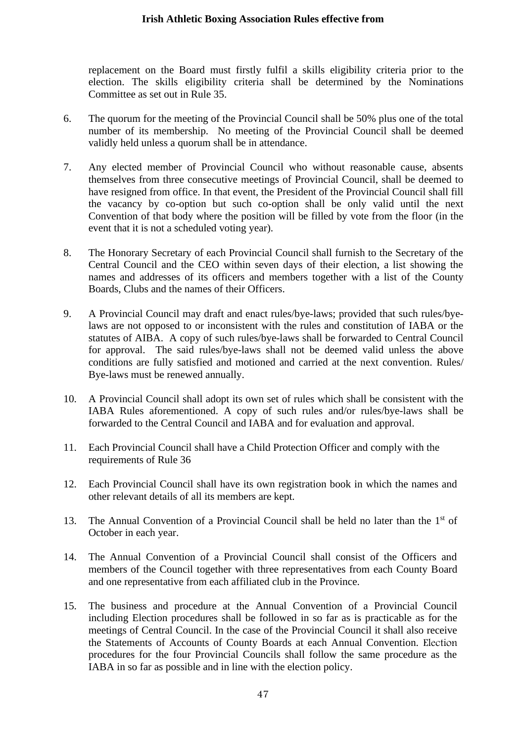replacement on the Board must firstly fulfil a skills eligibility criteria prior to the election. The skills eligibility criteria shall be determined by the Nominations Committee as set out in Rule 35.

6. The quorum for the meeting of the Provincial Council shall be 50% plus one of the total number of its membership. No meeting of the Provincial Council shall be deemed validly held unless a quorum shall be in attendance.

7. Any elected member of Provincial Council who without reasonable cause, absents themselves from three consecutive meetings of Provincial Council, shall be deemed to have resigned from office. In that event, the President of the Provincial Council shall fill the vacancy by co-option but such co-option shall be only valid until the next Convention of that body where the position will be filled by vote from the floor (in the event that it is not a scheduled voting year).

8. The Honorary Secretary of each Provincial Council shall furnish to the Secretary of the Central Council and the CEO within seven days of their election, a list showing the names and addresses of its officers and members together with a list of the County Boards, Clubs and the names of their Officers.

9. A Provincial Council may draft and enact rules/bye-laws; provided that such rules/bye-laws are not opposed to or inconsistent with the rules and constitution of IABA or the statutes of AIBA. A copy of such rules/bye-laws shall be forwarded to Central Council for approval. The said rules/bye-laws shall not be deemed valid unless the above conditions are fully satisfied and motioned and carried at the next convention. Rules/ Bye-laws must be renewed annually.

10. A Provincial Council shall adopt its own set of rules which shall be consistent with the IABA Rules aforementioned. A copy of such rules and/or rules/bye-laws shall be forwarded to the Central Council and IABA and for evaluation and approval.

11. Each Provincial Council shall have a Child Protection Officer and comply with the requirements of Rule 36

12. Each Provincial Council shall have its own registration book in which the names and other relevant details of all its members are kept.

13. The Annual Convention of a Provincial Council shall be held no later than the 1st of October in each year.

14. The Annual Convention of a Provincial Council shall consist of the Officers and members of the Council together with three representatives from each County Board and one representative from each affiliated club in the Province.

15. The business and procedure at the Annual Convention of a Provincial Council including Election procedures shall be followed in so far as is practicable as for the meetings of Central Council. In the case of the Provincial Council it shall also receive the Statements of Accounts of County Boards at each Annual Convention. Election procedures for the four Provincial Councils shall follow the same procedure as the IABA in so far as possible and in line with the election policy.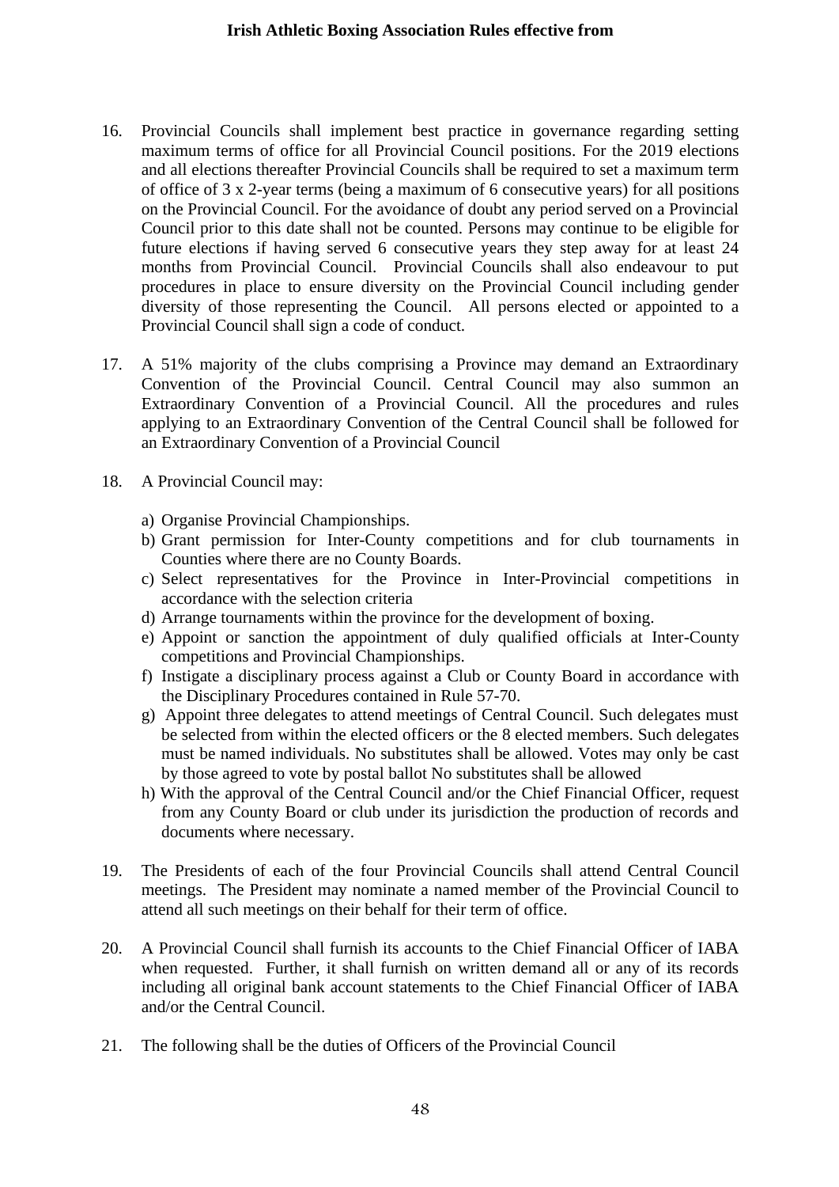16. Provincial Councils shall implement best practice in governance regarding setting maximum terms of office for all Provincial Council positions. For the 2019 elections and all elections thereafter Provincial Councils shall be required to set a maximum term of office of 3 x 2-year terms (being a maximum of 6 consecutive years) for all positions on the Provincial Council. For the avoidance of doubt any period served on a Provincial Council prior to this date shall not be counted. Persons may continue to be eligible for future elections if having served 6 consecutive years they step away for at least 24 months from Provincial Council. Provincial Councils shall also endeavour to put procedures in place to ensure diversity on the Provincial Council including gender diversity of those representing the Council. All persons elected or appointed to a Provincial Council shall sign a code of conduct.

17. A 51% majority of the clubs comprising a Province may demand an Extraordinary Convention of the Provincial Council. Central Council may also summon an Extraordinary Convention of a Provincial Council. All the procedures and rules applying to an Extraordinary Convention of the Central Council shall be followed for an Extraordinary Convention of a Provincial Council

18. A Provincial Council may:

    a) Organise Provincial Championships.
    b) Grant permission for Inter-County competitions and for club tournaments in Counties where there are no County Boards.
    c) Select representatives for the Province in Inter-Provincial competitions in accordance with the selection criteria
    d) Arrange tournaments within the province for the development of boxing.
    e) Appoint or sanction the appointment of duly qualified officials at Inter-County competitions and Provincial Championships.
    f) Instigate a disciplinary process against a Club or County Board in accordance with the Disciplinary Procedures contained in Rule 57-70.
    g) Appoint three delegates to attend meetings of Central Council. Such delegates must be selected from within the elected officers or the 8 elected members. Such delegates must be named individuals. No substitutes shall be allowed. Votes may only be cast by those agreed to vote by postal ballot No substitutes shall be allowed
    h) With the approval of the Central Council and/or the Chief Financial Officer, request from any County Board or club under its jurisdiction the production of records and documents where necessary.

19. The Presidents of each of the four Provincial Councils shall attend Central Council meetings. The President may nominate a named member of the Provincial Council to attend all such meetings on their behalf for their term of office.

20. A Provincial Council shall furnish its accounts to the Chief Financial Officer of IABA when requested. Further, it shall furnish on written demand all or any of its records including all original bank account statements to the Chief Financial Officer of IABA and/or the Central Council.

21. The following shall be the duties of Officers of the Provincial Council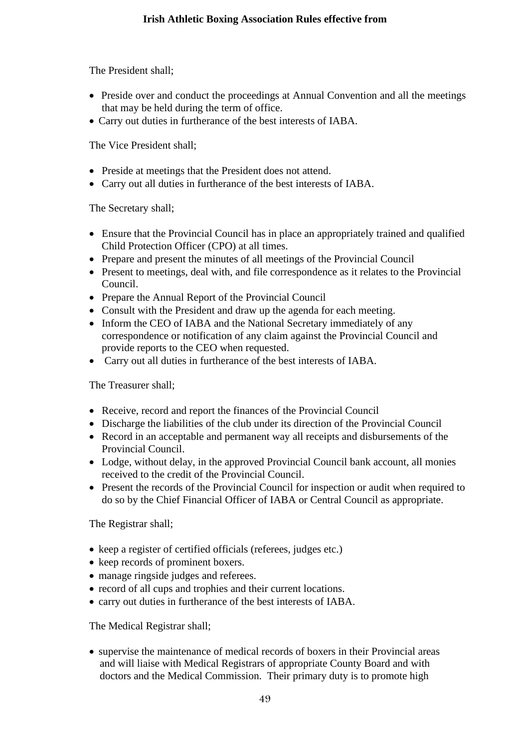The President shall;

- Preside over and conduct the proceedings at Annual Convention and all the meetings that may be held during the term of office.
- Carry out duties in furtherance of the best interests of IABA.

The Vice President shall;

- Preside at meetings that the President does not attend.
- Carry out all duties in furtherance of the best interests of IABA.

The Secretary shall;

- Ensure that the Provincial Council has in place an appropriately trained and qualified Child Protection Officer (CPO) at all times.
- Prepare and present the minutes of all meetings of the Provincial Council
- Present to meetings, deal with, and file correspondence as it relates to the Provincial Council.
- Prepare the Annual Report of the Provincial Council
- Consult with the President and draw up the agenda for each meeting.
- Inform the CEO of IABA and the National Secretary immediately of any correspondence or notification of any claim against the Provincial Council and provide reports to the CEO when requested.
- Carry out all duties in furtherance of the best interests of IABA.

The Treasurer shall;

- Receive, record and report the finances of the Provincial Council
- Discharge the liabilities of the club under its direction of the Provincial Council
- Record in an acceptable and permanent way all receipts and disbursements of the Provincial Council.
- Lodge, without delay, in the approved Provincial Council bank account, all monies received to the credit of the Provincial Council.
- Present the records of the Provincial Council for inspection or audit when required to do so by the Chief Financial Officer of IABA or Central Council as appropriate.

The Registrar shall;

- keep a register of certified officials (referees, judges etc.)
- keep records of prominent boxers.
- manage ringside judges and referees.
- record of all cups and trophies and their current locations.
- carry out duties in furtherance of the best interests of IABA.

The Medical Registrar shall;

- supervise the maintenance of medical records of boxers in their Provincial areas and will liaise with Medical Registrars of appropriate County Board and with doctors and the Medical Commission. Their primary duty is to promote high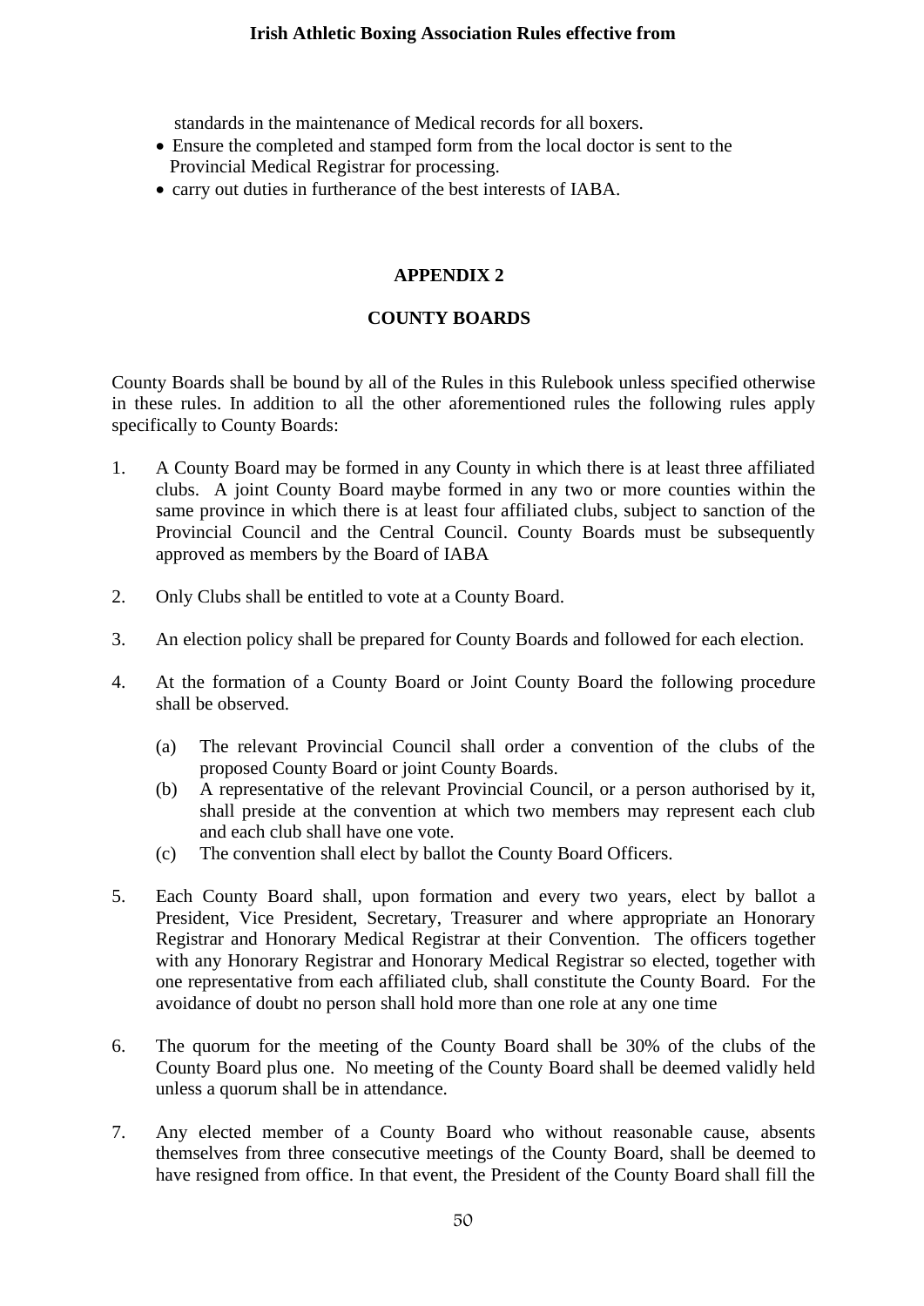standards in the maintenance of Medical records for all boxers.

- Ensure the completed and stamped form from the local doctor is sent to the Provincial Medical Registrar for processing.
- carry out duties in furtherance of the best interests of IABA.

## APPENDIX 2

## COUNTY BOARDS

County Boards shall be bound by all of the Rules in this Rulebook unless specified otherwise in these rules. In addition to all the other aforementioned rules the following rules apply specifically to County Boards:

1. A County Board may be formed in any County in which there is at least three affiliated clubs. A joint County Board maybe formed in any two or more counties within the same province in which there is at least four affiliated clubs, subject to sanction of the Provincial Council and the Central Council. County Boards must be subsequently approved as members by the Board of IABA

2. Only Clubs shall be entitled to vote at a County Board.

3. An election policy shall be prepared for County Boards and followed for each election.

4. At the formation of a County Board or Joint County Board the following procedure shall be observed.

   (a) The relevant Provincial Council shall order a convention of the clubs of the proposed County Board or joint County Boards.
   (b) A representative of the relevant Provincial Council, or a person authorised by it, shall preside at the convention at which two members may represent each club and each club shall have one vote.
   (c) The convention shall elect by ballot the County Board Officers.

5. Each County Board shall, upon formation and every two years, elect by ballot a President, Vice President, Secretary, Treasurer and where appropriate an Honorary Registrar and Honorary Medical Registrar at their Convention. The officers together with any Honorary Registrar and Honorary Medical Registrar so elected, together with one representative from each affiliated club, shall constitute the County Board. For the avoidance of doubt no person shall hold more than one role at any one time

6. The quorum for the meeting of the County Board shall be 30% of the clubs of the County Board plus one. No meeting of the County Board shall be deemed validly held unless a quorum shall be in attendance.

7. Any elected member of a County Board who without reasonable cause, absents themselves from three consecutive meetings of the County Board, shall be deemed to have resigned from office. In that event, the President of the County Board shall fill the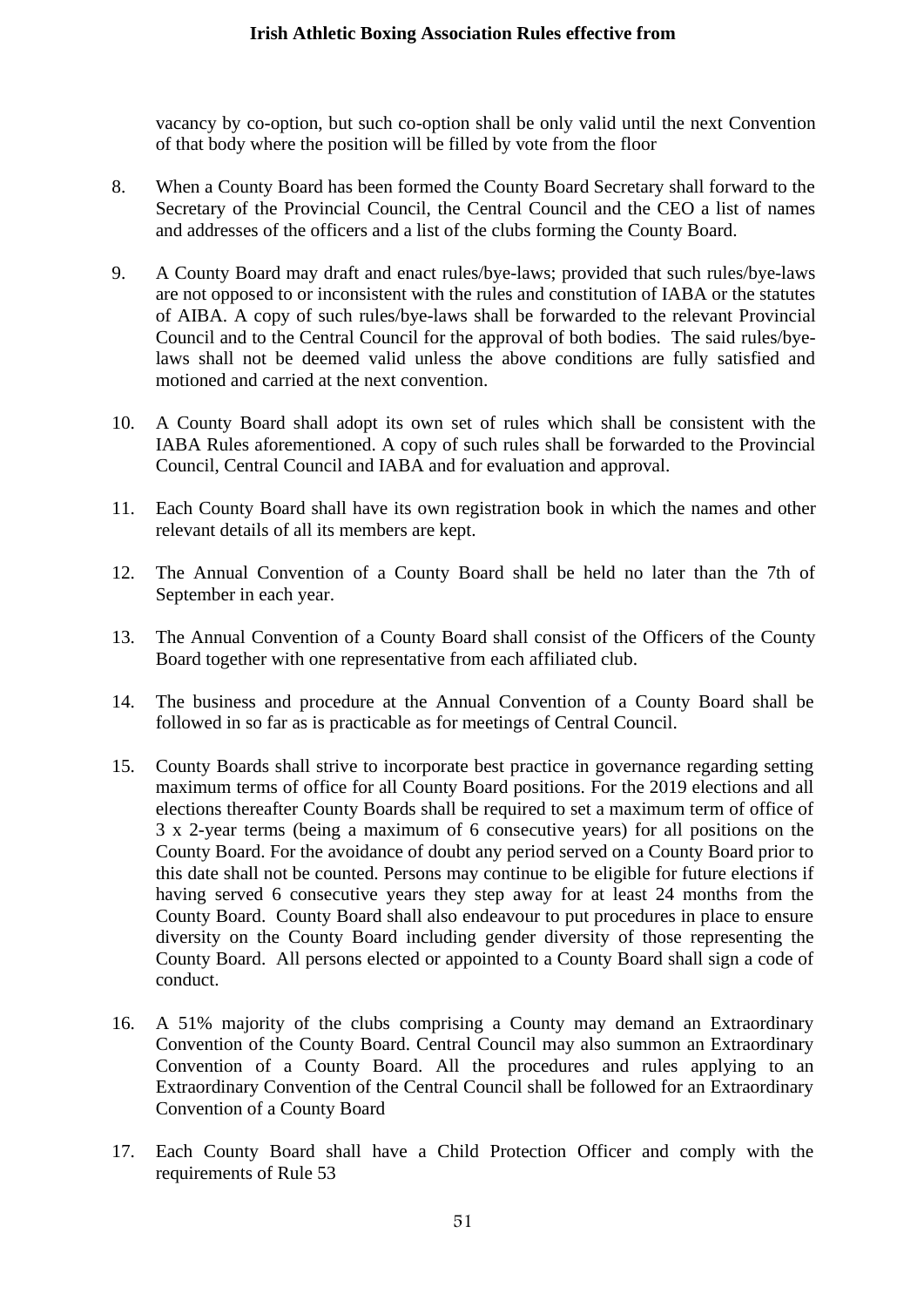vacancy by co-option, but such co-option shall be only valid until the next Convention of that body where the position will be filled by vote from the floor

8. When a County Board has been formed the County Board Secretary shall forward to the Secretary of the Provincial Council, the Central Council and the CEO a list of names and addresses of the officers and a list of the clubs forming the County Board.

9. A County Board may draft and enact rules/bye-laws; provided that such rules/bye-laws are not opposed to or inconsistent with the rules and constitution of IABA or the statutes of AIBA. A copy of such rules/bye-laws shall be forwarded to the relevant Provincial Council and to the Central Council for the approval of both bodies. The said rules/bye-laws shall not be deemed valid unless the above conditions are fully satisfied and motioned and carried at the next convention.

10. A County Board shall adopt its own set of rules which shall be consistent with the IABA Rules aforementioned. A copy of such rules shall be forwarded to the Provincial Council, Central Council and IABA and for evaluation and approval.

11. Each County Board shall have its own registration book in which the names and other relevant details of all its members are kept.

12. The Annual Convention of a County Board shall be held no later than the 7th of September in each year.

13. The Annual Convention of a County Board shall consist of the Officers of the County Board together with one representative from each affiliated club.

14. The business and procedure at the Annual Convention of a County Board shall be followed in so far as is practicable as for meetings of Central Council.

15. County Boards shall strive to incorporate best practice in governance regarding setting maximum terms of office for all County Board positions. For the 2019 elections and all elections thereafter County Boards shall be required to set a maximum term of office of 3 x 2-year terms (being a maximum of 6 consecutive years) for all positions on the County Board. For the avoidance of doubt any period served on a County Board prior to this date shall not be counted. Persons may continue to be eligible for future elections if having served 6 consecutive years they step away for at least 24 months from the County Board. County Board shall also endeavour to put procedures in place to ensure diversity on the County Board including gender diversity of those representing the County Board. All persons elected or appointed to a County Board shall sign a code of conduct.

16. A 51% majority of the clubs comprising a County may demand an Extraordinary Convention of the County Board. Central Council may also summon an Extraordinary Convention of a County Board. All the procedures and rules applying to an Extraordinary Convention of the Central Council shall be followed for an Extraordinary Convention of a County Board

17. Each County Board shall have a Child Protection Officer and comply with the requirements of Rule 53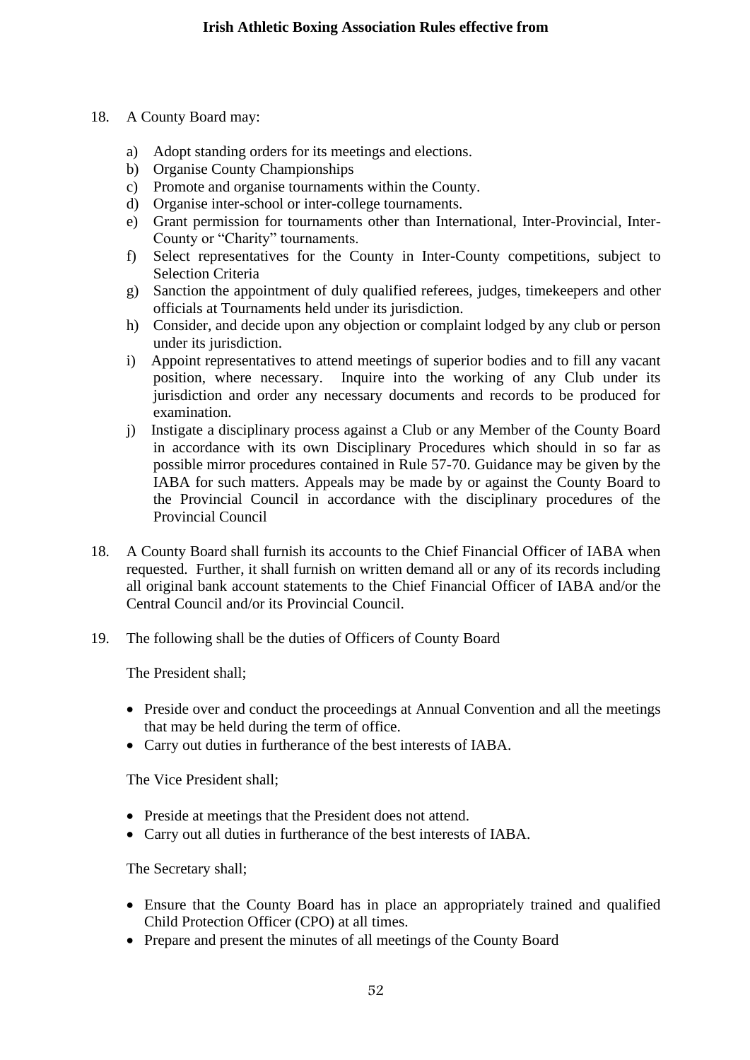18. A County Board may:

    a) Adopt standing orders for its meetings and elections.
    b) Organise County Championships
    c) Promote and organise tournaments within the County.
    d) Organise inter-school or inter-college tournaments.
    e) Grant permission for tournaments other than International, Inter-Provincial, Inter-County or "Charity" tournaments.
    f) Select representatives for the County in Inter-County competitions, subject to Selection Criteria
    g) Sanction the appointment of duly qualified referees, judges, timekeepers and other officials at Tournaments held under its jurisdiction.
    h) Consider, and decide upon any objection or complaint lodged by any club or person under its jurisdiction.
    i) Appoint representatives to attend meetings of superior bodies and to fill any vacant position, where necessary. Inquire into the working of any Club under its jurisdiction and order any necessary documents and records to be produced for examination.
    j) Instigate a disciplinary process against a Club or any Member of the County Board in accordance with its own Disciplinary Procedures which should in so far as possible mirror procedures contained in Rule 57-70. Guidance may be given by the IABA for such matters. Appeals may be made by or against the County Board to the Provincial Council in accordance with the disciplinary procedures of the Provincial Council

18. A County Board shall furnish its accounts to the Chief Financial Officer of IABA when requested. Further, it shall furnish on written demand all or any of its records including all original bank account statements to the Chief Financial Officer of IABA and/or the Central Council and/or its Provincial Council.

19. The following shall be the duties of Officers of County Board

    The President shall;

    - Preside over and conduct the proceedings at Annual Convention and all the meetings that may be held during the term of office.
    - Carry out duties in furtherance of the best interests of IABA.

    The Vice President shall;

    - Preside at meetings that the President does not attend.
    - Carry out all duties in furtherance of the best interests of IABA.

    The Secretary shall;

    - Ensure that the County Board has in place an appropriately trained and qualified Child Protection Officer (CPO) at all times.
    - Prepare and present the minutes of all meetings of the County Board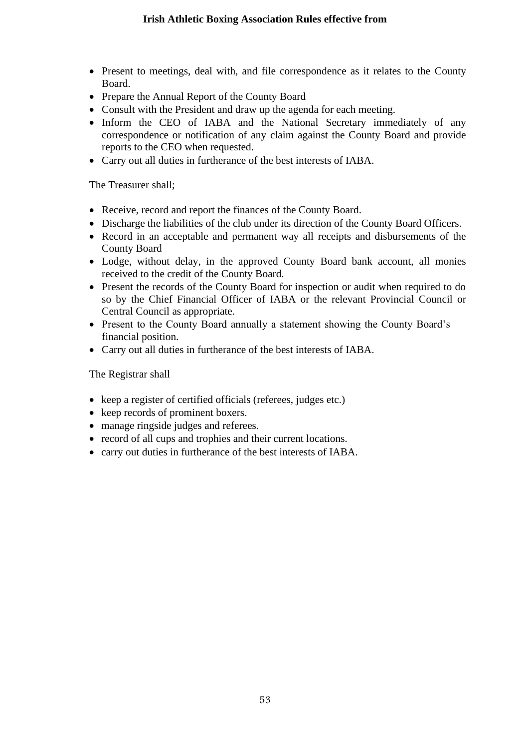- Present to meetings, deal with, and file correspondence as it relates to the County Board.
- Prepare the Annual Report of the County Board
- Consult with the President and draw up the agenda for each meeting.
- Inform the CEO of IABA and the National Secretary immediately of any correspondence or notification of any claim against the County Board and provide reports to the CEO when requested.
- Carry out all duties in furtherance of the best interests of IABA.

The Treasurer shall;

- Receive, record and report the finances of the County Board.
- Discharge the liabilities of the club under its direction of the County Board Officers.
- Record in an acceptable and permanent way all receipts and disbursements of the County Board
- Lodge, without delay, in the approved County Board bank account, all monies received to the credit of the County Board.
- Present the records of the County Board for inspection or audit when required to do so by the Chief Financial Officer of IABA or the relevant Provincial Council or Central Council as appropriate.
- Present to the County Board annually a statement showing the County Board's financial position.
- Carry out all duties in furtherance of the best interests of IABA.

The Registrar shall

- keep a register of certified officials (referees, judges etc.)
- keep records of prominent boxers.
- manage ringside judges and referees.
- record of all cups and trophies and their current locations.
- carry out duties in furtherance of the best interests of IABA.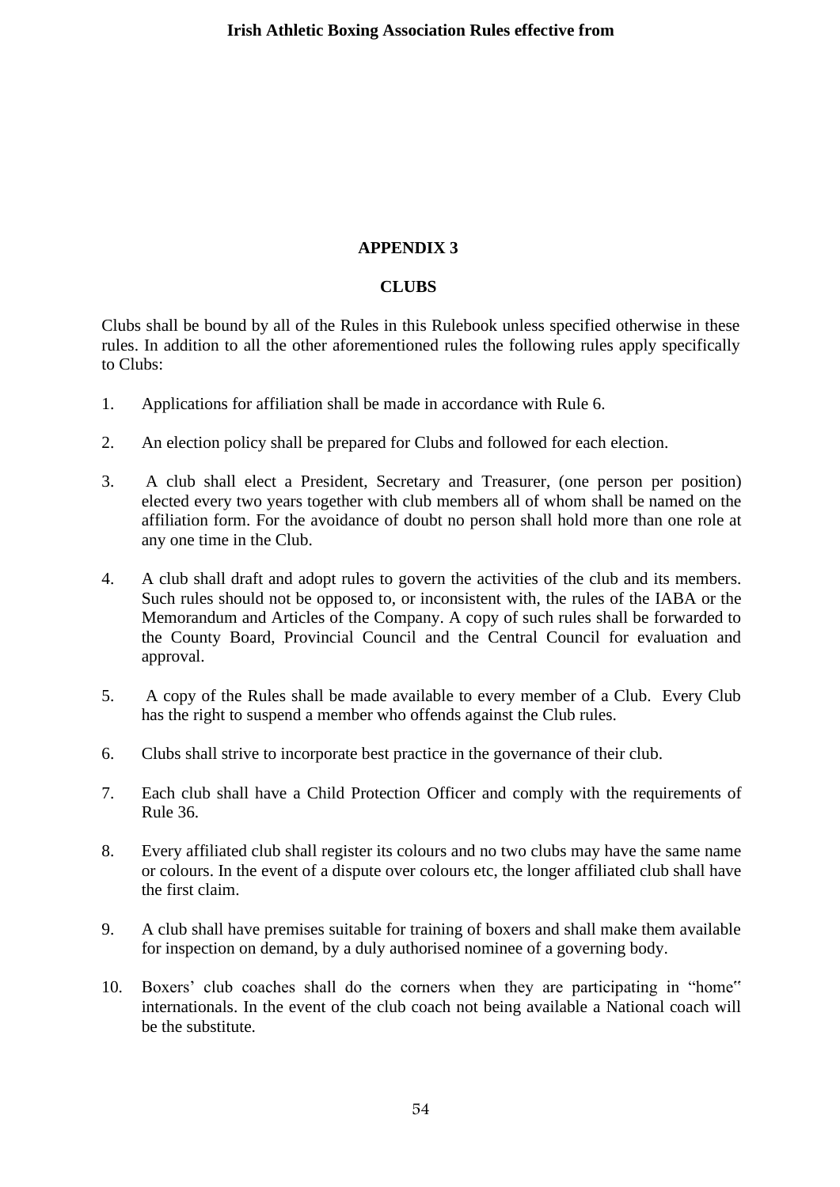## APPENDIX 3

## CLUBS

Clubs shall be bound by all of the Rules in this Rulebook unless specified otherwise in these rules. In addition to all the other aforementioned rules the following rules apply specifically to Clubs:

1. Applications for affiliation shall be made in accordance with Rule 6.

2. An election policy shall be prepared for Clubs and followed for each election.

3. A club shall elect a President, Secretary and Treasurer, (one person per position) elected every two years together with club members all of whom shall be named on the affiliation form. For the avoidance of doubt no person shall hold more than one role at any one time in the Club.

4. A club shall draft and adopt rules to govern the activities of the club and its members. Such rules should not be opposed to, or inconsistent with, the rules of the IABA or the Memorandum and Articles of the Company. A copy of such rules shall be forwarded to the County Board, Provincial Council and the Central Council for evaluation and approval.

5. A copy of the Rules shall be made available to every member of a Club. Every Club has the right to suspend a member who offends against the Club rules.

6. Clubs shall strive to incorporate best practice in the governance of their club.

7. Each club shall have a Child Protection Officer and comply with the requirements of Rule 36.

8. Every affiliated club shall register its colours and no two clubs may have the same name or colours. In the event of a dispute over colours etc, the longer affiliated club shall have the first claim.

9. A club shall have premises suitable for training of boxers and shall make them available for inspection on demand, by a duly authorised nominee of a governing body.

10. Boxers' club coaches shall do the corners when they are participating in "home" internationals. In the event of the club coach not being available a National coach will be the substitute.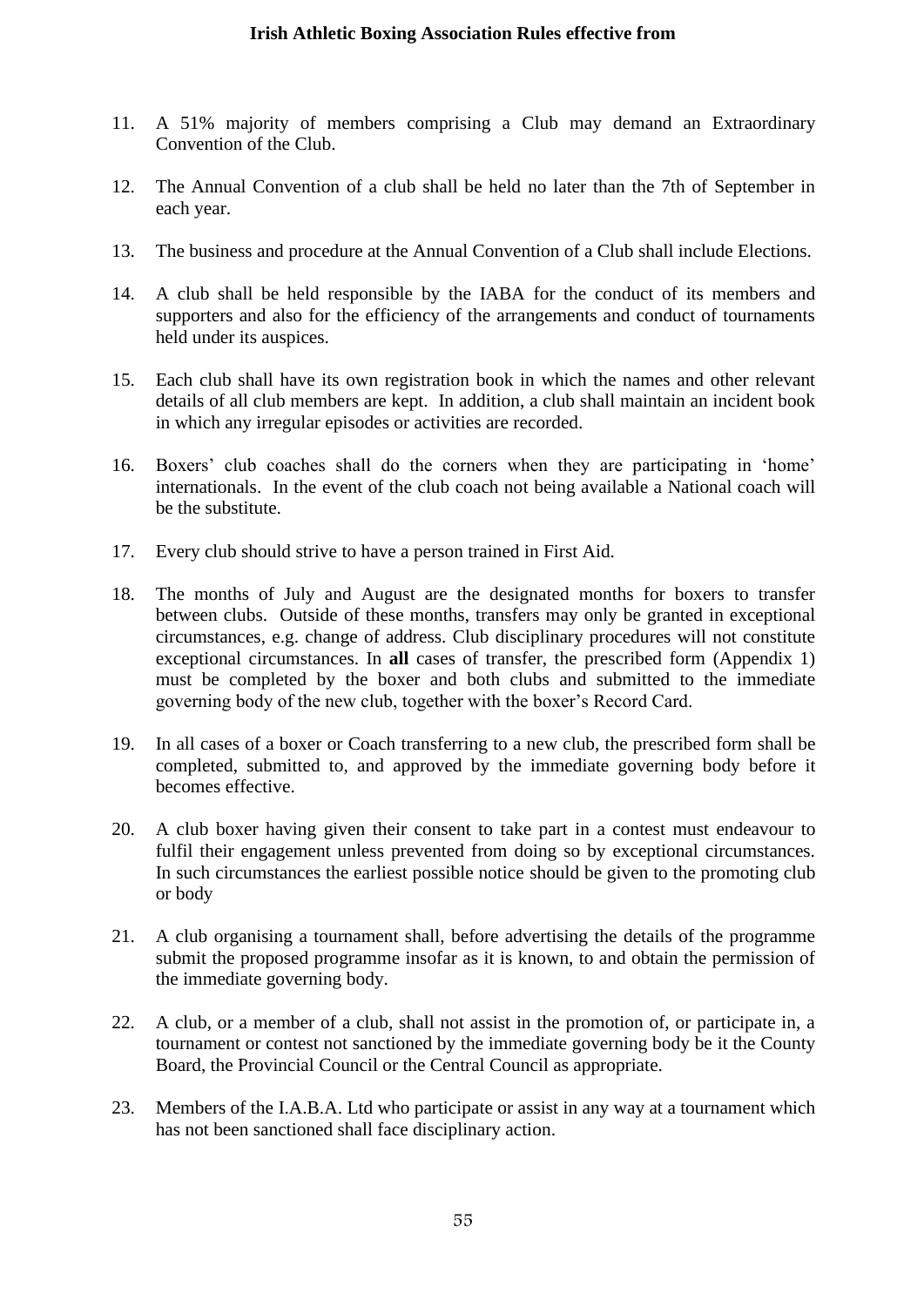11. A 51% majority of members comprising a Club may demand an Extraordinary Convention of the Club.

12. The Annual Convention of a club shall be held no later than the 7th of September in each year.

13. The business and procedure at the Annual Convention of a Club shall include Elections.

14. A club shall be held responsible by the IABA for the conduct of its members and supporters and also for the efficiency of the arrangements and conduct of tournaments held under its auspices.

15. Each club shall have its own registration book in which the names and other relevant details of all club members are kept. In addition, a club shall maintain an incident book in which any irregular episodes or activities are recorded.

16. Boxers' club coaches shall do the corners when they are participating in 'home' internationals. In the event of the club coach not being available a National coach will be the substitute.

17. Every club should strive to have a person trained in First Aid.

18. The months of July and August are the designated months for boxers to transfer between clubs. Outside of these months, transfers may only be granted in exceptional circumstances, e.g. change of address. Club disciplinary procedures will not constitute exceptional circumstances. In **all** cases of transfer, the prescribed form (Appendix 1) must be completed by the boxer and both clubs and submitted to the immediate governing body of the new club, together with the boxer's Record Card.

19. In all cases of a boxer or Coach transferring to a new club, the prescribed form shall be completed, submitted to, and approved by the immediate governing body before it becomes effective.

20. A club boxer having given their consent to take part in a contest must endeavour to fulfil their engagement unless prevented from doing so by exceptional circumstances. In such circumstances the earliest possible notice should be given to the promoting club or body

21. A club organising a tournament shall, before advertising the details of the programme submit the proposed programme insofar as it is known, to and obtain the permission of the immediate governing body.

22. A club, or a member of a club, shall not assist in the promotion of, or participate in, a tournament or contest not sanctioned by the immediate governing body be it the County Board, the Provincial Council or the Central Council as appropriate.

23. Members of the I.A.B.A. Ltd who participate or assist in any way at a tournament which has not been sanctioned shall face disciplinary action.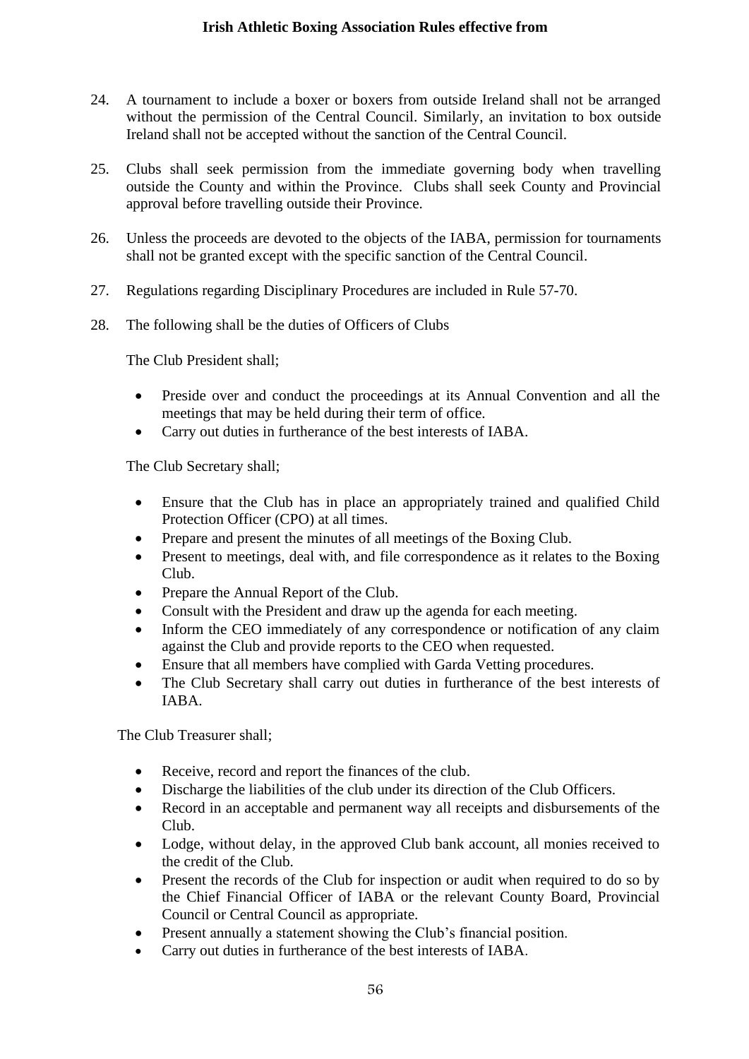24. A tournament to include a boxer or boxers from outside Ireland shall not be arranged without the permission of the Central Council. Similarly, an invitation to box outside Ireland shall not be accepted without the sanction of the Central Council.

25. Clubs shall seek permission from the immediate governing body when travelling outside the County and within the Province. Clubs shall seek County and Provincial approval before travelling outside their Province.

26. Unless the proceeds are devoted to the objects of the IABA, permission for tournaments shall not be granted except with the specific sanction of the Central Council.

27. Regulations regarding Disciplinary Procedures are included in Rule 57-70.

28. The following shall be the duties of Officers of Clubs

    The Club President shall;

    - Preside over and conduct the proceedings at its Annual Convention and all the meetings that may be held during their term of office.
    - Carry out duties in furtherance of the best interests of IABA.

    The Club Secretary shall;

    - Ensure that the Club has in place an appropriately trained and qualified Child Protection Officer (CPO) at all times.
    - Prepare and present the minutes of all meetings of the Boxing Club.
    - Present to meetings, deal with, and file correspondence as it relates to the Boxing Club.
    - Prepare the Annual Report of the Club.
    - Consult with the President and draw up the agenda for each meeting.
    - Inform the CEO immediately of any correspondence or notification of any claim against the Club and provide reports to the CEO when requested.
    - Ensure that all members have complied with Garda Vetting procedures.
    - The Club Secretary shall carry out duties in furtherance of the best interests of IABA.

    The Club Treasurer shall;

    - Receive, record and report the finances of the club.
    - Discharge the liabilities of the club under its direction of the Club Officers.
    - Record in an acceptable and permanent way all receipts and disbursements of the Club.
    - Lodge, without delay, in the approved Club bank account, all monies received to the credit of the Club.
    - Present the records of the Club for inspection or audit when required to do so by the Chief Financial Officer of IABA or the relevant County Board, Provincial Council or Central Council as appropriate.
    - Present annually a statement showing the Club's financial position.
    - Carry out duties in furtherance of the best interests of IABA.